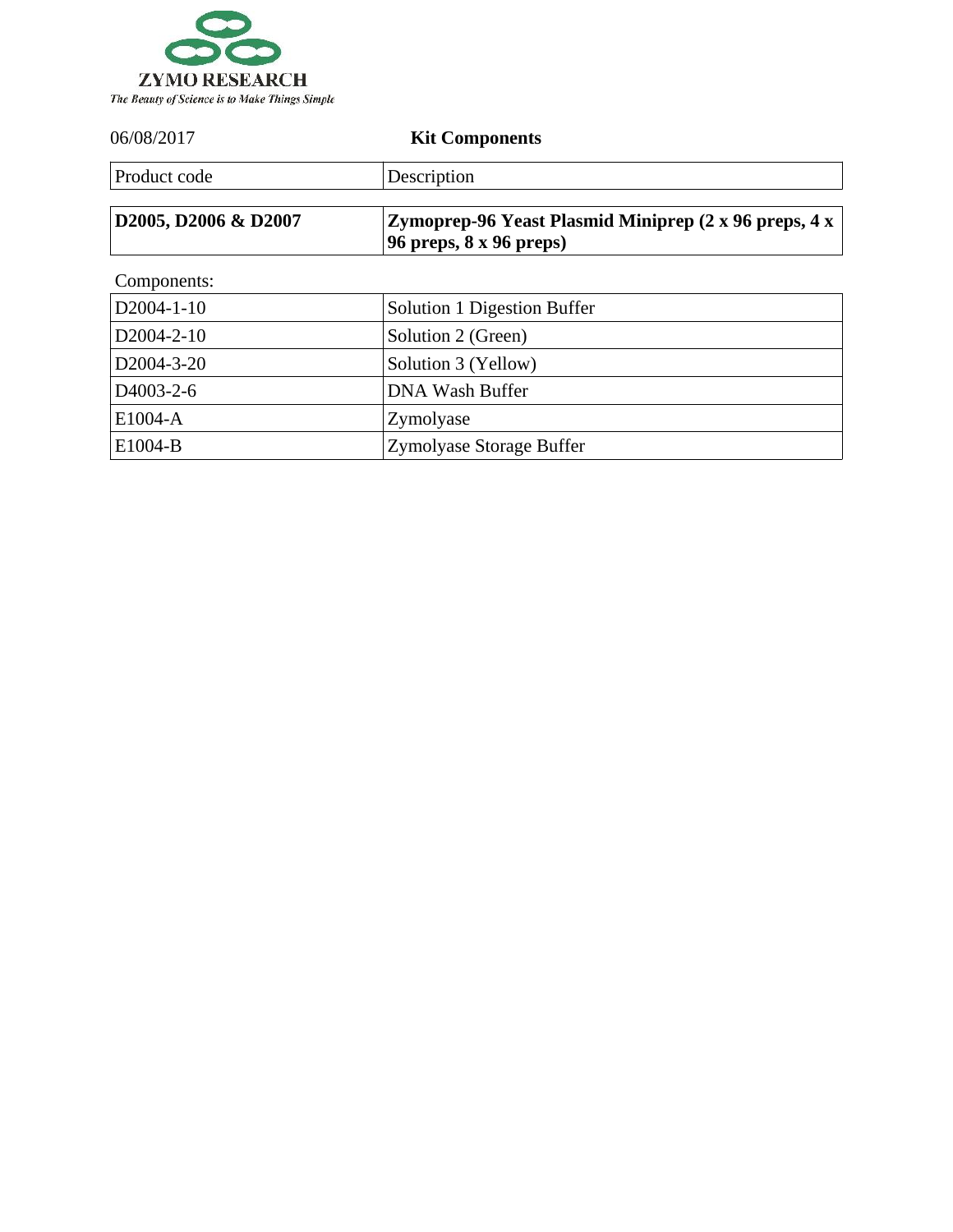ZYMO RESEARCH

*The Beauty of Science is to Make Things Simple*

06/08/2017

## Kit Components

| Product code | Description |
|---|---|
| **D2005, D2006 & D2007** | **Zymoprep-96 Yeast Plasmid Miniprep (2 x 96 preps, 4 x 96 preps, 8 x 96 preps)** |

Components:

| Product code | Description |
|---|---|
| D2004-1-10 | Solution 1 Digestion Buffer |
| D2004-2-10 | Solution 2 (Green) |
| D2004-3-20 | Solution 3 (Yellow) |
| D4003-2-6 | DNA Wash Buffer |
| E1004-A | Zymolyase |
| E1004-B | Zymolyase Storage Buffer |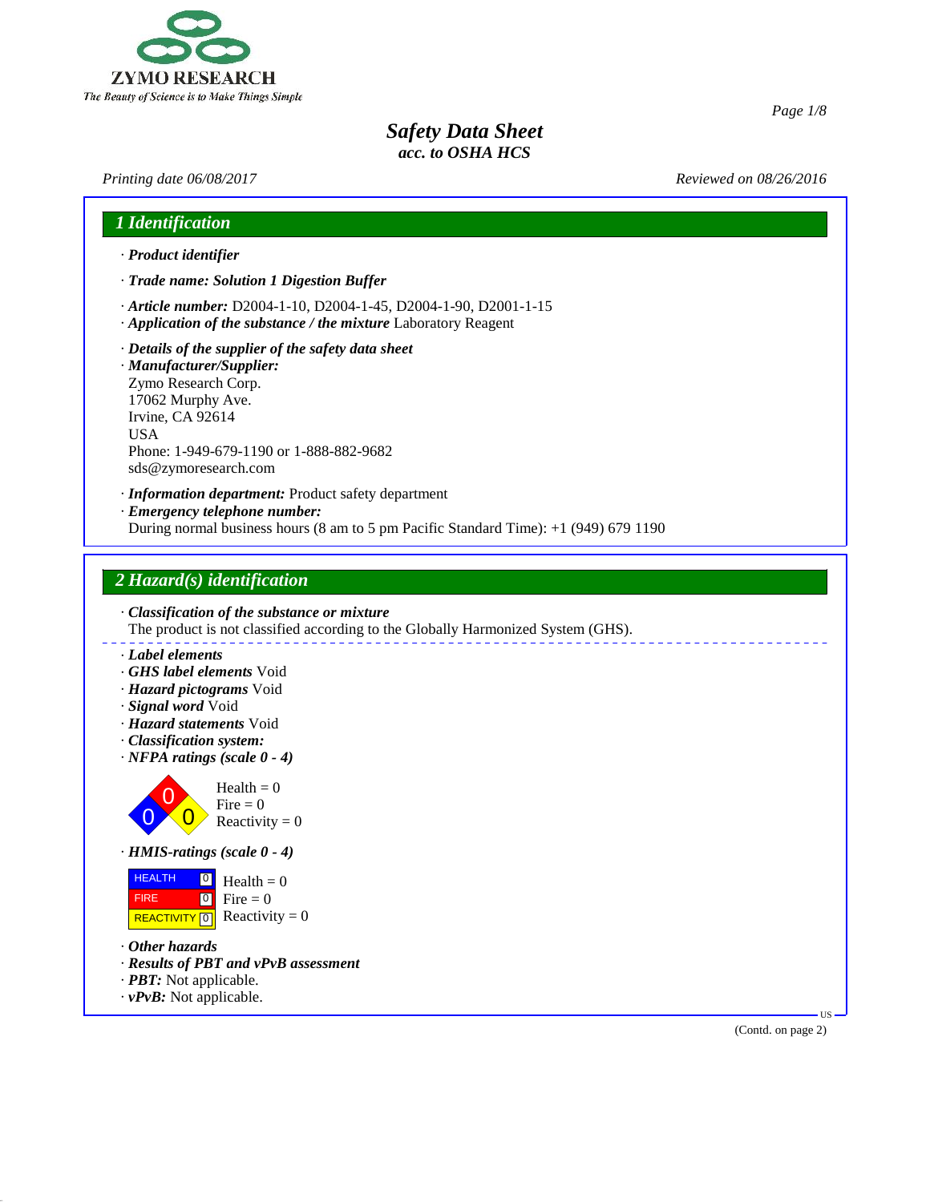ZYMO RESEARCH
*The Beauty of Science is to Make Things Simple*

# *Safety Data Sheet*
## *acc. to OSHA HCS*

*Printing date 06/08/2017* *Reviewed on 08/26/2016*

## 1 Identification

· ***Product identifier***

· ***Trade name: Solution 1 Digestion Buffer***

· ***Article number:*** D2004-1-10, D2004-1-45, D2004-1-90, D2001-1-15
· ***Application of the substance / the mixture*** Laboratory Reagent

· ***Details of the supplier of the safety data sheet***
· ***Manufacturer/Supplier:***
Zymo Research Corp.
17062 Murphy Ave.
Irvine, CA 92614
USA
Phone: 1-949-679-1190 or 1-888-882-9682
sds@zymoresearch.com

· ***Information department:*** Product safety department
· ***Emergency telephone number:***
During normal business hours (8 am to 5 pm Pacific Standard Time): +1 (949) 679 1190

## 2 Hazard(s) identification

· ***Classification of the substance or mixture***
The product is not classified according to the Globally Harmonized System (GHS).

· ***Label elements***
· ***GHS label elements*** Void
· ***Hazard pictograms*** Void
· ***Signal word*** Void
· ***Hazard statements*** Void
· ***Classification system:***
· ***NFPA ratings (scale 0 - 4)***

Health = 0
Fire = 0
Reactivity = 0

· ***HMIS-ratings (scale 0 - 4)***

| | | |
|---|---|---|
| HEALTH | 0 | Health = 0 |
| FIRE | 0 | Fire = 0 |
| REACTIVITY | 0 | Reactivity = 0 |

· ***Other hazards***
· ***Results of PBT and vPvB assessment***
· ***PBT:*** Not applicable.
· ***vPvB:*** Not applicable.

(Contd. on page 2)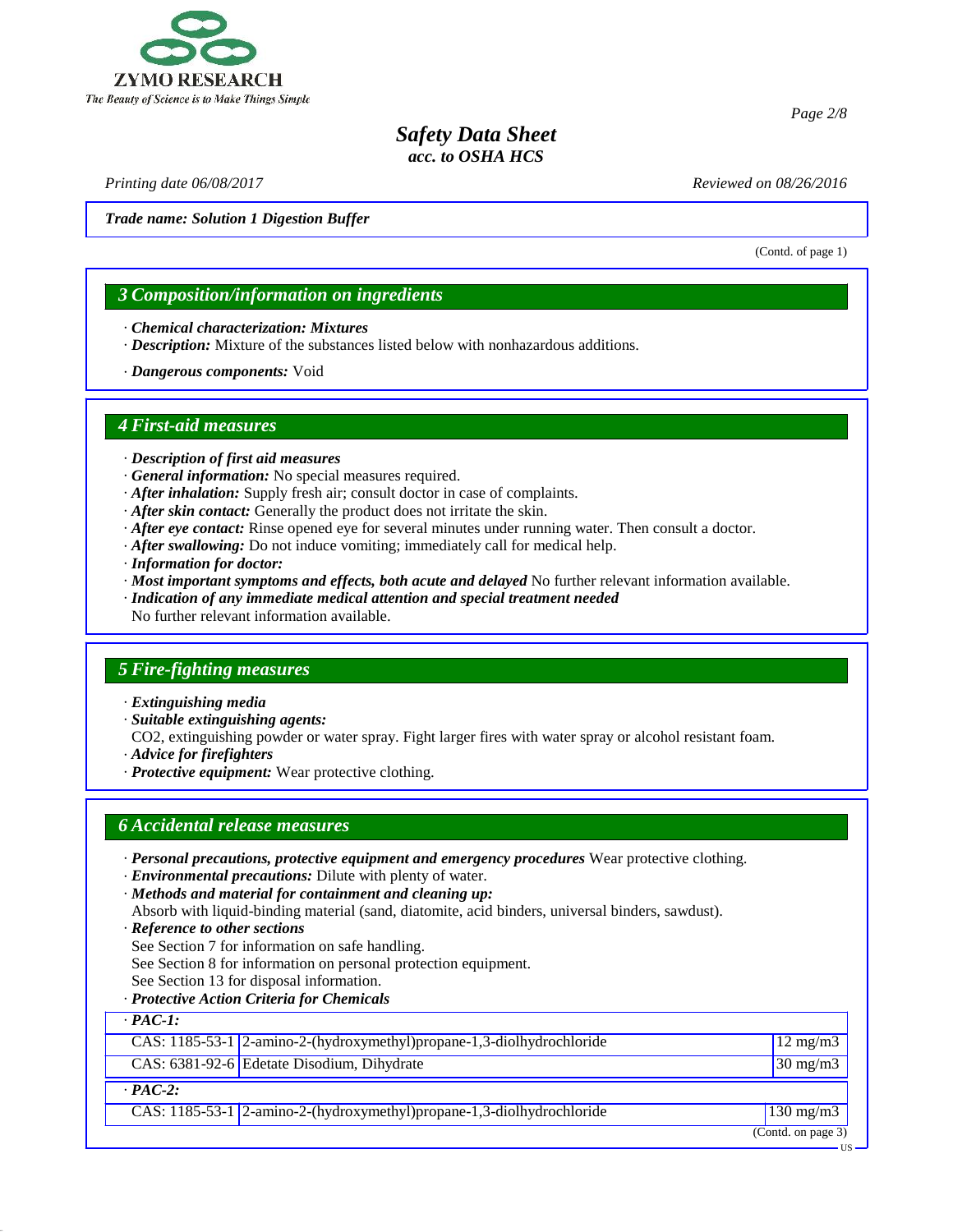*Safety Data Sheet*
*acc. to OSHA HCS*

*Printing date 06/08/2017* *Reviewed on 08/26/2016*

***Trade name: Solution 1 Digestion Buffer***

(Contd. of page 1)

## *3 Composition/information on ingredients*

· ***Chemical characterization: Mixtures***
· ***Description:*** Mixture of the substances listed below with nonhazardous additions.

· ***Dangerous components:*** Void

## *4 First-aid measures*

· ***Description of first aid measures***
· ***General information:*** No special measures required.
· ***After inhalation:*** Supply fresh air; consult doctor in case of complaints.
· ***After skin contact:*** Generally the product does not irritate the skin.
· ***After eye contact:*** Rinse opened eye for several minutes under running water. Then consult a doctor.
· ***After swallowing:*** Do not induce vomiting; immediately call for medical help.
· ***Information for doctor:***
· ***Most important symptoms and effects, both acute and delayed*** No further relevant information available.
· ***Indication of any immediate medical attention and special treatment needed***
No further relevant information available.

## *5 Fire-fighting measures*

· ***Extinguishing media***
· ***Suitable extinguishing agents:***
$CO_2$, extinguishing powder or water spray. Fight larger fires with water spray or alcohol resistant foam.
· ***Advice for firefighters***
· ***Protective equipment:*** Wear protective clothing.

## *6 Accidental release measures*

· ***Personal precautions, protective equipment and emergency procedures*** Wear protective clothing.
· ***Environmental precautions:*** Dilute with plenty of water.
· ***Methods and material for containment and cleaning up:***
Absorb with liquid-binding material (sand, diatomite, acid binders, universal binders, sawdust).
· ***Reference to other sections***
See Section 7 for information on safe handling.
See Section 8 for information on personal protection equipment.
See Section 13 for disposal information.
· ***Protective Action Criteria for Chemicals***

| · ***PAC-1:*** | | |
|---|---|---|
| CAS: 1185-53-1 | 2-amino-2-(hydroxymethyl)propane-1,3-diolhydrochloride | 12 mg/m3 |
| CAS: 6381-92-6 | Edetate Disodium, Dihydrate | 30 mg/m3 |
| · ***PAC-2:*** | | |
| CAS: 1185-53-1 | 2-amino-2-(hydroxymethyl)propane-1,3-diolhydrochloride | 130 mg/m3 |

(Contd. on page 3)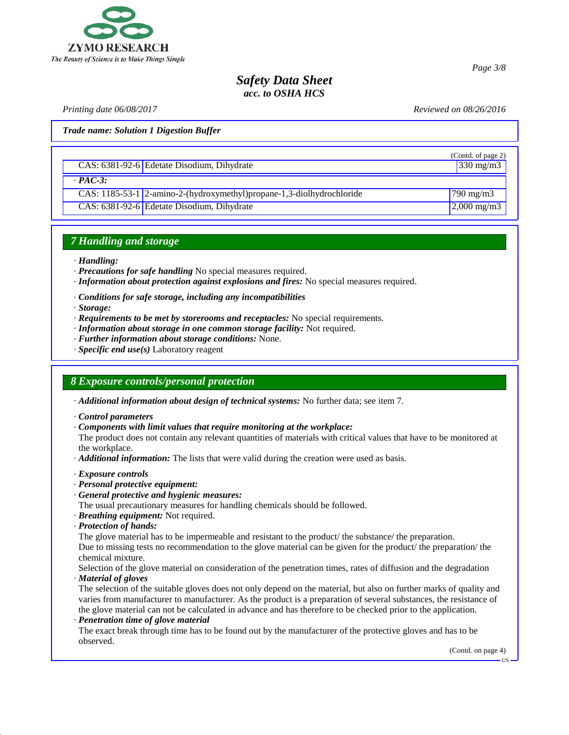Trade name: Solution 1 Digestion Buffer

(Contd. of page 2)

| | | |
|---|---|---|
| CAS: 6381-92-6 | Edetate Disodium, Dihydrate | 330 mg/m3 |
| · **PAC-3:** | | |
| CAS: 1185-53-1 | 2-amino-2-(hydroxymethyl)propane-1,3-diolhydrochloride | 790 mg/m3 |
| CAS: 6381-92-6 | Edetate Disodium, Dihydrate | 2,000 mg/m3 |

## 7 Handling and storage

· ***Handling:***
· ***Precautions for safe handling*** No special measures required.
· ***Information about protection against explosions and fires:*** No special measures required.

· ***Conditions for safe storage, including any incompatibilities***
· ***Storage:***
· ***Requirements to be met by storerooms and receptacles:*** No special requirements.
· ***Information about storage in one common storage facility:*** Not required.
· ***Further information about storage conditions:*** None.
· ***Specific end use(s)*** Laboratory reagent

## 8 Exposure controls/personal protection

· ***Additional information about design of technical systems:*** No further data; see item 7.

· ***Control parameters***
· ***Components with limit values that require monitoring at the workplace:***
The product does not contain any relevant quantities of materials with critical values that have to be monitored at the workplace.
· ***Additional information:*** The lists that were valid during the creation were used as basis.

· ***Exposure controls***
· ***Personal protective equipment:***
· ***General protective and hygienic measures:***
The usual precautionary measures for handling chemicals should be followed.
· ***Breathing equipment:*** Not required.
· ***Protection of hands:***
The glove material has to be impermeable and resistant to the product/ the substance/ the preparation.
Due to missing tests no recommendation to the glove material can be given for the product/ the preparation/ the chemical mixture.
Selection of the glove material on consideration of the penetration times, rates of diffusion and the degradation
· ***Material of gloves***
The selection of the suitable gloves does not only depend on the material, but also on further marks of quality and varies from manufacturer to manufacturer. As the product is a preparation of several substances, the resistance of the glove material can not be calculated in advance and has therefore to be checked prior to the application.
· ***Penetration time of glove material***
The exact break through time has to be found out by the manufacturer of the protective gloves and has to be observed.

(Contd. on page 4)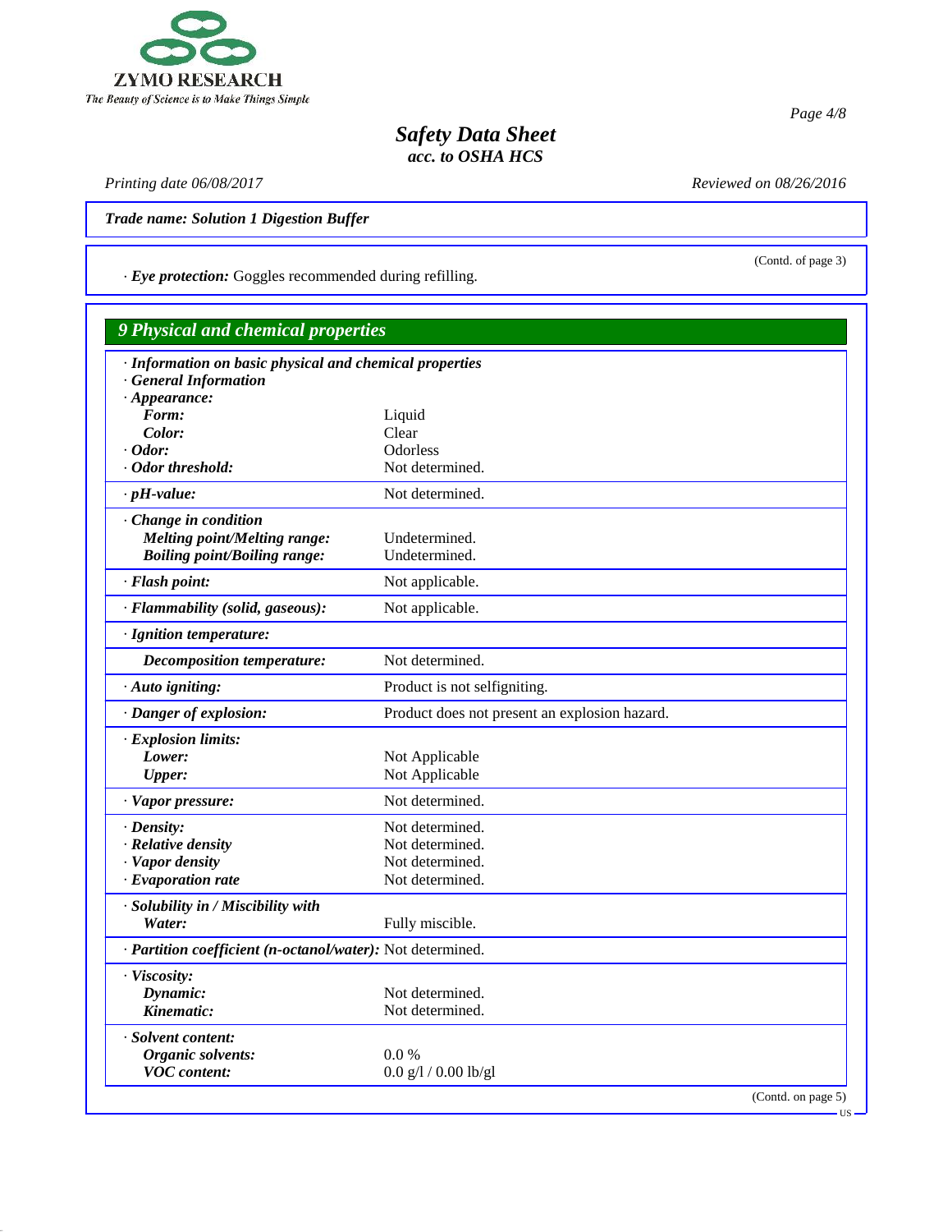**Trade name: Solution 1 Digestion Buffer**

(Contd. of page 3)

· ***Eye protection:*** Goggles recommended during refilling.

## 9 Physical and chemical properties

| Property | Value |
|---|---|
| · ***Information on basic physical and chemical properties*** | |
| · ***General Information*** | |
| · ***Appearance:*** | |
| ***Form:*** | Liquid |
| ***Color:*** | Clear |
| · ***Odor:*** | Odorless |
| · ***Odor threshold:*** | Not determined. |
| · ***pH-value:*** | Not determined. |
| · ***Change in condition*** | |
| ***Melting point/Melting range:*** | Undetermined. |
| ***Boiling point/Boiling range:*** | Undetermined. |
| · ***Flash point:*** | Not applicable. |
| · ***Flammability (solid, gaseous):*** | Not applicable. |
| · ***Ignition temperature:*** | |
| ***Decomposition temperature:*** | Not determined. |
| · ***Auto igniting:*** | Product is not selfigniting. |
| · ***Danger of explosion:*** | Product does not present an explosion hazard. |
| · ***Explosion limits:*** | |
| ***Lower:*** | Not Applicable |
| ***Upper:*** | Not Applicable |
| · ***Vapor pressure:*** | Not determined. |
| · ***Density:*** | Not determined. |
| · ***Relative density*** | Not determined. |
| · ***Vapor density*** | Not determined. |
| · ***Evaporation rate*** | Not determined. |
| · ***Solubility in / Miscibility with*** | |
| ***Water:*** | Fully miscible. |
| · ***Partition coefficient (n-octanol/water):*** | Not determined. |
| · ***Viscosity:*** | |
| ***Dynamic:*** | Not determined. |
| ***Kinematic:*** | Not determined. |
| · ***Solvent content:*** | |
| ***Organic solvents:*** | 0.0 % |
| ***VOC content:*** | 0.0 g/l / 0.00 lb/gl |

(Contd. on page 5)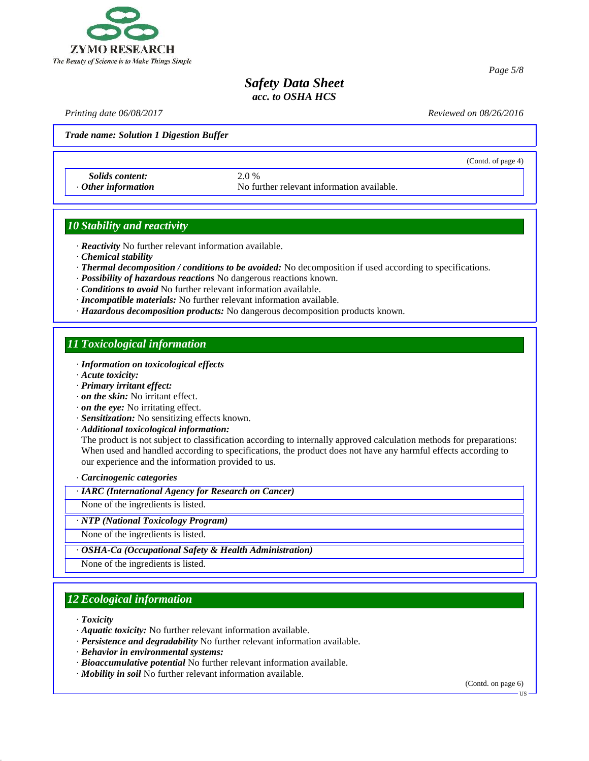**Trade name: Solution 1 Digestion Buffer**

(Contd. of page 4)

| | |
|---|---|
| ***Solids content:*** | 2.0 % |
| · ***Other information*** | No further relevant information available. |

## 10 Stability and reactivity

· ***Reactivity*** No further relevant information available.
· ***Chemical stability***
· ***Thermal decomposition / conditions to be avoided:*** No decomposition if used according to specifications.
· ***Possibility of hazardous reactions*** No dangerous reactions known.
· ***Conditions to avoid*** No further relevant information available.
· ***Incompatible materials:*** No further relevant information available.
· ***Hazardous decomposition products:*** No dangerous decomposition products known.

## 11 Toxicological information

· ***Information on toxicological effects***
· ***Acute toxicity:***
· ***Primary irritant effect:***
· ***on the skin:*** No irritant effect.
· ***on the eye:*** No irritating effect.
· ***Sensitization:*** No sensitizing effects known.
· ***Additional toxicological information:***
The product is not subject to classification according to internally approved calculation methods for preparations:
When used and handled according to specifications, the product does not have any harmful effects according to our experience and the information provided to us.

· ***Carcinogenic categories***

· ***IARC (International Agency for Research on Cancer)***

None of the ingredients is listed.

· ***NTP (National Toxicology Program)***

None of the ingredients is listed.

· ***OSHA-Ca (Occupational Safety & Health Administration)***

None of the ingredients is listed.

## 12 Ecological information

· ***Toxicity***
· ***Aquatic toxicity:*** No further relevant information available.
· ***Persistence and degradability*** No further relevant information available.
· ***Behavior in environmental systems:***
· ***Bioaccumulative potential*** No further relevant information available.
· ***Mobility in soil*** No further relevant information available.

(Contd. on page 6)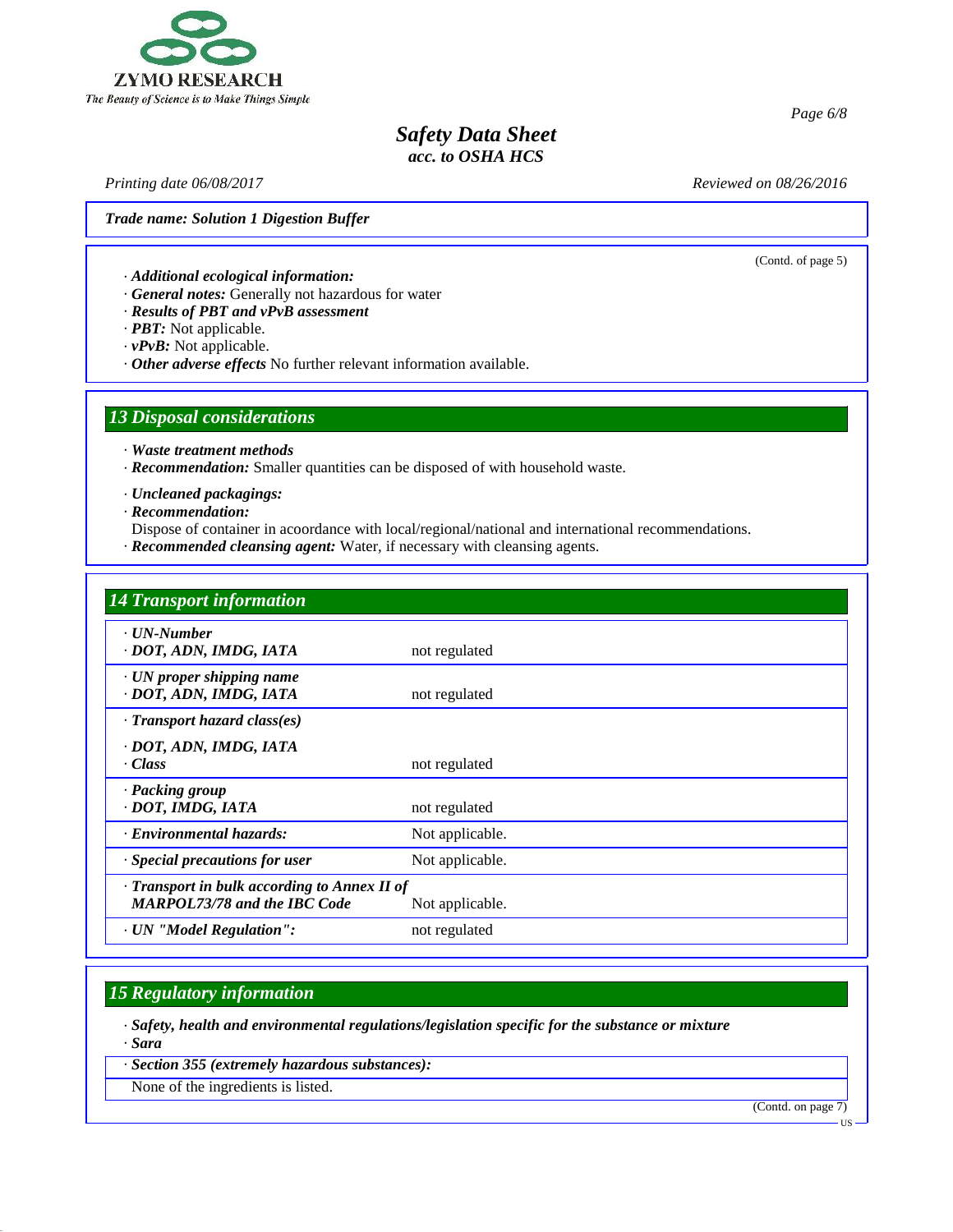**Trade name: Solution 1 Digestion Buffer**

(Contd. of page 5)

· **Additional ecological information:**
· **General notes:** Generally not hazardous for water
· **Results of PBT and vPvB assessment**
· **PBT:** Not applicable.
· **vPvB:** Not applicable.
· **Other adverse effects** No further relevant information available.

## 13 Disposal considerations

· **Waste treatment methods**
· **Recommendation:** Smaller quantities can be disposed of with household waste.

· **Uncleaned packagings:**
· **Recommendation:**
Dispose of container in acoordance with local/regional/national and international recommendations.
· **Recommended cleansing agent:** Water, if necessary with cleansing agents.

## 14 Transport information

| | |
|---|---|
| · **UN-Number**<br>· **DOT, ADN, IMDG, IATA** | not regulated |
| · **UN proper shipping name**<br>· **DOT, ADN, IMDG, IATA** | not regulated |
| · **Transport hazard class(es)**<br>· **DOT, ADN, IMDG, IATA**<br>· **Class** | not regulated |
| · **Packing group**<br>· **DOT, IMDG, IATA** | not regulated |
| · **Environmental hazards:** | Not applicable. |
| · **Special precautions for user** | Not applicable. |
| · **Transport in bulk according to Annex II of MARPOL73/78 and the IBC Code** | Not applicable. |
| · **UN "Model Regulation":** | not regulated |

## 15 Regulatory information

· **Safety, health and environmental regulations/legislation specific for the substance or mixture**
· **Sara**

· **Section 355 (extremely hazardous substances):**
None of the ingredients is listed.

(Contd. on page 7)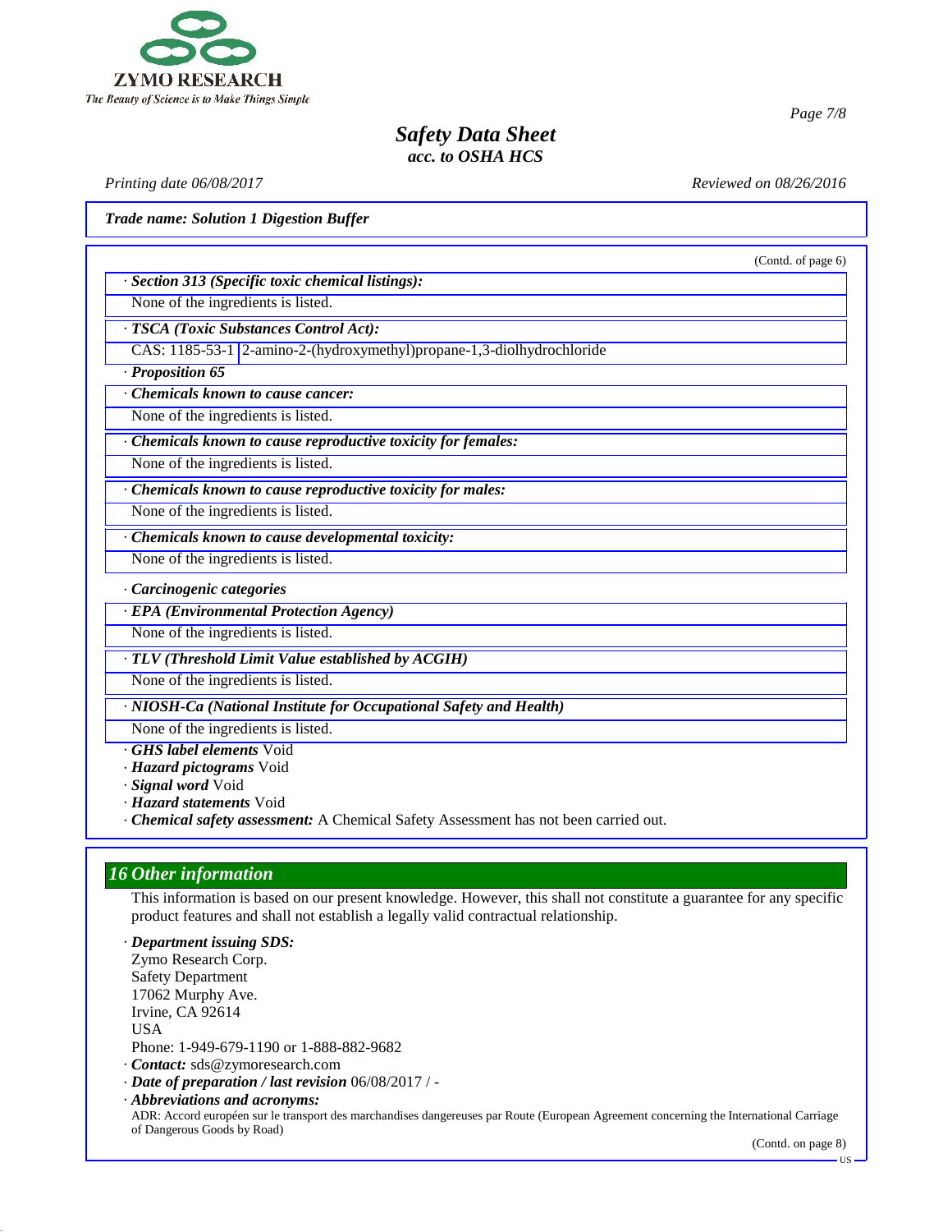**Trade name: Solution 1 Digestion Buffer**

(Contd. of page 6)

· ***Section 313 (Specific toxic chemical listings):***

None of the ingredients is listed.

· ***TSCA (Toxic Substances Control Act):***

| CAS: 1185-53-1 | 2-amino-2-(hydroxymethyl)propane-1,3-diolhydrochloride |
|---|---|

· ***Proposition 65***

· ***Chemicals known to cause cancer:***

None of the ingredients is listed.

· ***Chemicals known to cause reproductive toxicity for females:***

None of the ingredients is listed.

· ***Chemicals known to cause reproductive toxicity for males:***

None of the ingredients is listed.

· ***Chemicals known to cause developmental toxicity:***

None of the ingredients is listed.

· ***Carcinogenic categories***

· ***EPA (Environmental Protection Agency)***

None of the ingredients is listed.

· ***TLV (Threshold Limit Value established by ACGIH)***

None of the ingredients is listed.

· ***NIOSH-Ca (National Institute for Occupational Safety and Health)***

None of the ingredients is listed.

· ***GHS label elements*** Void
· ***Hazard pictograms*** Void
· ***Signal word*** Void
· ***Hazard statements*** Void
· ***Chemical safety assessment:*** A Chemical Safety Assessment has not been carried out.

## 16 Other information

This information is based on our present knowledge. However, this shall not constitute a guarantee for any specific product features and shall not establish a legally valid contractual relationship.

· ***Department issuing SDS:***
Zymo Research Corp.
Safety Department
17062 Murphy Ave.
Irvine, CA 92614
USA
Phone: 1-949-679-1190 or 1-888-882-9682

· ***Contact:*** sds@zymoresearch.com
· ***Date of preparation / last revision*** 06/08/2017 / -
· ***Abbreviations and acronyms:***
ADR: Accord européen sur le transport des marchandises dangereuses par Route (European Agreement concerning the International Carriage of Dangerous Goods by Road)

(Contd. on page 8)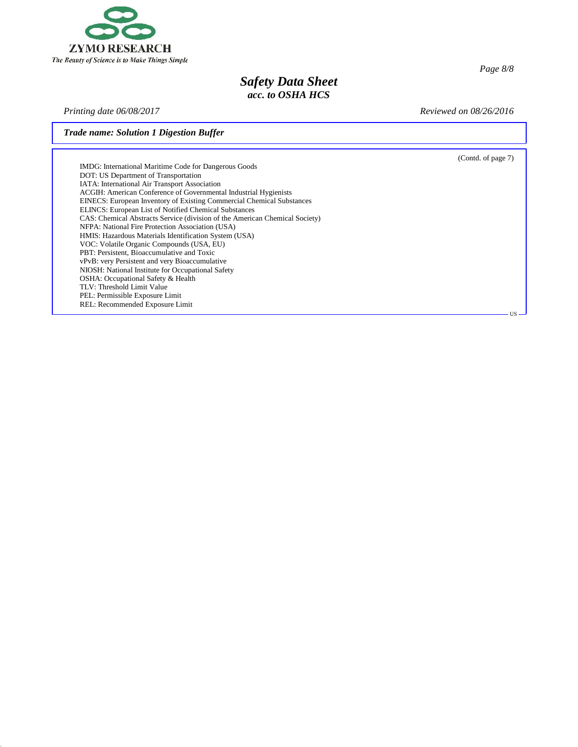*Trade name: Solution 1 Digestion Buffer*

(Contd. of page 7)

IMDG: International Maritime Code for Dangerous Goods
DOT: US Department of Transportation
IATA: International Air Transport Association
ACGIH: American Conference of Governmental Industrial Hygienists
EINECS: European Inventory of Existing Commercial Chemical Substances
ELINCS: European List of Notified Chemical Substances
CAS: Chemical Abstracts Service (division of the American Chemical Society)
NFPA: National Fire Protection Association (USA)
HMIS: Hazardous Materials Identification System (USA)
VOC: Volatile Organic Compounds (USA, EU)
PBT: Persistent, Bioaccumulative and Toxic
vPvB: very Persistent and very Bioaccumulative
NIOSH: National Institute for Occupational Safety
OSHA: Occupational Safety & Health
TLV: Threshold Limit Value
PEL: Permissible Exposure Limit
REL: Recommended Exposure Limit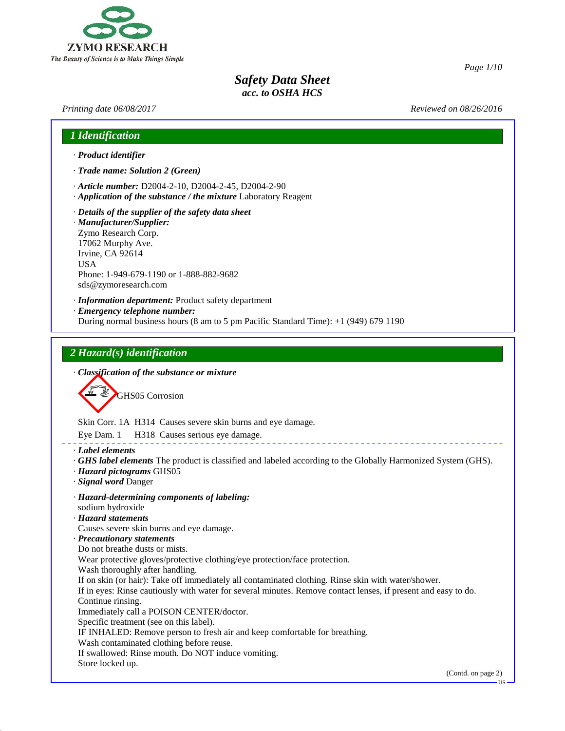# Safety Data Sheet
*acc. to OSHA HCS*

*Printing date 06/08/2017* *Reviewed on 08/26/2016*

## 1 Identification

· ***Product identifier***

· ***Trade name: Solution 2 (Green)***

· ***Article number:*** D2004-2-10, D2004-2-45, D2004-2-90
· ***Application of the substance / the mixture*** Laboratory Reagent

· ***Details of the supplier of the safety data sheet***
· ***Manufacturer/Supplier:***
Zymo Research Corp.
17062 Murphy Ave.
Irvine, CA 92614
USA
Phone: 1-949-679-1190 or 1-888-882-9682
sds@zymoresearch.com

· ***Information department:*** Product safety department
· ***Emergency telephone number:***
During normal business hours (8 am to 5 pm Pacific Standard Time): +1 (949) 679 1190

## 2 Hazard(s) identification

· ***Classification of the substance or mixture***

GHS05 Corrosion

Skin Corr. 1A H314 Causes severe skin burns and eye damage.

Eye Dam. 1 H318 Causes serious eye damage.

· ***Label elements***
· ***GHS label elements*** The product is classified and labeled according to the Globally Harmonized System (GHS).
· ***Hazard pictograms*** GHS05
· ***Signal word*** Danger

· ***Hazard-determining components of labeling:***
sodium hydroxide
· ***Hazard statements***
Causes severe skin burns and eye damage.
· ***Precautionary statements***
Do not breathe dusts or mists.
Wear protective gloves/protective clothing/eye protection/face protection.
Wash thoroughly after handling.
If on skin (or hair): Take off immediately all contaminated clothing. Rinse skin with water/shower.
If in eyes: Rinse cautiously with water for several minutes. Remove contact lenses, if present and easy to do. Continue rinsing.
Immediately call a POISON CENTER/doctor.
Specific treatment (see on this label).
IF INHALED: Remove person to fresh air and keep comfortable for breathing.
Wash contaminated clothing before reuse.
If swallowed: Rinse mouth. Do NOT induce vomiting.
Store locked up.

(Contd. on page 2)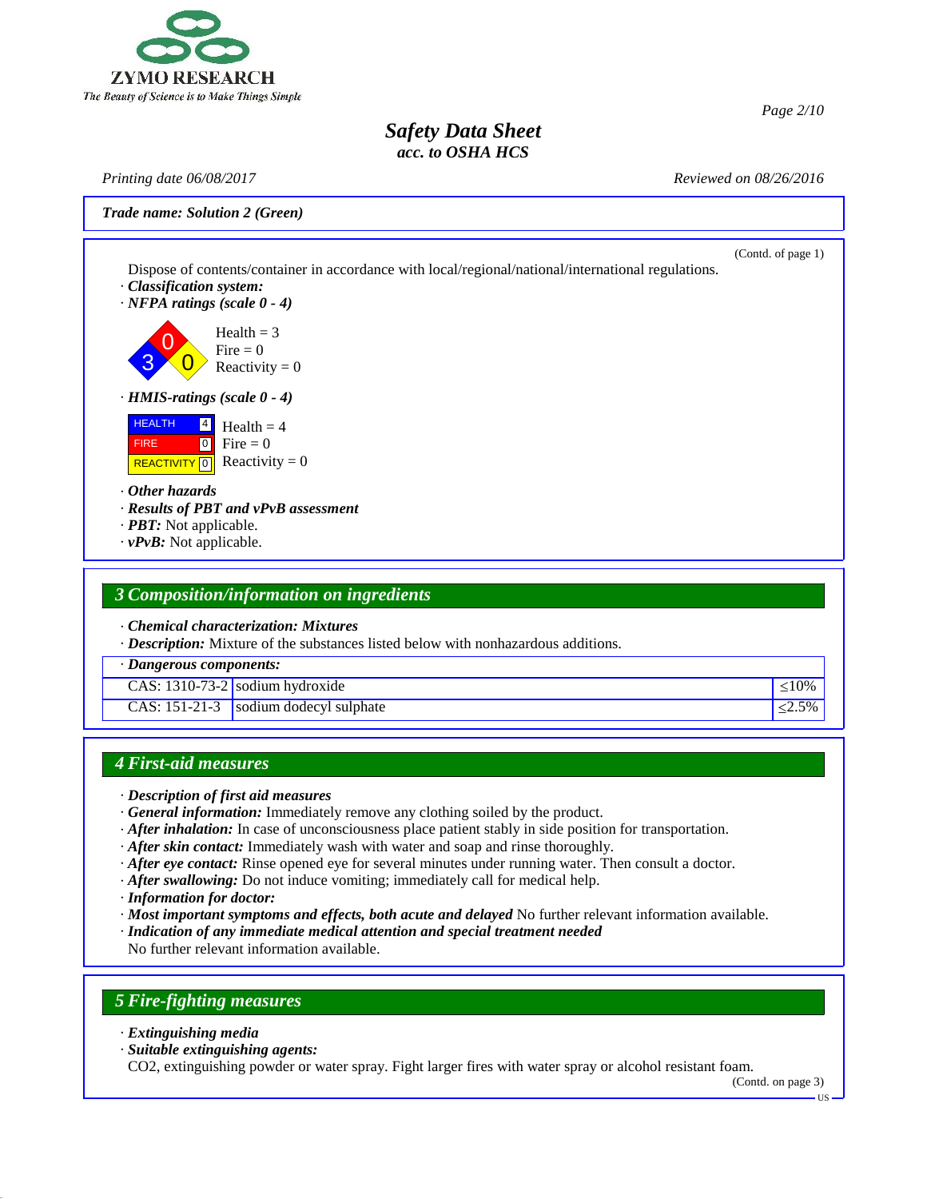**Trade name: Solution 2 (Green)**

(Contd. of page 1)

Dispose of contents/container in accordance with local/regional/national/international regulations.

· ***Classification system:***

· ***NFPA ratings (scale 0 - 4)***

Health = 3
Fire = 0
Reactivity = 0

· ***HMIS-ratings (scale 0 - 4)***

| | | |
|---|---|---|
| HEALTH | 4 | Health = 4 |
| FIRE | 0 | Fire = 0 |
| REACTIVITY | 0 | Reactivity = 0 |

· ***Other hazards***

· ***Results of PBT and vPvB assessment***

· ***PBT:*** Not applicable.

· ***vPvB:*** Not applicable.

## 3 Composition/information on ingredients

· ***Chemical characterization: Mixtures***

· ***Description:*** Mixture of the substances listed below with nonhazardous additions.

| · *Dangerous components:* | | |
|---|---|---|
| CAS: 1310-73-2 | sodium hydroxide | ≤10% |
| CAS: 151-21-3 | sodium dodecyl sulphate | ≤2.5% |

## 4 First-aid measures

· ***Description of first aid measures***

· ***General information:*** Immediately remove any clothing soiled by the product.

· ***After inhalation:*** In case of unconsciousness place patient stably in side position for transportation.

· ***After skin contact:*** Immediately wash with water and soap and rinse thoroughly.

· ***After eye contact:*** Rinse opened eye for several minutes under running water. Then consult a doctor.

· ***After swallowing:*** Do not induce vomiting; immediately call for medical help.

· ***Information for doctor:***

· ***Most important symptoms and effects, both acute and delayed*** No further relevant information available.

· ***Indication of any immediate medical attention and special treatment needed***

No further relevant information available.

## 5 Fire-fighting measures

· ***Extinguishing media***

· ***Suitable extinguishing agents:***

$CO_2$, extinguishing powder or water spray. Fight larger fires with water spray or alcohol resistant foam.

(Contd. on page 3)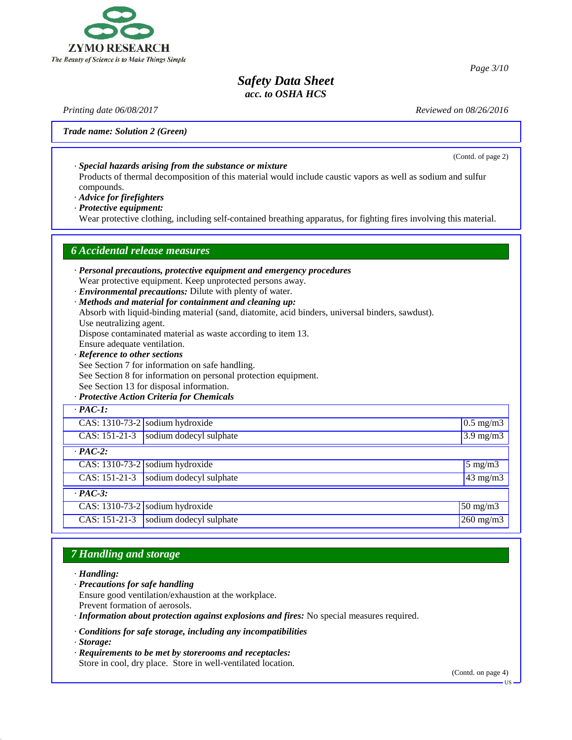Trade name: Solution 2 (Green)

(Contd. of page 2)

· **Special hazards arising from the substance or mixture**
Products of thermal decomposition of this material would include caustic vapors as well as sodium and sulfur compounds.
· **Advice for firefighters**
· **Protective equipment:**
Wear protective clothing, including self-contained breathing apparatus, for fighting fires involving this material.

## 6 Accidental release measures

· **Personal precautions, protective equipment and emergency procedures**
Wear protective equipment. Keep unprotected persons away.
· **Environmental precautions:** Dilute with plenty of water.
· **Methods and material for containment and cleaning up:**
Absorb with liquid-binding material (sand, diatomite, acid binders, universal binders, sawdust).
Use neutralizing agent.
Dispose contaminated material as waste according to item 13.
Ensure adequate ventilation.
· **Reference to other sections**
See Section 7 for information on safe handling.
See Section 8 for information on personal protection equipment.
See Section 13 for disposal information.
· **Protective Action Criteria for Chemicals**

| · PAC-1: | | |
|---|---|---|
| CAS: 1310-73-2 | sodium hydroxide | 0.5 mg/m3 |
| CAS: 151-21-3 | sodium dodecyl sulphate | 3.9 mg/m3 |
| **· PAC-2:** | | |
| CAS: 1310-73-2 | sodium hydroxide | 5 mg/m3 |
| CAS: 151-21-3 | sodium dodecyl sulphate | 43 mg/m3 |
| **· PAC-3:** | | |
| CAS: 1310-73-2 | sodium hydroxide | 50 mg/m3 |
| CAS: 151-21-3 | sodium dodecyl sulphate | 260 mg/m3 |

## 7 Handling and storage

· **Handling:**
· **Precautions for safe handling**
Ensure good ventilation/exhaustion at the workplace.
Prevent formation of aerosols.
· **Information about protection against explosions and fires:** No special measures required.

· **Conditions for safe storage, including any incompatibilities**
· **Storage:**
· **Requirements to be met by storerooms and receptacles:**
Store in cool, dry place. Store in well-ventilated location.

(Contd. on page 4)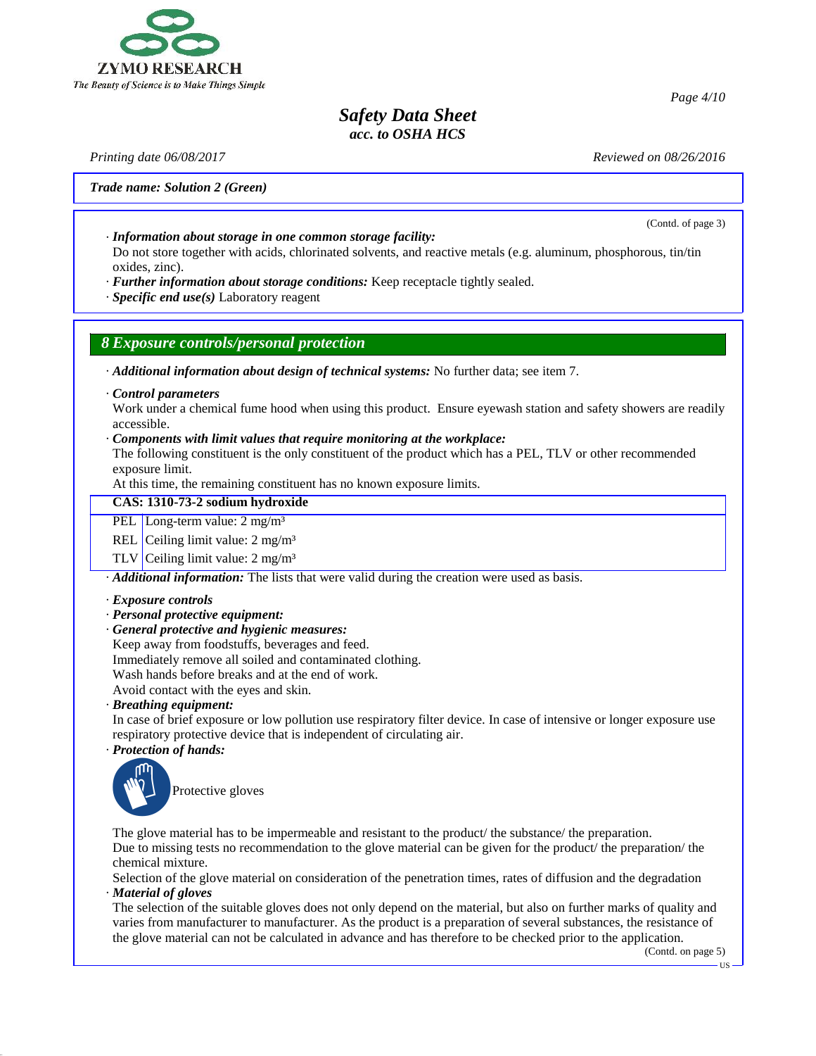Trade name: Solution 2 (Green)

(Contd. of page 3)

· ***Information about storage in one common storage facility:***
Do not store together with acids, chlorinated solvents, and reactive metals (e.g. aluminum, phosphorous, tin/tin oxides, zinc).
· ***Further information about storage conditions:*** Keep receptacle tightly sealed.
· ***Specific end use(s)*** Laboratory reagent

## 8 Exposure controls/personal protection

· ***Additional information about design of technical systems:*** No further data; see item 7.

· ***Control parameters***
Work under a chemical fume hood when using this product. Ensure eyewash station and safety showers are readily accessible.
· ***Components with limit values that require monitoring at the workplace:***
The following constituent is the only constituent of the product which has a PEL, TLV or other recommended exposure limit.
At this time, the remaining constituent has no known exposure limits.

| CAS: 1310-73-2 sodium hydroxide | |
|---|---|
| PEL | Long-term value: 2 mg/m³ |
| REL | Ceiling limit value: 2 mg/m³ |
| TLV | Ceiling limit value: 2 mg/m³ |

· ***Additional information:*** The lists that were valid during the creation were used as basis.

· ***Exposure controls***
· ***Personal protective equipment:***
· ***General protective and hygienic measures:***
Keep away from foodstuffs, beverages and feed.
Immediately remove all soiled and contaminated clothing.
Wash hands before breaks and at the end of work.
Avoid contact with the eyes and skin.
· ***Breathing equipment:***
In case of brief exposure or low pollution use respiratory filter device. In case of intensive or longer exposure use respiratory protective device that is independent of circulating air.
· ***Protection of hands:***

Protective gloves

The glove material has to be impermeable and resistant to the product/ the substance/ the preparation.
Due to missing tests no recommendation to the glove material can be given for the product/ the preparation/ the chemical mixture.
Selection of the glove material on consideration of the penetration times, rates of diffusion and the degradation
· ***Material of gloves***
The selection of the suitable gloves does not only depend on the material, but also on further marks of quality and varies from manufacturer to manufacturer. As the product is a preparation of several substances, the resistance of the glove material can not be calculated in advance and has therefore to be checked prior to the application.

(Contd. on page 5)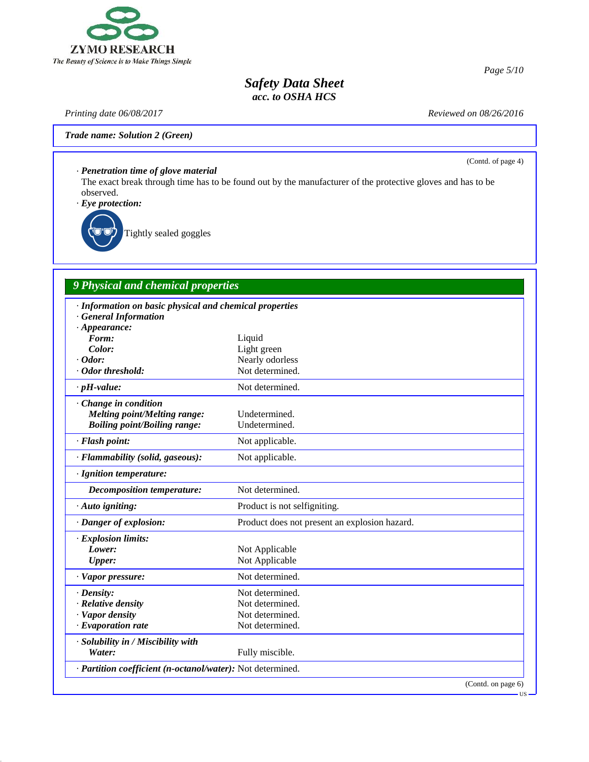**Trade name: Solution 2 (Green)**

(Contd. of page 4)

· ***Penetration time of glove material***
The exact break through time has to be found out by the manufacturer of the protective gloves and has to be observed.

· ***Eye protection:***

Tightly sealed goggles

## 9 Physical and chemical properties

| | |
|---|---|
| · ***Information on basic physical and chemical properties*** | |
| · ***General Information*** | |
| · ***Appearance:*** | |
| ***Form:*** | Liquid |
| ***Color:*** | Light green |
| · ***Odor:*** | Nearly odorless |
| · ***Odor threshold:*** | Not determined. |
| · ***pH-value:*** | Not determined. |
| · ***Change in condition*** | |
| ***Melting point/Melting range:*** | Undetermined. |
| ***Boiling point/Boiling range:*** | Undetermined. |
| · ***Flash point:*** | Not applicable. |
| · ***Flammability (solid, gaseous):*** | Not applicable. |
| · ***Ignition temperature:*** | |
| ***Decomposition temperature:*** | Not determined. |
| · ***Auto igniting:*** | Product is not selfigniting. |
| · ***Danger of explosion:*** | Product does not present an explosion hazard. |
| · ***Explosion limits:*** | |
| ***Lower:*** | Not Applicable |
| ***Upper:*** | Not Applicable |
| · ***Vapor pressure:*** | Not determined. |
| · ***Density:*** | Not determined. |
| · ***Relative density*** | Not determined. |
| · ***Vapor density*** | Not determined. |
| · ***Evaporation rate*** | Not determined. |
| · ***Solubility in / Miscibility with*** | |
| ***Water:*** | Fully miscible. |
| · ***Partition coefficient (n-octanol/water):*** | Not determined. |

(Contd. on page 6)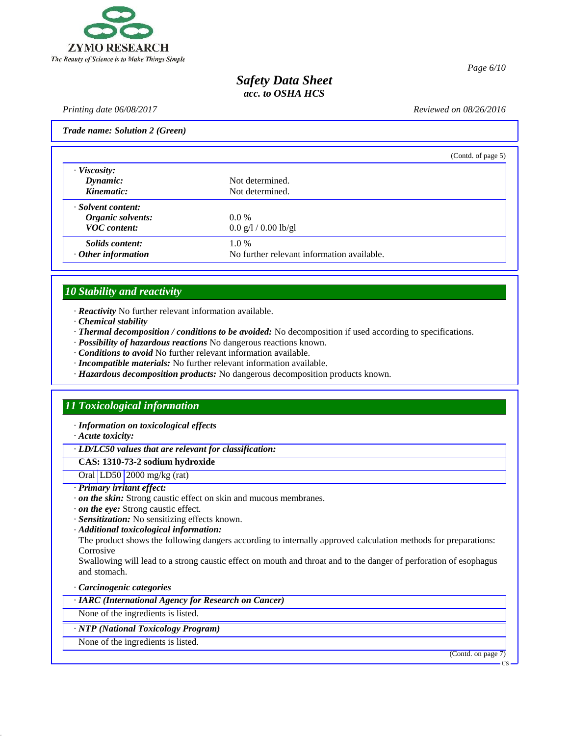Trade name: Solution 2 (Green)

(Contd. of page 5)

| | |
|---|---|
| · **Viscosity:** | |
| **Dynamic:** | Not determined. |
| **Kinematic:** | Not determined. |
| · **Solvent content:** | |
| **Organic solvents:** | 0.0 % |
| **VOC content:** | 0.0 g/l / 0.00 lb/gl |
| **Solids content:** | 1.0 % |
| · **Other information** | No further relevant information available. |

## 10 Stability and reactivity

· ***Reactivity*** No further relevant information available.
· ***Chemical stability***
· ***Thermal decomposition / conditions to be avoided:*** No decomposition if used according to specifications.
· ***Possibility of hazardous reactions*** No dangerous reactions known.
· ***Conditions to avoid*** No further relevant information available.
· ***Incompatible materials:*** No further relevant information available.
· ***Hazardous decomposition products:*** No dangerous decomposition products known.

## 11 Toxicological information

· ***Information on toxicological effects***
· ***Acute toxicity:***

| · *LD/LC50 values that are relevant for classification:* | | |
|---|---|---|
| **CAS: 1310-73-2 sodium hydroxide** | | |
| Oral | LD50 | 2000 mg/kg (rat) |

· ***Primary irritant effect:***
· ***on the skin:*** Strong caustic effect on skin and mucous membranes.
· ***on the eye:*** Strong caustic effect.
· ***Sensitization:*** No sensitizing effects known.
· ***Additional toxicological information:***
The product shows the following dangers according to internally approved calculation methods for preparations:
Corrosive
Swallowing will lead to a strong caustic effect on mouth and throat and to the danger of perforation of esophagus and stomach.

· ***Carcinogenic categories***

| · *IARC (International Agency for Research on Cancer)* |
|---|
| None of the ingredients is listed. |

| · *NTP (National Toxicology Program)* |
|---|
| None of the ingredients is listed. |

(Contd. on page 7)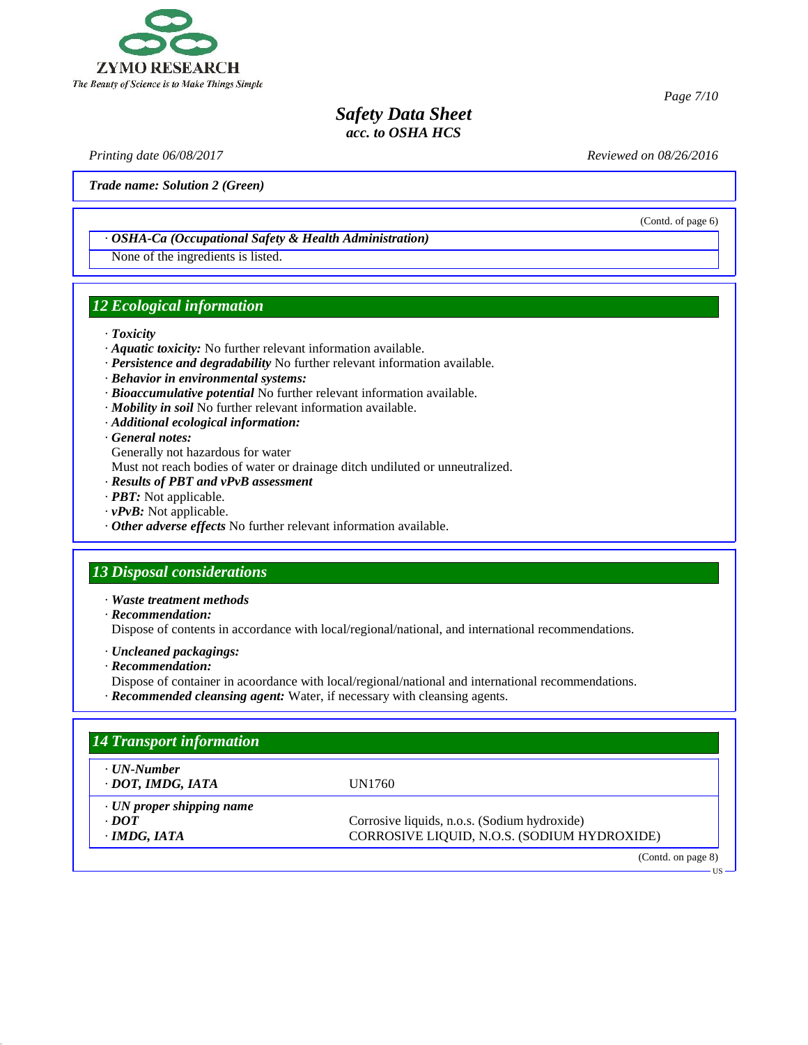*Trade name: Solution 2 (Green)*

(Contd. of page 6)

· ***OSHA-Ca (Occupational Safety & Health Administration)***

None of the ingredients is listed.

## 12 Ecological information

· ***Toxicity***
· ***Aquatic toxicity:*** No further relevant information available.
· ***Persistence and degradability*** No further relevant information available.
· ***Behavior in environmental systems:***
· ***Bioaccumulative potential*** No further relevant information available.
· ***Mobility in soil*** No further relevant information available.
· ***Additional ecological information:***
· ***General notes:***
Generally not hazardous for water
Must not reach bodies of water or drainage ditch undiluted or unneutralized.
· ***Results of PBT and vPvB assessment***
· ***PBT:*** Not applicable.
· ***vPvB:*** Not applicable.
· ***Other adverse effects*** No further relevant information available.

## 13 Disposal considerations

· ***Waste treatment methods***
· ***Recommendation:***
Dispose of contents in accordance with local/regional/national, and international recommendations.

· ***Uncleaned packagings:***
· ***Recommendation:***
Dispose of container in acoordance with local/regional/national and international recommendations.
· ***Recommended cleansing agent:*** Water, if necessary with cleansing agents.

## 14 Transport information

| | |
|---|---|
| · ***UN-Number*** | |
| · ***DOT, IMDG, IATA*** | UN1760 |
| · ***UN proper shipping name*** | |
| · ***DOT*** | Corrosive liquids, n.o.s. (Sodium hydroxide) |
| · ***IMDG, IATA*** | CORROSIVE LIQUID, N.O.S. (SODIUM HYDROXIDE) |

(Contd. on page 8)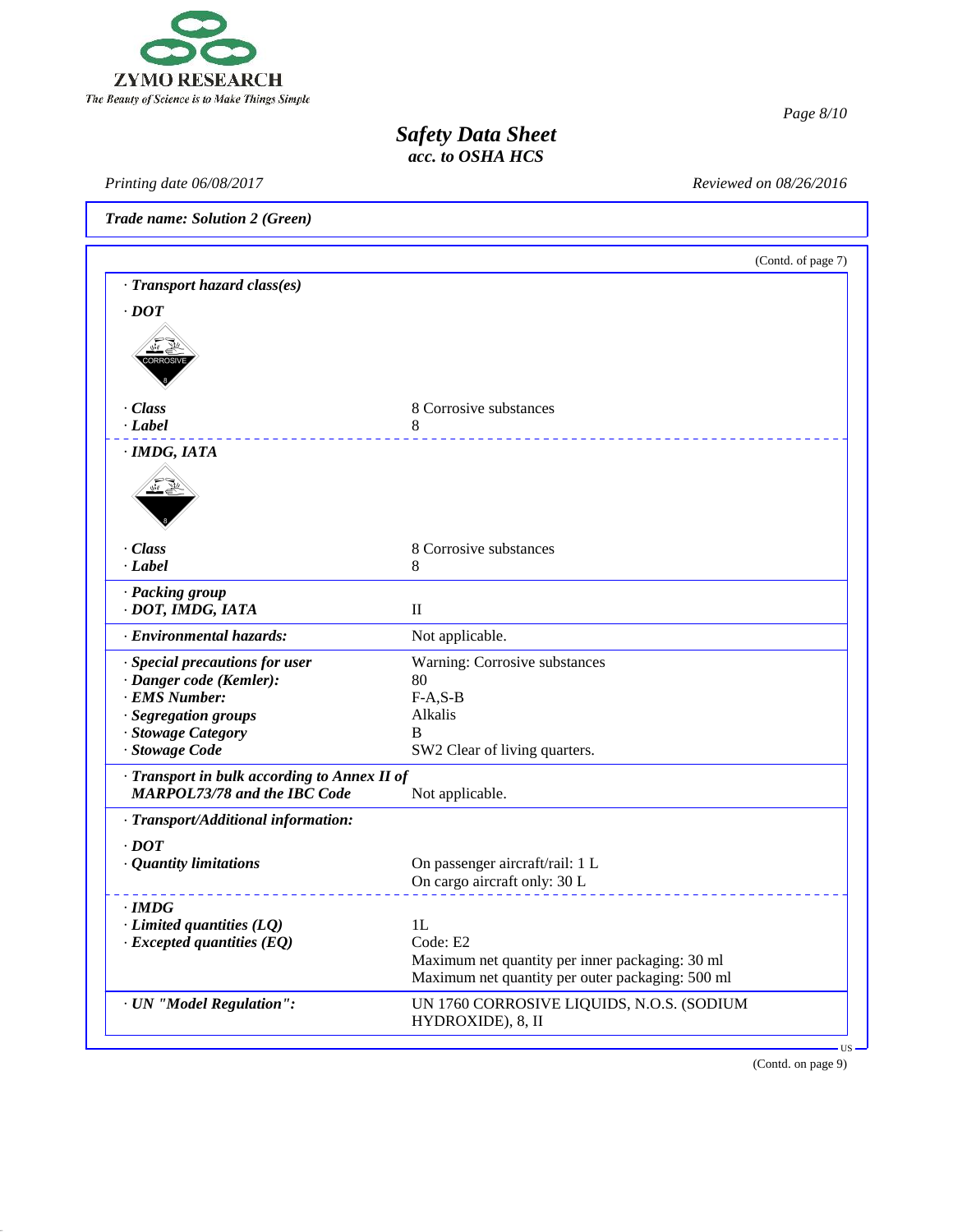Trade name: Solution 2 (Green)

(Contd. of page 7)

· **Transport hazard class(es)**

· **DOT**

| | |
|---|---|
| · **Class** | 8 Corrosive substances |
| · **Label** | 8 |

· **IMDG, IATA**

| | |
|---|---|
| · **Class** | 8 Corrosive substances |
| · **Label** | 8 |
| · **Packing group** | |
| · **DOT, IMDG, IATA** | II |
| · **Environmental hazards:** | Not applicable. |
| · **Special precautions for user** | Warning: Corrosive substances |
| · **Danger code (Kemler):** | 80 |
| · **EMS Number:** | F-A,S-B |
| · **Segregation groups** | Alkalis |
| · **Stowage Category** | B |
| · **Stowage Code** | SW2 Clear of living quarters. |
| · **Transport in bulk according to Annex II of MARPOL73/78 and the IBC Code** | Not applicable. |

· **Transport/Additional information:**

· **DOT**

| | |
|---|---|
| · **Quantity limitations** | On passenger aircraft/rail: 1 L<br>On cargo aircraft only: 30 L |

· **IMDG**

| | |
|---|---|
| · **Limited quantities (LQ)** | 1L |
| · **Excepted quantities (EQ)** | Code: E2<br>Maximum net quantity per inner packaging: 30 ml<br>Maximum net quantity per outer packaging: 500 ml |
| · **UN "Model Regulation":** | UN 1760 CORROSIVE LIQUIDS, N.O.S. (SODIUM HYDROXIDE), 8, II |

(Contd. on page 9)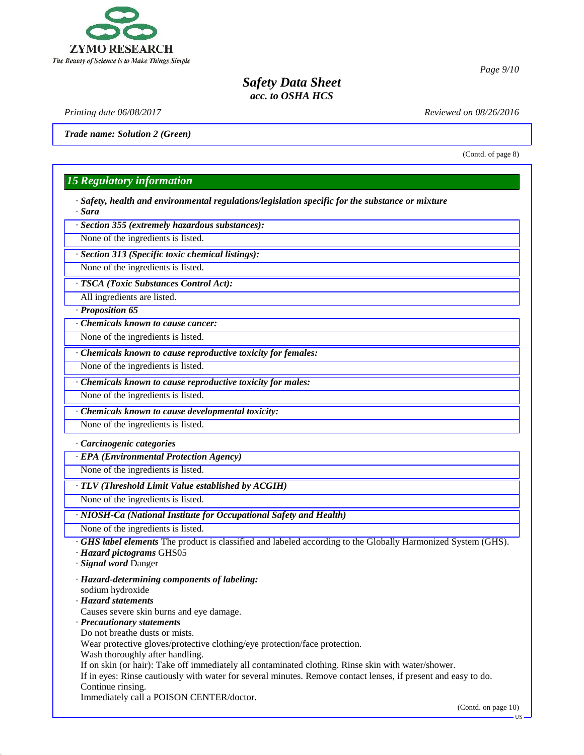Trade name: Solution 2 (Green)

(Contd. of page 8)

## 15 Regulatory information

· ***Safety, health and environmental regulations/legislation specific for the substance or mixture***
· ***Sara***

· ***Section 355 (extremely hazardous substances):***
None of the ingredients is listed.

· ***Section 313 (Specific toxic chemical listings):***
None of the ingredients is listed.

· ***TSCA (Toxic Substances Control Act):***
All ingredients are listed.

· ***Proposition 65***

· ***Chemicals known to cause cancer:***
None of the ingredients is listed.

· ***Chemicals known to cause reproductive toxicity for females:***
None of the ingredients is listed.

· ***Chemicals known to cause reproductive toxicity for males:***
None of the ingredients is listed.

· ***Chemicals known to cause developmental toxicity:***
None of the ingredients is listed.

· ***Carcinogenic categories***

· ***EPA (Environmental Protection Agency)***
None of the ingredients is listed.

· ***TLV (Threshold Limit Value established by ACGIH)***
None of the ingredients is listed.

· ***NIOSH-Ca (National Institute for Occupational Safety and Health)***
None of the ingredients is listed.

· ***GHS label elements*** The product is classified and labeled according to the Globally Harmonized System (GHS).
· ***Hazard pictograms*** GHS05
· ***Signal word*** Danger

· ***Hazard-determining components of labeling:***
sodium hydroxide
· ***Hazard statements***
Causes severe skin burns and eye damage.
· ***Precautionary statements***
Do not breathe dusts or mists.
Wear protective gloves/protective clothing/eye protection/face protection.
Wash thoroughly after handling.
If on skin (or hair): Take off immediately all contaminated clothing. Rinse skin with water/shower.
If in eyes: Rinse cautiously with water for several minutes. Remove contact lenses, if present and easy to do. Continue rinsing.
Immediately call a POISON CENTER/doctor.

(Contd. on page 10)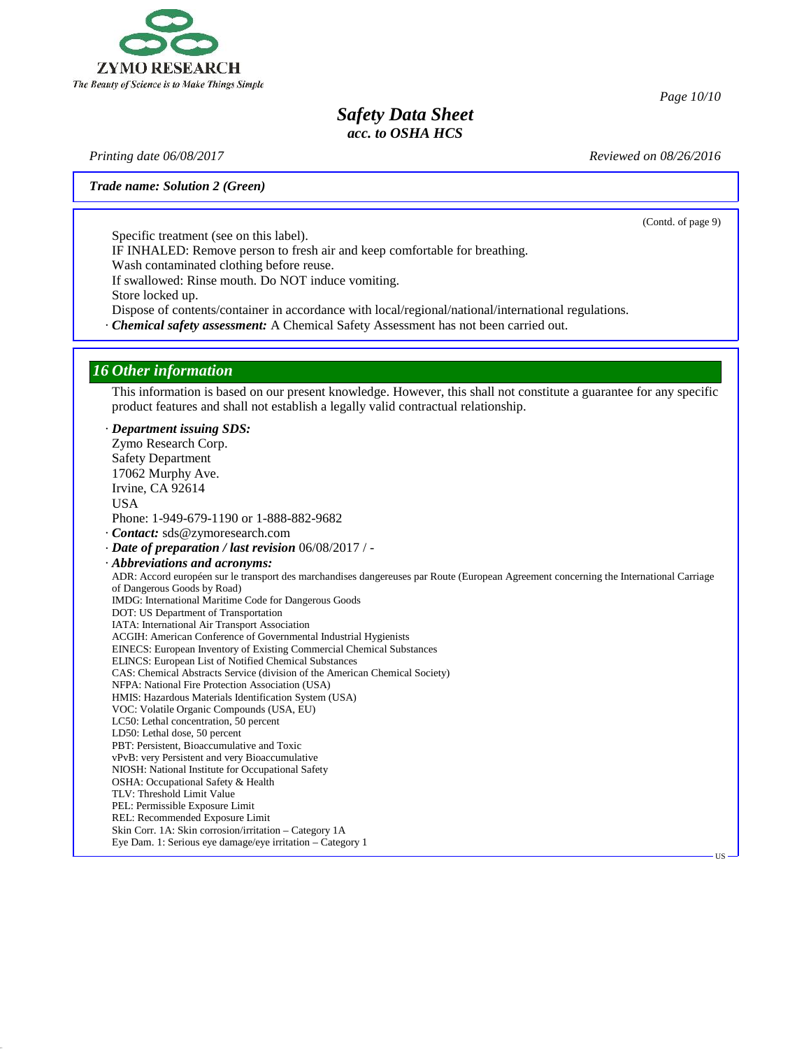Trade name: Solution 2 (Green)

(Contd. of page 9)

Specific treatment (see on this label).
IF INHALED: Remove person to fresh air and keep comfortable for breathing.
Wash contaminated clothing before reuse.
If swallowed: Rinse mouth. Do NOT induce vomiting.
Store locked up.
Dispose of contents/container in accordance with local/regional/national/international regulations.

· ***Chemical safety assessment:*** A Chemical Safety Assessment has not been carried out.

## 16 Other information

This information is based on our present knowledge. However, this shall not constitute a guarantee for any specific product features and shall not establish a legally valid contractual relationship.

· ***Department issuing SDS:***
Zymo Research Corp.
Safety Department
17062 Murphy Ave.
Irvine, CA 92614
USA
Phone: 1-949-679-1190 or 1-888-882-9682

· ***Contact:*** sds@zymoresearch.com

· ***Date of preparation / last revision*** 06/08/2017 / -

· ***Abbreviations and acronyms:***
ADR: Accord européen sur le transport des marchandises dangereuses par Route (European Agreement concerning the International Carriage of Dangerous Goods by Road)
IMDG: International Maritime Code for Dangerous Goods
DOT: US Department of Transportation
IATA: International Air Transport Association
ACGIH: American Conference of Governmental Industrial Hygienists
EINECS: European Inventory of Existing Commercial Chemical Substances
ELINCS: European List of Notified Chemical Substances
CAS: Chemical Abstracts Service (division of the American Chemical Society)
NFPA: National Fire Protection Association (USA)
HMIS: Hazardous Materials Identification System (USA)
VOC: Volatile Organic Compounds (USA, EU)
LC50: Lethal concentration, 50 percent
LD50: Lethal dose, 50 percent
PBT: Persistent, Bioaccumulative and Toxic
vPvB: very Persistent and very Bioaccumulative
NIOSH: National Institute for Occupational Safety
OSHA: Occupational Safety & Health
TLV: Threshold Limit Value
PEL: Permissible Exposure Limit
REL: Recommended Exposure Limit
Skin Corr. 1A: Skin corrosion/irritation – Category 1A
Eye Dam. 1: Serious eye damage/eye irritation – Category 1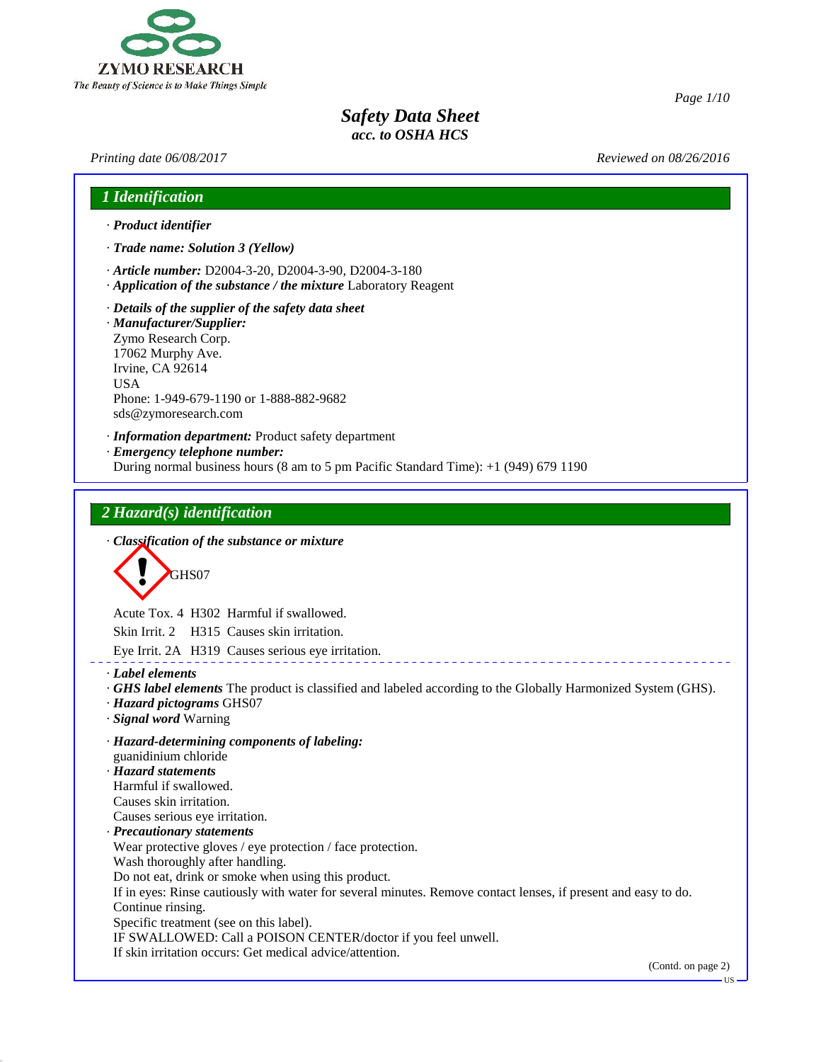# Safety Data Sheet
*acc. to OSHA HCS*

*Printing date 06/08/2017* *Reviewed on 08/26/2016*

## 1 Identification

· ***Product identifier***

· ***Trade name: Solution 3 (Yellow)***

· ***Article number:*** D2004-3-20, D2004-3-90, D2004-3-180
· ***Application of the substance / the mixture*** Laboratory Reagent

· ***Details of the supplier of the safety data sheet***
· ***Manufacturer/Supplier:***
Zymo Research Corp.
17062 Murphy Ave.
Irvine, CA 92614
USA
Phone: 1-949-679-1190 or 1-888-882-9682
sds@zymoresearch.com

· ***Information department:*** Product safety department
· ***Emergency telephone number:***
During normal business hours (8 am to 5 pm Pacific Standard Time): +1 (949) 679 1190

## 2 Hazard(s) identification

· ***Classification of the substance or mixture***

GHS07

Acute Tox. 4 H302 Harmful if swallowed.

Skin Irrit. 2 H315 Causes skin irritation.

Eye Irrit. 2A H319 Causes serious eye irritation.

· ***Label elements***
· ***GHS label elements*** The product is classified and labeled according to the Globally Harmonized System (GHS).
· ***Hazard pictograms*** GHS07
· ***Signal word*** Warning

· ***Hazard-determining components of labeling:***
guanidinium chloride
· ***Hazard statements***
Harmful if swallowed.
Causes skin irritation.
Causes serious eye irritation.
· ***Precautionary statements***
Wear protective gloves / eye protection / face protection.
Wash thoroughly after handling.
Do not eat, drink or smoke when using this product.
If in eyes: Rinse cautiously with water for several minutes. Remove contact lenses, if present and easy to do. Continue rinsing.
Specific treatment (see on this label).
IF SWALLOWED: Call a POISON CENTER/doctor if you feel unwell.
If skin irritation occurs: Get medical advice/attention.

(Contd. on page 2)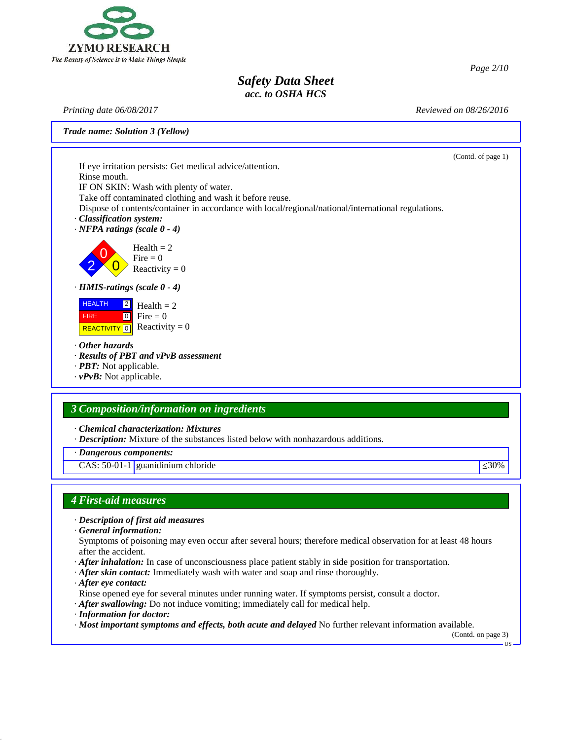Trade name: Solution 3 (Yellow)

(Contd. of page 1)

If eye irritation persists: Get medical advice/attention.
Rinse mouth.
IF ON SKIN: Wash with plenty of water.
Take off contaminated clothing and wash it before reuse.
Dispose of contents/container in accordance with local/regional/national/international regulations.

· ***Classification system:***
· ***NFPA ratings (scale 0 - 4)***

Health = 2
Fire = 0
Reactivity = 0

· ***HMIS-ratings (scale 0 - 4)***

| | | |
|---|---|---|
| HEALTH | 2 | Health = 2 |
| FIRE | 0 | Fire = 0 |
| REACTIVITY | 0 | Reactivity = 0 |

· ***Other hazards***
· ***Results of PBT and vPvB assessment***
· ***PBT:*** Not applicable.
· ***vPvB:*** Not applicable.

## 3 Composition/information on ingredients

· ***Chemical characterization: Mixtures***
· ***Description:*** Mixture of the substances listed below with nonhazardous additions.

| · Dangerous components: | | |
|---|---|---|
| CAS: 50-01-1 | guanidinium chloride | ≤30% |

## 4 First-aid measures

· ***Description of first aid measures***
· ***General information:***
Symptoms of poisoning may even occur after several hours; therefore medical observation for at least 48 hours after the accident.
· ***After inhalation:*** In case of unconsciousness place patient stably in side position for transportation.
· ***After skin contact:*** Immediately wash with water and soap and rinse thoroughly.
· ***After eye contact:***
Rinse opened eye for several minutes under running water. If symptoms persist, consult a doctor.
· ***After swallowing:*** Do not induce vomiting; immediately call for medical help.
· ***Information for doctor:***
· ***Most important symptoms and effects, both acute and delayed*** No further relevant information available.

(Contd. on page 3)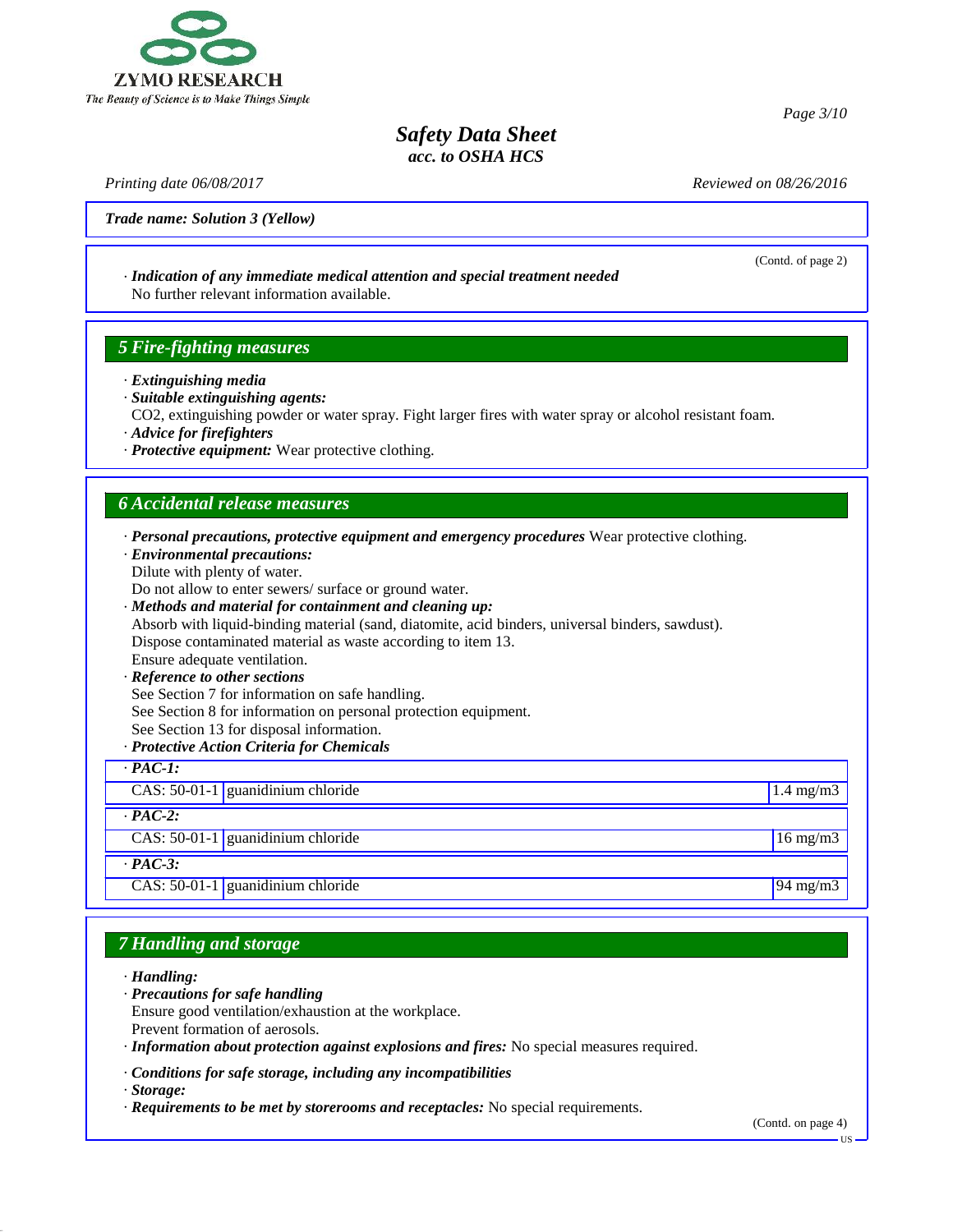Trade name: Solution 3 (Yellow)

(Contd. of page 2)

· *Indication of any immediate medical attention and special treatment needed*
No further relevant information available.

## 5 Fire-fighting measures

· ***Extinguishing media***
· ***Suitable extinguishing agents:***
$CO_2$, extinguishing powder or water spray. Fight larger fires with water spray or alcohol resistant foam.
· ***Advice for firefighters***
· ***Protective equipment:*** Wear protective clothing.

## 6 Accidental release measures

· ***Personal precautions, protective equipment and emergency procedures*** Wear protective clothing.
· ***Environmental precautions:***
Dilute with plenty of water.
Do not allow to enter sewers/ surface or ground water.
· ***Methods and material for containment and cleaning up:***
Absorb with liquid-binding material (sand, diatomite, acid binders, universal binders, sawdust).
Dispose contaminated material as waste according to item 13.
Ensure adequate ventilation.
· ***Reference to other sections***
See Section 7 for information on safe handling.
See Section 8 for information on personal protection equipment.
See Section 13 for disposal information.
· ***Protective Action Criteria for Chemicals***

| · PAC-1: | | |
|---|---|---|
| CAS: 50-01-1 | guanidinium chloride | 1.4 mg/m3 |
| · **PAC-2:** | | |
| CAS: 50-01-1 | guanidinium chloride | 16 mg/m3 |
| · **PAC-3:** | | |
| CAS: 50-01-1 | guanidinium chloride | 94 mg/m3 |

## 7 Handling and storage

· ***Handling:***
· ***Precautions for safe handling***
Ensure good ventilation/exhaustion at the workplace.
Prevent formation of aerosols.
· ***Information about protection against explosions and fires:*** No special measures required.

· ***Conditions for safe storage, including any incompatibilities***
· ***Storage:***
· ***Requirements to be met by storerooms and receptacles:*** No special requirements.

(Contd. on page 4)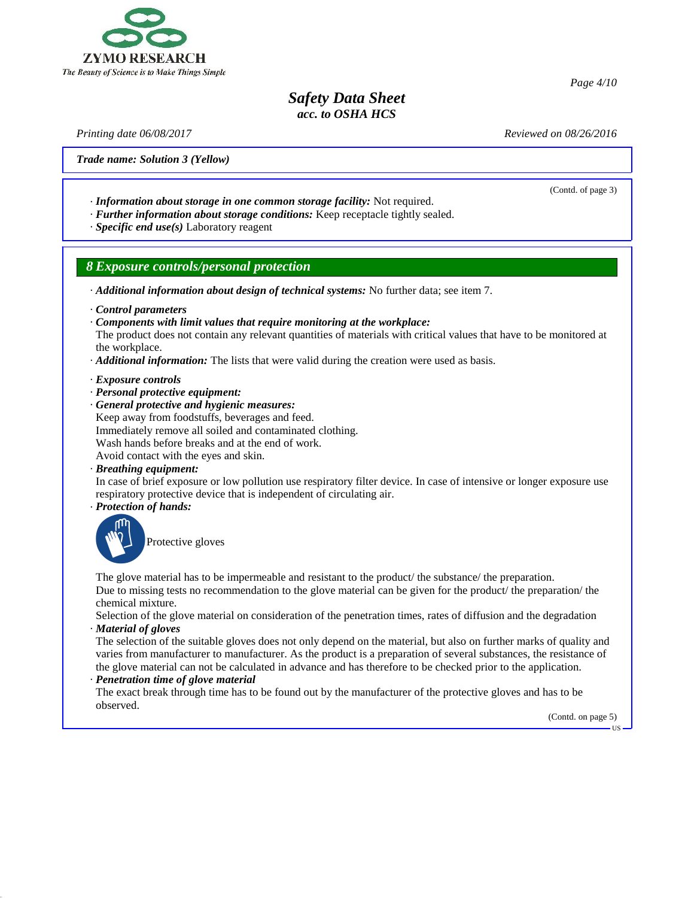*Trade name: Solution 3 (Yellow)*

(Contd. of page 3)

· ***Information about storage in one common storage facility:*** Not required.
· ***Further information about storage conditions:*** Keep receptacle tightly sealed.
· ***Specific end use(s)*** Laboratory reagent

## *8 Exposure controls/personal protection*

· ***Additional information about design of technical systems:*** No further data; see item 7.

· ***Control parameters***
· ***Components with limit values that require monitoring at the workplace:***
The product does not contain any relevant quantities of materials with critical values that have to be monitored at the workplace.
· ***Additional information:*** The lists that were valid during the creation were used as basis.

· ***Exposure controls***
· ***Personal protective equipment:***
· ***General protective and hygienic measures:***
Keep away from foodstuffs, beverages and feed.
Immediately remove all soiled and contaminated clothing.
Wash hands before breaks and at the end of work.
Avoid contact with the eyes and skin.
· ***Breathing equipment:***
In case of brief exposure or low pollution use respiratory filter device. In case of intensive or longer exposure use respiratory protective device that is independent of circulating air.
· ***Protection of hands:***

Protective gloves

The glove material has to be impermeable and resistant to the product/ the substance/ the preparation.
Due to missing tests no recommendation to the glove material can be given for the product/ the preparation/ the chemical mixture.
Selection of the glove material on consideration of the penetration times, rates of diffusion and the degradation
· ***Material of gloves***
The selection of the suitable gloves does not only depend on the material, but also on further marks of quality and varies from manufacturer to manufacturer. As the product is a preparation of several substances, the resistance of the glove material can not be calculated in advance and has therefore to be checked prior to the application.
· ***Penetration time of glove material***
The exact break through time has to be found out by the manufacturer of the protective gloves and has to be observed.

(Contd. on page 5)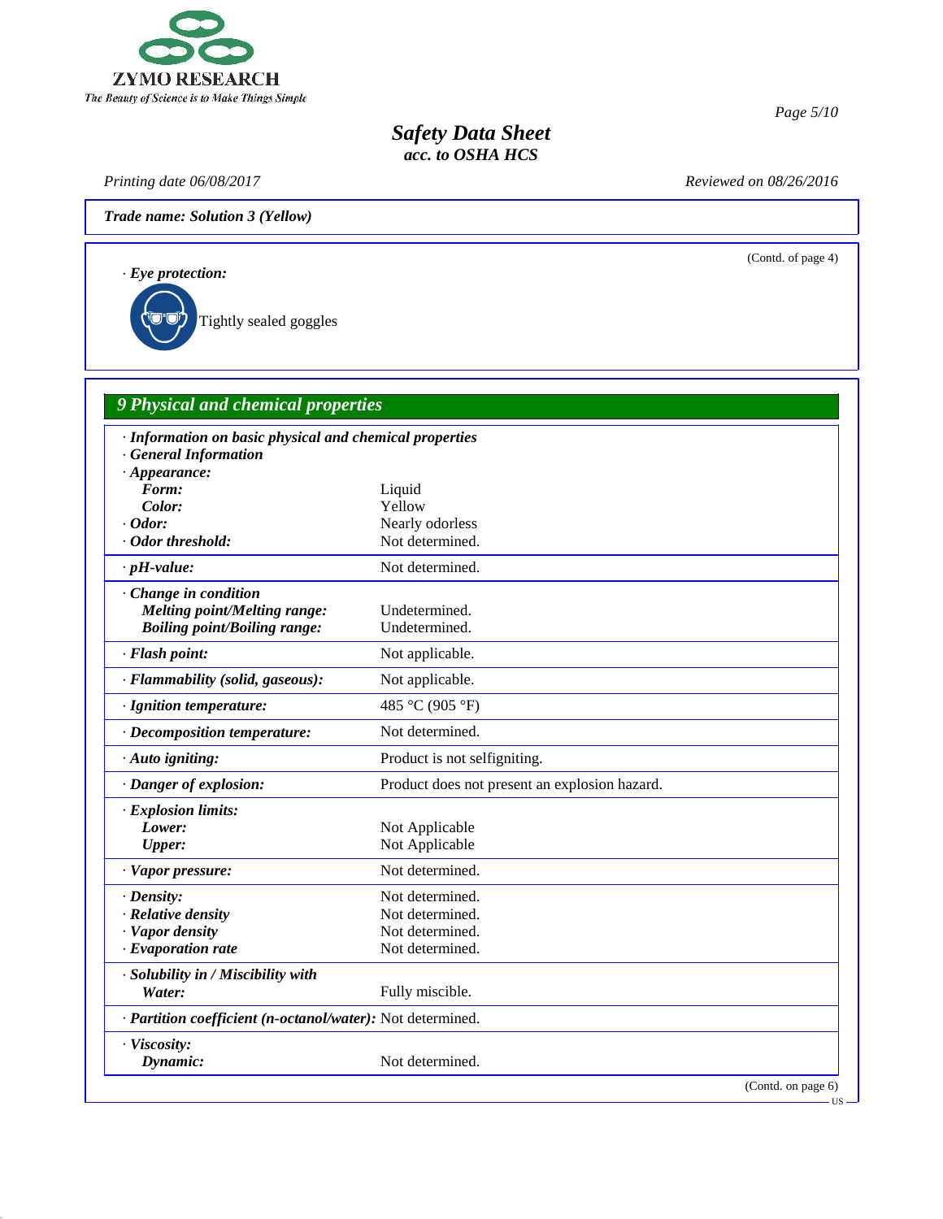**Trade name: Solution 3 (Yellow)**

(Contd. of page 4)

· ***Eye protection:***

Tightly sealed goggles

## 9 Physical and chemical properties

| | |
|---|---|
| · ***Information on basic physical and chemical properties*** | |
| · ***General Information*** | |
| · ***Appearance:*** | |
| ***Form:*** | Liquid |
| ***Color:*** | Yellow |
| · ***Odor:*** | Nearly odorless |
| · ***Odor threshold:*** | Not determined. |
| · ***pH-value:*** | Not determined. |
| · ***Change in condition*** | |
| ***Melting point/Melting range:*** | Undetermined. |
| ***Boiling point/Boiling range:*** | Undetermined. |
| · ***Flash point:*** | Not applicable. |
| · ***Flammability (solid, gaseous):*** | Not applicable. |
| · ***Ignition temperature:*** | 485 °C (905 °F) |
| · ***Decomposition temperature:*** | Not determined. |
| · ***Auto igniting:*** | Product is not selfigniting. |
| · ***Danger of explosion:*** | Product does not present an explosion hazard. |
| · ***Explosion limits:*** | |
| ***Lower:*** | Not Applicable |
| ***Upper:*** | Not Applicable |
| · ***Vapor pressure:*** | Not determined. |
| · ***Density:*** | Not determined. |
| · ***Relative density*** | Not determined. |
| · ***Vapor density*** | Not determined. |
| · ***Evaporation rate*** | Not determined. |
| · ***Solubility in / Miscibility with*** | |
| ***Water:*** | Fully miscible. |
| · ***Partition coefficient (n-octanol/water):*** | Not determined. |
| · ***Viscosity:*** | |
| ***Dynamic:*** | Not determined. |

(Contd. on page 6)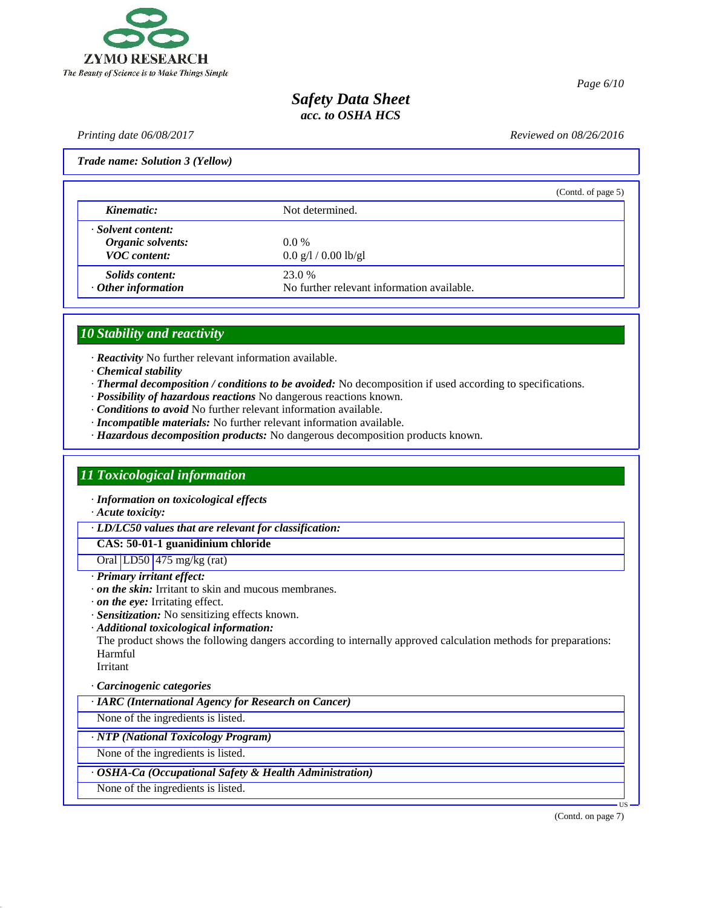**Trade name: Solution 3 (Yellow)**

(Contd. of page 5)

| | |
|---|---|
| ***Kinematic:*** | Not determined. |
| · ***Solvent content:*** | |
| ***Organic solvents:*** | 0.0 % |
| ***VOC content:*** | 0.0 g/l / 0.00 lb/gl |
| ***Solids content:*** | 23.0 % |
| · ***Other information*** | No further relevant information available. |

## 10 Stability and reactivity

· ***Reactivity*** No further relevant information available.
· ***Chemical stability***
· ***Thermal decomposition / conditions to be avoided:*** No decomposition if used according to specifications.
· ***Possibility of hazardous reactions*** No dangerous reactions known.
· ***Conditions to avoid*** No further relevant information available.
· ***Incompatible materials:*** No further relevant information available.
· ***Hazardous decomposition products:*** No dangerous decomposition products known.

## 11 Toxicological information

· ***Information on toxicological effects***
· ***Acute toxicity:***

| · *LD/LC50 values that are relevant for classification:* | | |
|---|---|---|
| **CAS: 50-01-1 guanidinium chloride** | | |
| Oral | LD50 | 475 mg/kg (rat) |

· ***Primary irritant effect:***
· ***on the skin:*** Irritant to skin and mucous membranes.
· ***on the eye:*** Irritating effect.
· ***Sensitization:*** No sensitizing effects known.
· ***Additional toxicological information:***
The product shows the following dangers according to internally approved calculation methods for preparations:
Harmful
Irritant

· ***Carcinogenic categories***

| · *IARC (International Agency for Research on Cancer)* |
|---|
| None of the ingredients is listed. |

| · *NTP (National Toxicology Program)* |
|---|
| None of the ingredients is listed. |

| · *OSHA-Ca (Occupational Safety & Health Administration)* |
|---|
| None of the ingredients is listed. |

(Contd. on page 7)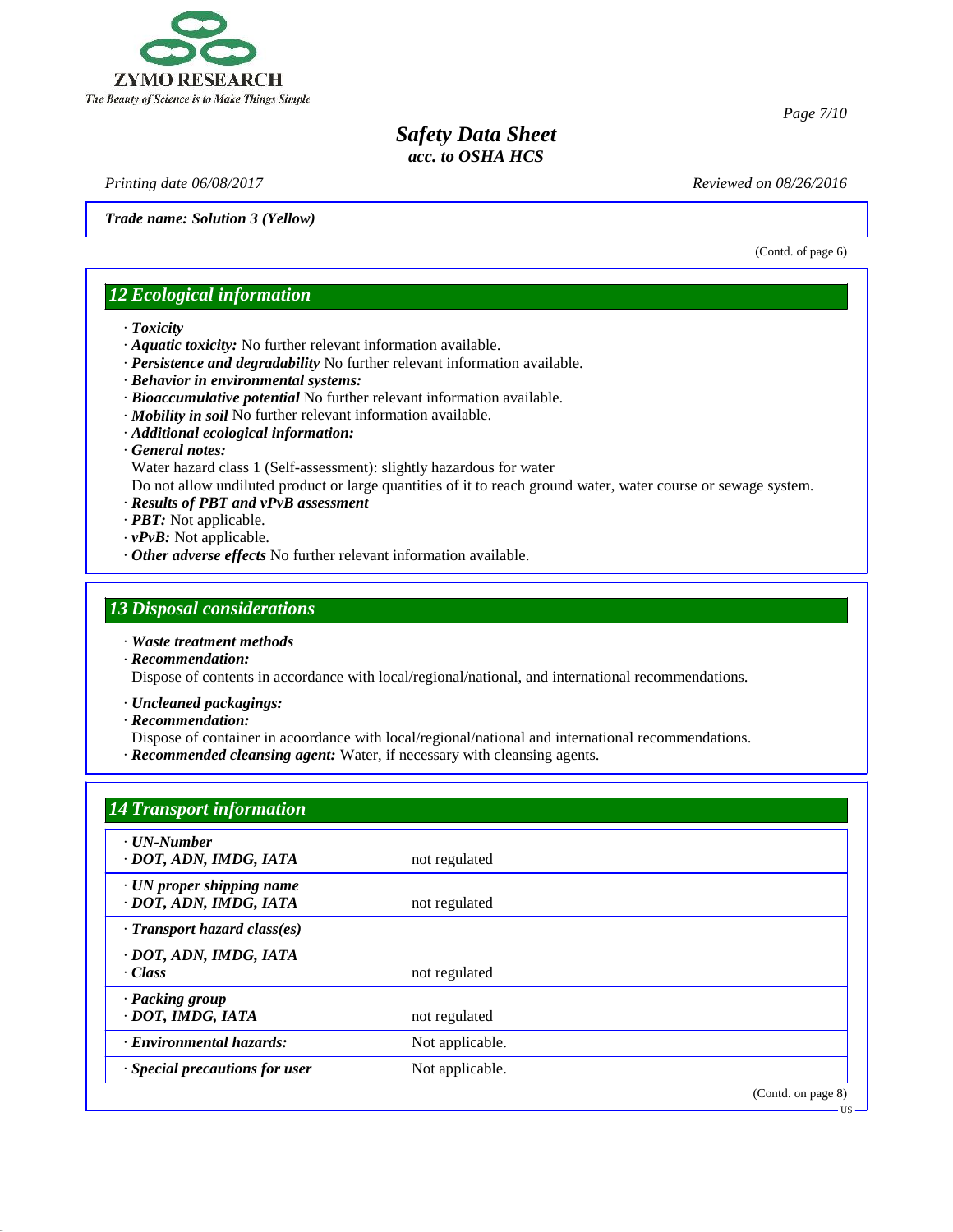**Trade name: Solution 3 (Yellow)**

(Contd. of page 6)

## 12 Ecological information

- · ***Toxicity***
- · ***Aquatic toxicity:*** No further relevant information available.
- · ***Persistence and degradability*** No further relevant information available.
- · ***Behavior in environmental systems:***
- · ***Bioaccumulative potential*** No further relevant information available.
- · ***Mobility in soil*** No further relevant information available.
- · ***Additional ecological information:***
- · ***General notes:***
  Water hazard class 1 (Self-assessment): slightly hazardous for water
  Do not allow undiluted product or large quantities of it to reach ground water, water course or sewage system.
- · ***Results of PBT and vPvB assessment***
- · ***PBT:*** Not applicable.
- · ***vPvB:*** Not applicable.
- · ***Other adverse effects*** No further relevant information available.

## 13 Disposal considerations

- · ***Waste treatment methods***
- · ***Recommendation:***
  Dispose of contents in accordance with local/regional/national, and international recommendations.

- · ***Uncleaned packagings:***
- · ***Recommendation:***
  Dispose of container in acoordance with local/regional/national and international recommendations.
- · ***Recommended cleansing agent:*** Water, if necessary with cleansing agents.

## 14 Transport information

| | |
|---|---|
| · ***UN-Number*** <br> · ***DOT, ADN, IMDG, IATA*** | not regulated |
| · ***UN proper shipping name*** <br> · ***DOT, ADN, IMDG, IATA*** | not regulated |
| · ***Transport hazard class(es)*** <br> · ***DOT, ADN, IMDG, IATA*** <br> · ***Class*** | not regulated |
| · ***Packing group*** <br> · ***DOT, IMDG, IATA*** | not regulated |
| · ***Environmental hazards:*** | Not applicable. |
| · ***Special precautions for user*** | Not applicable. |

(Contd. on page 8)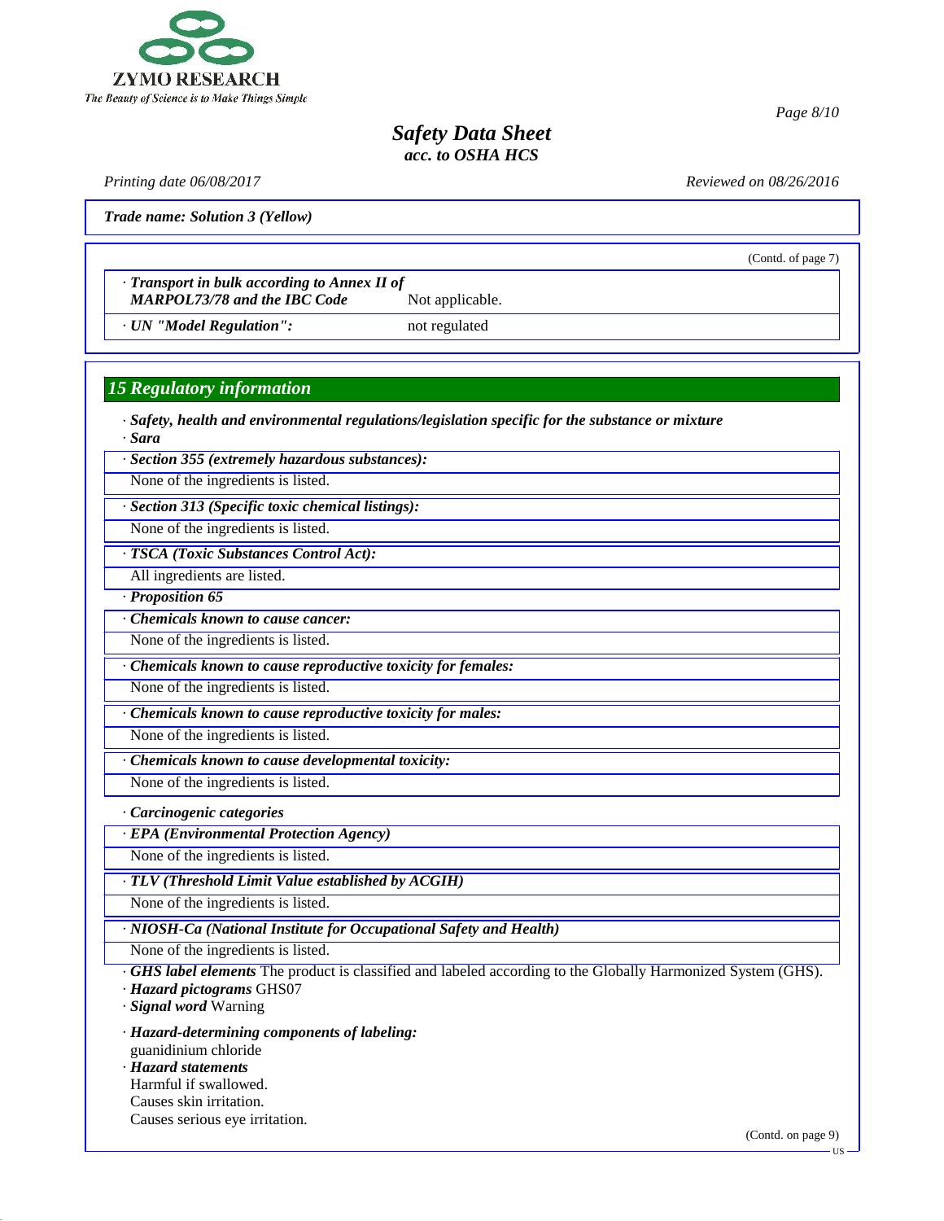*Safety Data Sheet*
*acc. to OSHA HCS*

*Printing date 06/08/2017* *Reviewed on 08/26/2016*

***Trade name: Solution 3 (Yellow)***

(Contd. of page 7)

| | |
|---|---|
| · ***Transport in bulk according to Annex II of MARPOL73/78 and the IBC Code*** | Not applicable. |
| · ***UN "Model Regulation":*** | not regulated |

## *15 Regulatory information*

· ***Safety, health and environmental regulations/legislation specific for the substance or mixture***
· ***Sara***

· ***Section 355 (extremely hazardous substances):***
None of the ingredients is listed.

· ***Section 313 (Specific toxic chemical listings):***
None of the ingredients is listed.

· ***TSCA (Toxic Substances Control Act):***
All ingredients are listed.

· ***Proposition 65***

· ***Chemicals known to cause cancer:***
None of the ingredients is listed.

· ***Chemicals known to cause reproductive toxicity for females:***
None of the ingredients is listed.

· ***Chemicals known to cause reproductive toxicity for males:***
None of the ingredients is listed.

· ***Chemicals known to cause developmental toxicity:***
None of the ingredients is listed.

· ***Carcinogenic categories***

· ***EPA (Environmental Protection Agency)***
None of the ingredients is listed.

· ***TLV (Threshold Limit Value established by ACGIH)***
None of the ingredients is listed.

· ***NIOSH-Ca (National Institute for Occupational Safety and Health)***
None of the ingredients is listed.

· ***GHS label elements*** The product is classified and labeled according to the Globally Harmonized System (GHS).
· ***Hazard pictograms*** GHS07
· ***Signal word*** Warning

· ***Hazard-determining components of labeling:***
guanidinium chloride
· ***Hazard statements***
Harmful if swallowed.
Causes skin irritation.
Causes serious eye irritation.

(Contd. on page 9)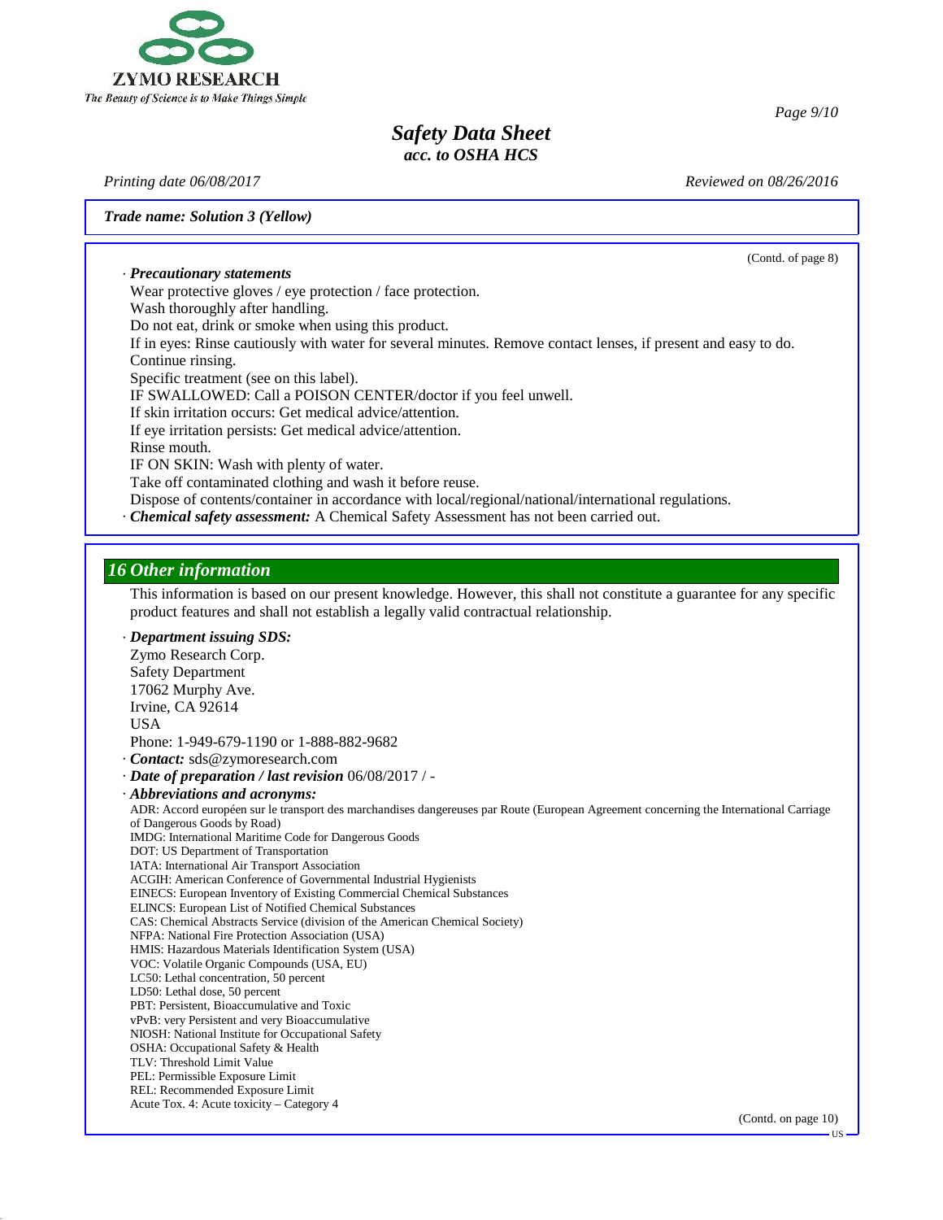(Contd. of page 8)

· ***Precautionary statements***
Wear protective gloves / eye protection / face protection.
Wash thoroughly after handling.
Do not eat, drink or smoke when using this product.
If in eyes: Rinse cautiously with water for several minutes. Remove contact lenses, if present and easy to do. Continue rinsing.
Specific treatment (see on this label).
IF SWALLOWED: Call a POISON CENTER/doctor if you feel unwell.
If skin irritation occurs: Get medical advice/attention.
If eye irritation persists: Get medical advice/attention.
Rinse mouth.
IF ON SKIN: Wash with plenty of water.
Take off contaminated clothing and wash it before reuse.
Dispose of contents/container in accordance with local/regional/national/international regulations.
· ***Chemical safety assessment:*** A Chemical Safety Assessment has not been carried out.

## *16 Other information*

This information is based on our present knowledge. However, this shall not constitute a guarantee for any specific product features and shall not establish a legally valid contractual relationship.

· ***Department issuing SDS:***
Zymo Research Corp.
Safety Department
17062 Murphy Ave.
Irvine, CA 92614
USA
Phone: 1-949-679-1190 or 1-888-882-9682
· ***Contact:*** sds@zymoresearch.com
· ***Date of preparation / last revision*** 06/08/2017 / -
· ***Abbreviations and acronyms:***
ADR: Accord européen sur le transport des marchandises dangereuses par Route (European Agreement concerning the International Carriage of Dangerous Goods by Road)
IMDG: International Maritime Code for Dangerous Goods
DOT: US Department of Transportation
IATA: International Air Transport Association
ACGIH: American Conference of Governmental Industrial Hygienists
EINECS: European Inventory of Existing Commercial Chemical Substances
ELINCS: European List of Notified Chemical Substances
CAS: Chemical Abstracts Service (division of the American Chemical Society)
NFPA: National Fire Protection Association (USA)
HMIS: Hazardous Materials Identification System (USA)
VOC: Volatile Organic Compounds (USA, EU)
LC50: Lethal concentration, 50 percent
LD50: Lethal dose, 50 percent
PBT: Persistent, Bioaccumulative and Toxic
vPvB: very Persistent and very Bioaccumulative
NIOSH: National Institute for Occupational Safety
OSHA: Occupational Safety & Health
TLV: Threshold Limit Value
PEL: Permissible Exposure Limit
REL: Recommended Exposure Limit
Acute Tox. 4: Acute toxicity – Category 4

(Contd. on page 10)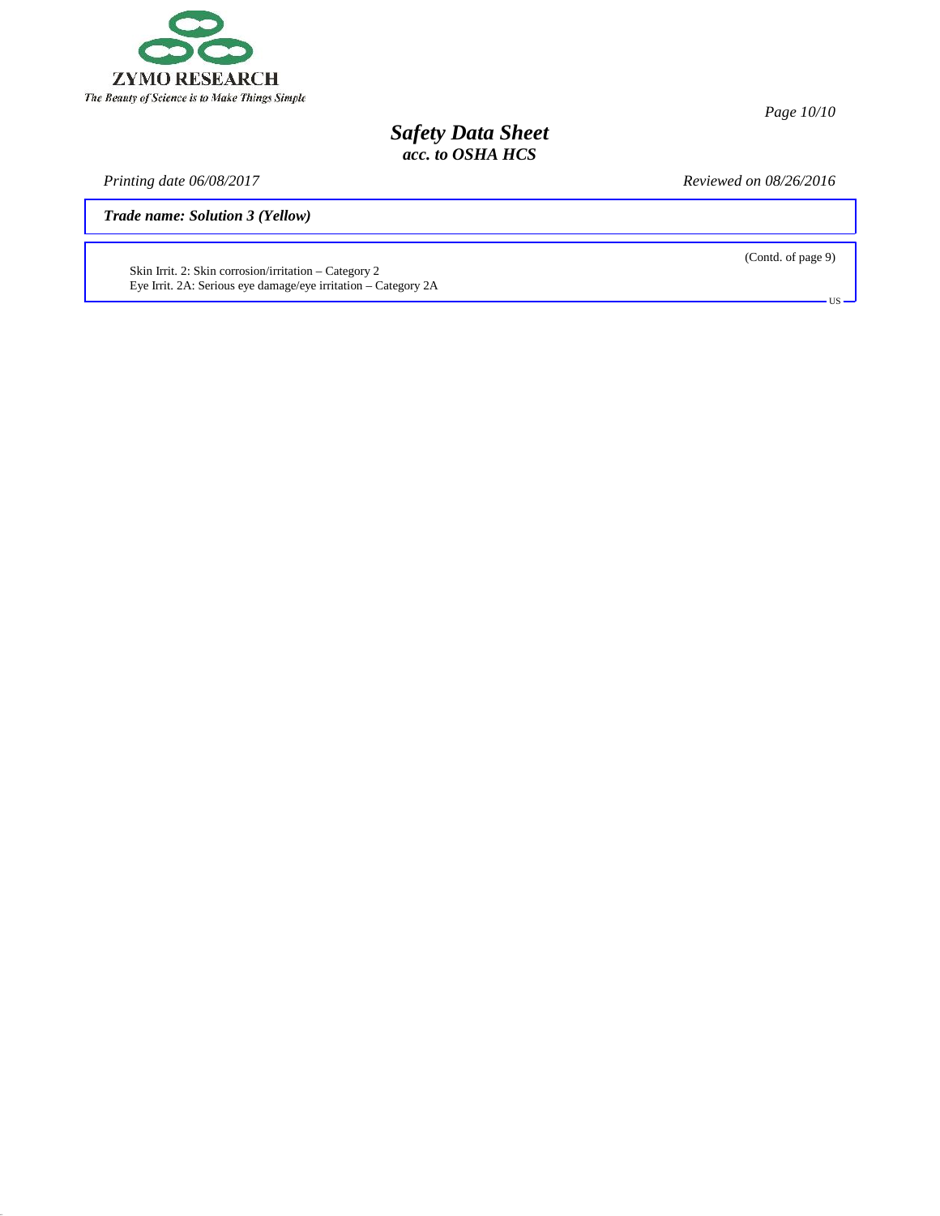Skin Irrit. 2: Skin corrosion/irritation – Category 2
Eye Irrit. 2A: Serious eye damage/eye irritation – Category 2A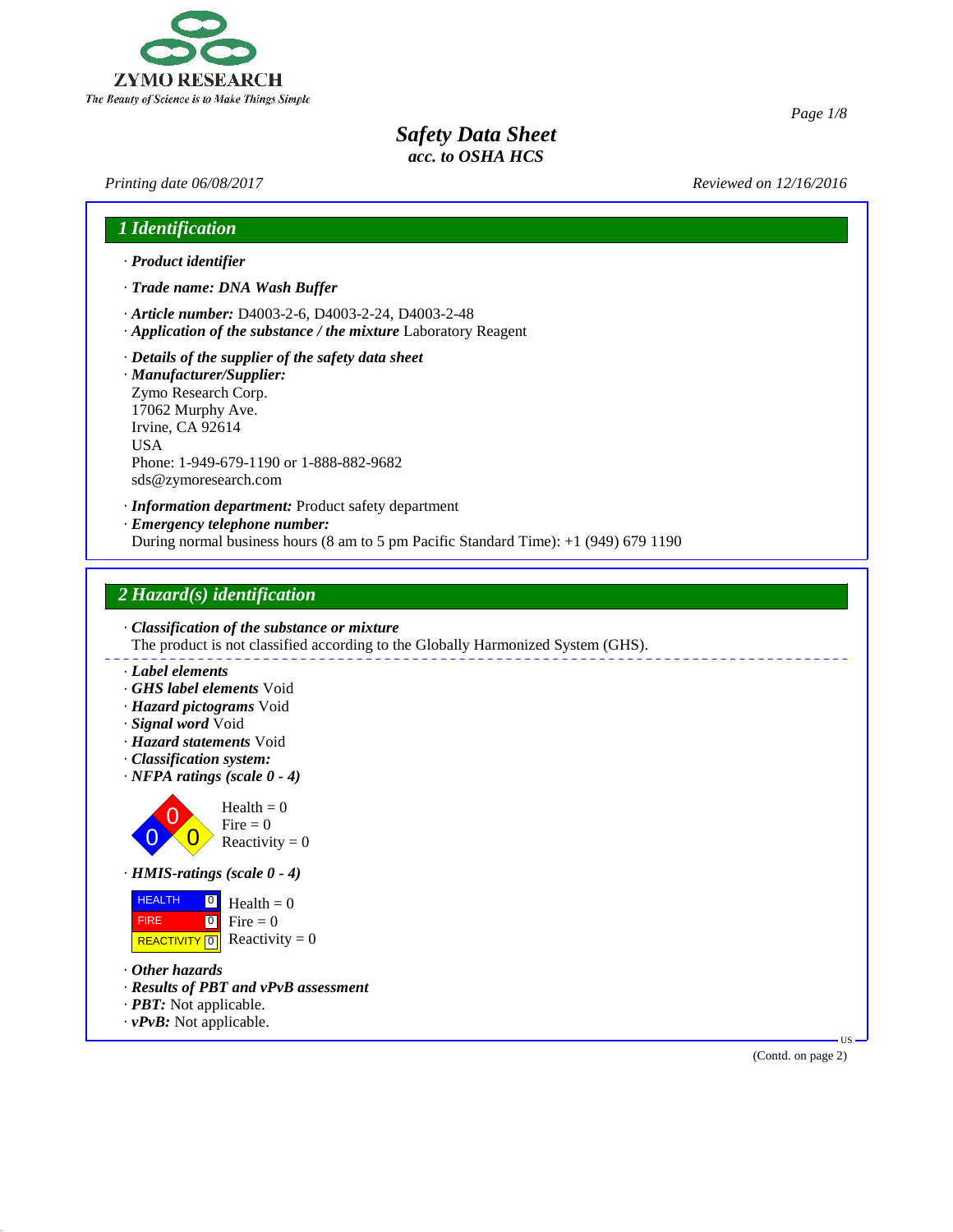# Safety Data Sheet
## acc. to OSHA HCS

*Printing date 06/08/2017* *Reviewed on 12/16/2016*

## 1 Identification

· ***Product identifier***

· ***Trade name: DNA Wash Buffer***

· ***Article number:*** D4003-2-6, D4003-2-24, D4003-2-48
· ***Application of the substance / the mixture*** Laboratory Reagent

· ***Details of the supplier of the safety data sheet***
· ***Manufacturer/Supplier:***
Zymo Research Corp.
17062 Murphy Ave.
Irvine, CA 92614
USA
Phone: 1-949-679-1190 or 1-888-882-9682
sds@zymoresearch.com

· ***Information department:*** Product safety department
· ***Emergency telephone number:***
During normal business hours (8 am to 5 pm Pacific Standard Time): +1 (949) 679 1190

## 2 Hazard(s) identification

· ***Classification of the substance or mixture***
The product is not classified according to the Globally Harmonized System (GHS).

· ***Label elements***
· ***GHS label elements*** Void
· ***Hazard pictograms*** Void
· ***Signal word*** Void
· ***Hazard statements*** Void
· ***Classification system:***
· ***NFPA ratings (scale 0 - 4)***

Health = 0
Fire = 0
Reactivity = 0

· ***HMIS-ratings (scale 0 - 4)***

| | | |
|---|---|---|
| HEALTH | 0 | Health = 0 |
| FIRE | 0 | Fire = 0 |
| REACTIVITY | 0 | Reactivity = 0 |

· ***Other hazards***
· ***Results of PBT and vPvB assessment***
· ***PBT:*** Not applicable.
· ***vPvB:*** Not applicable.

(Contd. on page 2)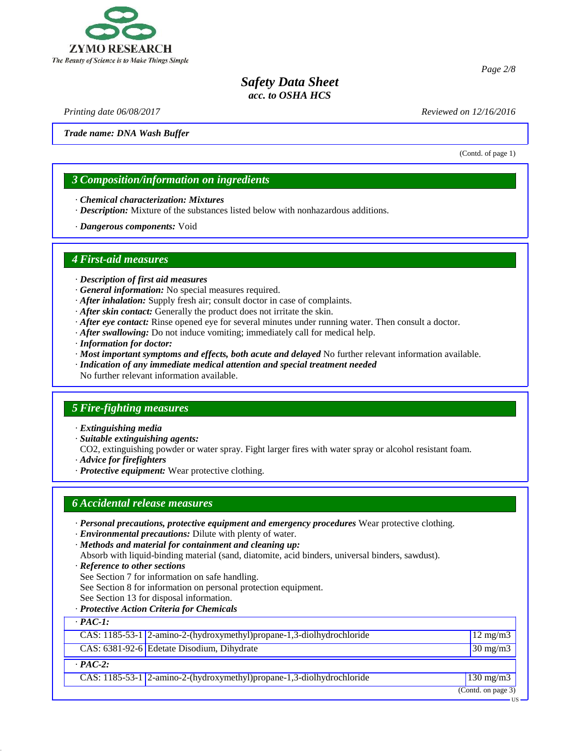**Safety Data Sheet**
***acc. to OSHA HCS***

*Printing date 06/08/2017* *Reviewed on 12/16/2016*

***Trade name: DNA Wash Buffer***

(Contd. of page 1)

## 3 Composition/information on ingredients

- ***Chemical characterization: Mixtures***
- ***Description:*** Mixture of the substances listed below with nonhazardous additions.
- ***Dangerous components:*** Void

## 4 First-aid measures

- ***Description of first aid measures***
- ***General information:*** No special measures required.
- ***After inhalation:*** Supply fresh air; consult doctor in case of complaints.
- ***After skin contact:*** Generally the product does not irritate the skin.
- ***After eye contact:*** Rinse opened eye for several minutes under running water. Then consult a doctor.
- ***After swallowing:*** Do not induce vomiting; immediately call for medical help.
- ***Information for doctor:***
- ***Most important symptoms and effects, both acute and delayed*** No further relevant information available.
- ***Indication of any immediate medical attention and special treatment needed***
  No further relevant information available.

## 5 Fire-fighting measures

- ***Extinguishing media***
- ***Suitable extinguishing agents:***
  $CO_2$, extinguishing powder or water spray. Fight larger fires with water spray or alcohol resistant foam.
- ***Advice for firefighters***
- ***Protective equipment:*** Wear protective clothing.

## 6 Accidental release measures

- ***Personal precautions, protective equipment and emergency procedures*** Wear protective clothing.
- ***Environmental precautions:*** Dilute with plenty of water.
- ***Methods and material for containment and cleaning up:***
  Absorb with liquid-binding material (sand, diatomite, acid binders, universal binders, sawdust).
- ***Reference to other sections***
  See Section 7 for information on safe handling.
  See Section 8 for information on personal protection equipment.
  See Section 13 for disposal information.
- ***Protective Action Criteria for Chemicals***

| · ***PAC-1:*** | | |
|---|---|---|
| CAS: 1185-53-1 | 2-amino-2-(hydroxymethyl)propane-1,3-diolhydrochloride | 12 mg/m3 |
| CAS: 6381-92-6 | Edetate Disodium, Dihydrate | 30 mg/m3 |
| · ***PAC-2:*** | | |
| CAS: 1185-53-1 | 2-amino-2-(hydroxymethyl)propane-1,3-diolhydrochloride | 130 mg/m3 |

(Contd. on page 3)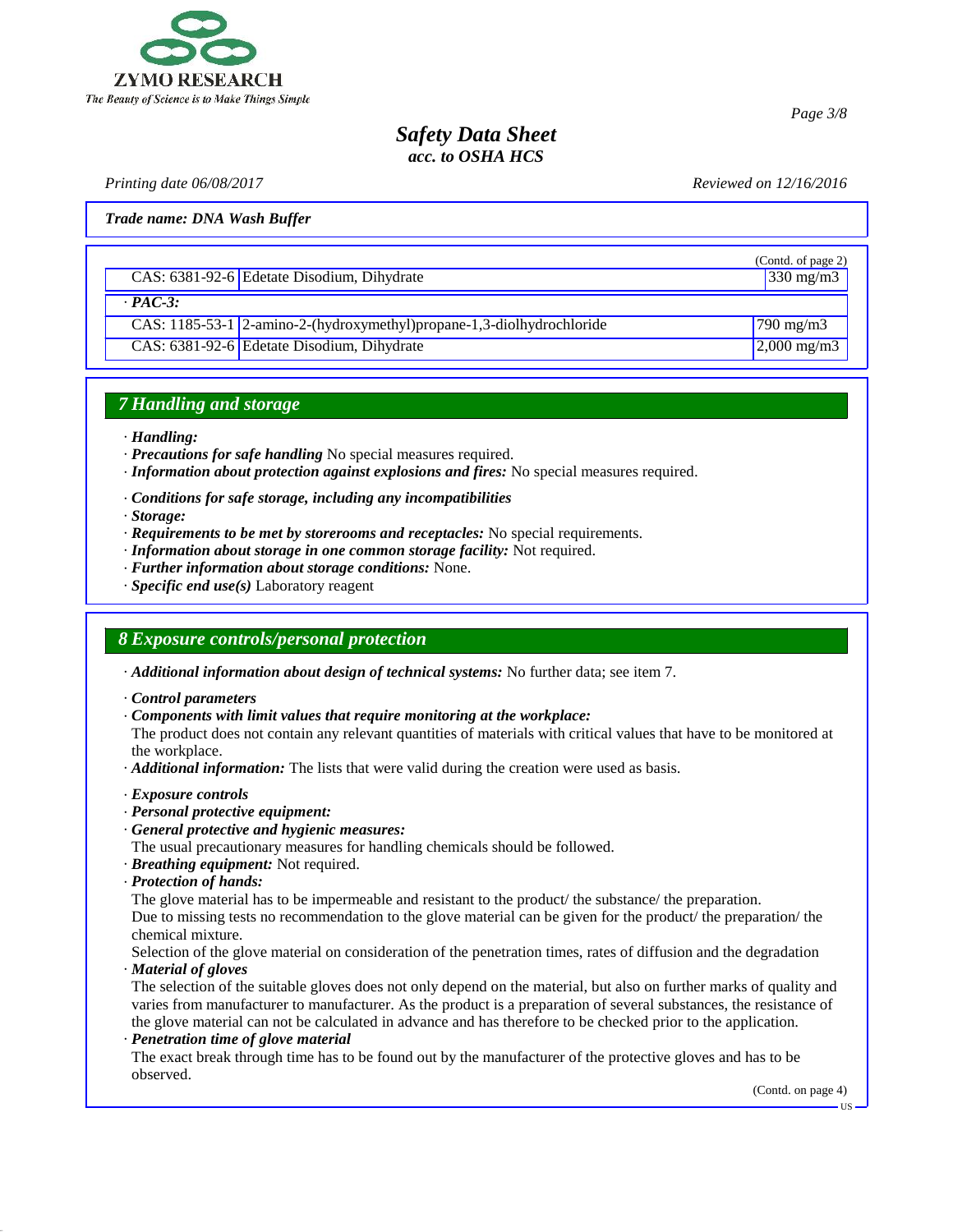*Trade name: DNA Wash Buffer*

(Contd. of page 2)

| | | |
|---|---|---|
| CAS: 6381-92-6 | Edetate Disodium, Dihydrate | 330 mg/m3 |
| · ***PAC-3:*** | | |
| CAS: 1185-53-1 | 2-amino-2-(hydroxymethyl)propane-1,3-diolhydrochloride | 790 mg/m3 |
| CAS: 6381-92-6 | Edetate Disodium, Dihydrate | 2,000 mg/m3 |

## 7 Handling and storage

· ***Handling:***
· ***Precautions for safe handling*** No special measures required.
· ***Information about protection against explosions and fires:*** No special measures required.

· ***Conditions for safe storage, including any incompatibilities***
· ***Storage:***
· ***Requirements to be met by storerooms and receptacles:*** No special requirements.
· ***Information about storage in one common storage facility:*** Not required.
· ***Further information about storage conditions:*** None.
· ***Specific end use(s)*** Laboratory reagent

## 8 Exposure controls/personal protection

· ***Additional information about design of technical systems:*** No further data; see item 7.

· ***Control parameters***
· ***Components with limit values that require monitoring at the workplace:***
The product does not contain any relevant quantities of materials with critical values that have to be monitored at the workplace.
· ***Additional information:*** The lists that were valid during the creation were used as basis.

· ***Exposure controls***
· ***Personal protective equipment:***
· ***General protective and hygienic measures:***
The usual precautionary measures for handling chemicals should be followed.
· ***Breathing equipment:*** Not required.
· ***Protection of hands:***
The glove material has to be impermeable and resistant to the product/ the substance/ the preparation.
Due to missing tests no recommendation to the glove material can be given for the product/ the preparation/ the chemical mixture.
Selection of the glove material on consideration of the penetration times, rates of diffusion and the degradation
· ***Material of gloves***
The selection of the suitable gloves does not only depend on the material, but also on further marks of quality and varies from manufacturer to manufacturer. As the product is a preparation of several substances, the resistance of the glove material can not be calculated in advance and has therefore to be checked prior to the application.
· ***Penetration time of glove material***
The exact break through time has to be found out by the manufacturer of the protective gloves and has to be observed.

(Contd. on page 4)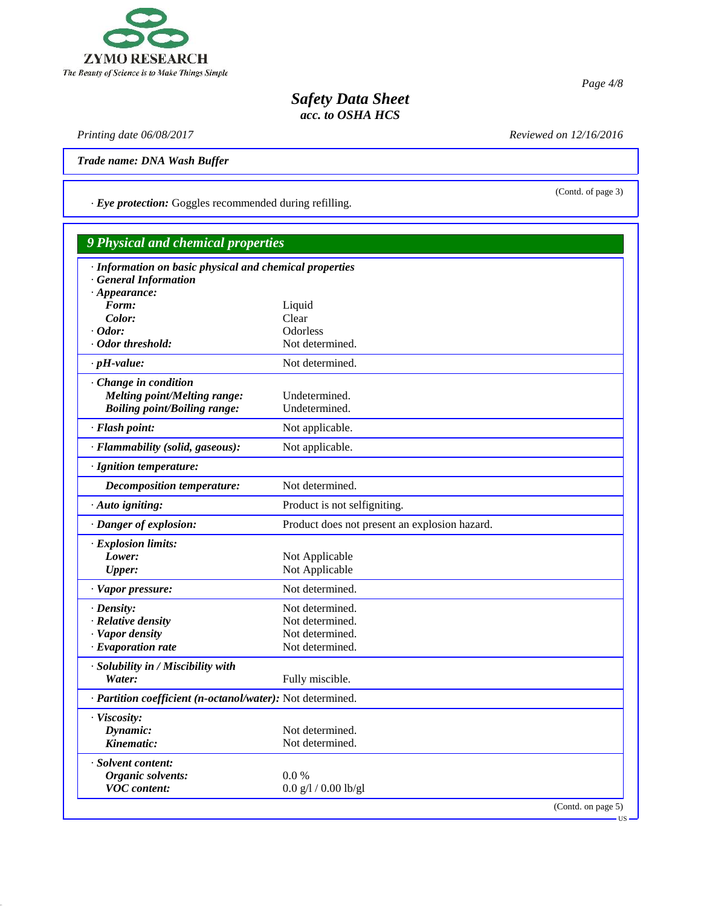**Trade name: DNA Wash Buffer**

(Contd. of page 3)

· ***Eye protection:*** Goggles recommended during refilling.

## 9 Physical and chemical properties

| | |
|---|---|
| · ***Information on basic physical and chemical properties*** | |
| · ***General Information*** | |
| · ***Appearance:*** | |
| ***Form:*** | Liquid |
| ***Color:*** | Clear |
| · ***Odor:*** | Odorless |
| · ***Odor threshold:*** | Not determined. |
| · ***pH-value:*** | Not determined. |
| · ***Change in condition*** | |
| ***Melting point/Melting range:*** | Undetermined. |
| ***Boiling point/Boiling range:*** | Undetermined. |
| · ***Flash point:*** | Not applicable. |
| · ***Flammability (solid, gaseous):*** | Not applicable. |
| · ***Ignition temperature:*** | |
| ***Decomposition temperature:*** | Not determined. |
| · ***Auto igniting:*** | Product is not selfigniting. |
| · ***Danger of explosion:*** | Product does not present an explosion hazard. |
| · ***Explosion limits:*** | |
| ***Lower:*** | Not Applicable |
| ***Upper:*** | Not Applicable |
| · ***Vapor pressure:*** | Not determined. |
| · ***Density:*** | Not determined. |
| · ***Relative density*** | Not determined. |
| · ***Vapor density*** | Not determined. |
| · ***Evaporation rate*** | Not determined. |
| · ***Solubility in / Miscibility with*** | |
| ***Water:*** | Fully miscible. |
| · ***Partition coefficient (n-octanol/water):*** | Not determined. |
| · ***Viscosity:*** | |
| ***Dynamic:*** | Not determined. |
| ***Kinematic:*** | Not determined. |
| · ***Solvent content:*** | |
| ***Organic solvents:*** | 0.0 % |
| ***VOC content:*** | 0.0 g/l / 0.00 lb/gl |

(Contd. on page 5)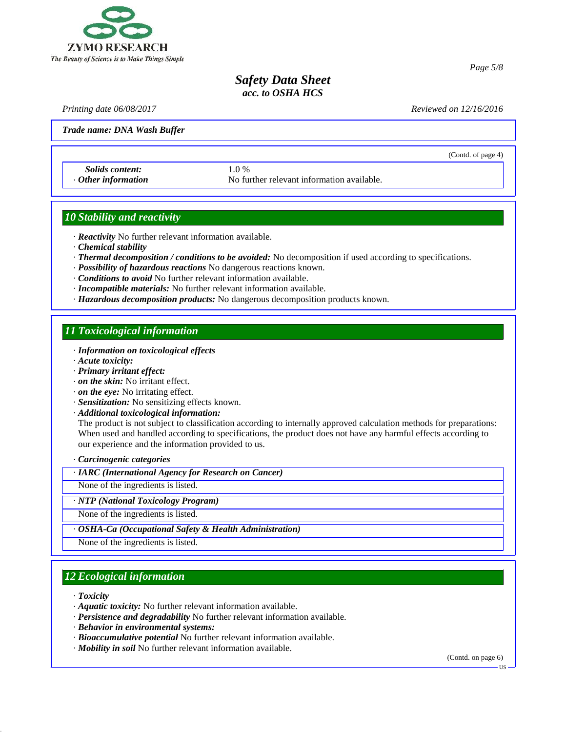**Trade name: DNA Wash Buffer**

(Contd. of page 4)

| | |
|---|---|
| *Solids content:* | 1.0 % |
| · *Other information* | No further relevant information available. |

## 10 Stability and reactivity

· ***Reactivity*** No further relevant information available.
· ***Chemical stability***
· ***Thermal decomposition / conditions to be avoided:*** No decomposition if used according to specifications.
· ***Possibility of hazardous reactions*** No dangerous reactions known.
· ***Conditions to avoid*** No further relevant information available.
· ***Incompatible materials:*** No further relevant information available.
· ***Hazardous decomposition products:*** No dangerous decomposition products known.

## 11 Toxicological information

· ***Information on toxicological effects***
· ***Acute toxicity:***
· ***Primary irritant effect:***
· ***on the skin:*** No irritant effect.
· ***on the eye:*** No irritating effect.
· ***Sensitization:*** No sensitizing effects known.
· ***Additional toxicological information:***
The product is not subject to classification according to internally approved calculation methods for preparations:
When used and handled according to specifications, the product does not have any harmful effects according to our experience and the information provided to us.

· ***Carcinogenic categories***

· ***IARC (International Agency for Research on Cancer)***

None of the ingredients is listed.

· ***NTP (National Toxicology Program)***

None of the ingredients is listed.

· ***OSHA-Ca (Occupational Safety & Health Administration)***

None of the ingredients is listed.

## 12 Ecological information

· ***Toxicity***
· ***Aquatic toxicity:*** No further relevant information available.
· ***Persistence and degradability*** No further relevant information available.
· ***Behavior in environmental systems:***
· ***Bioaccumulative potential*** No further relevant information available.
· ***Mobility in soil*** No further relevant information available.

(Contd. on page 6)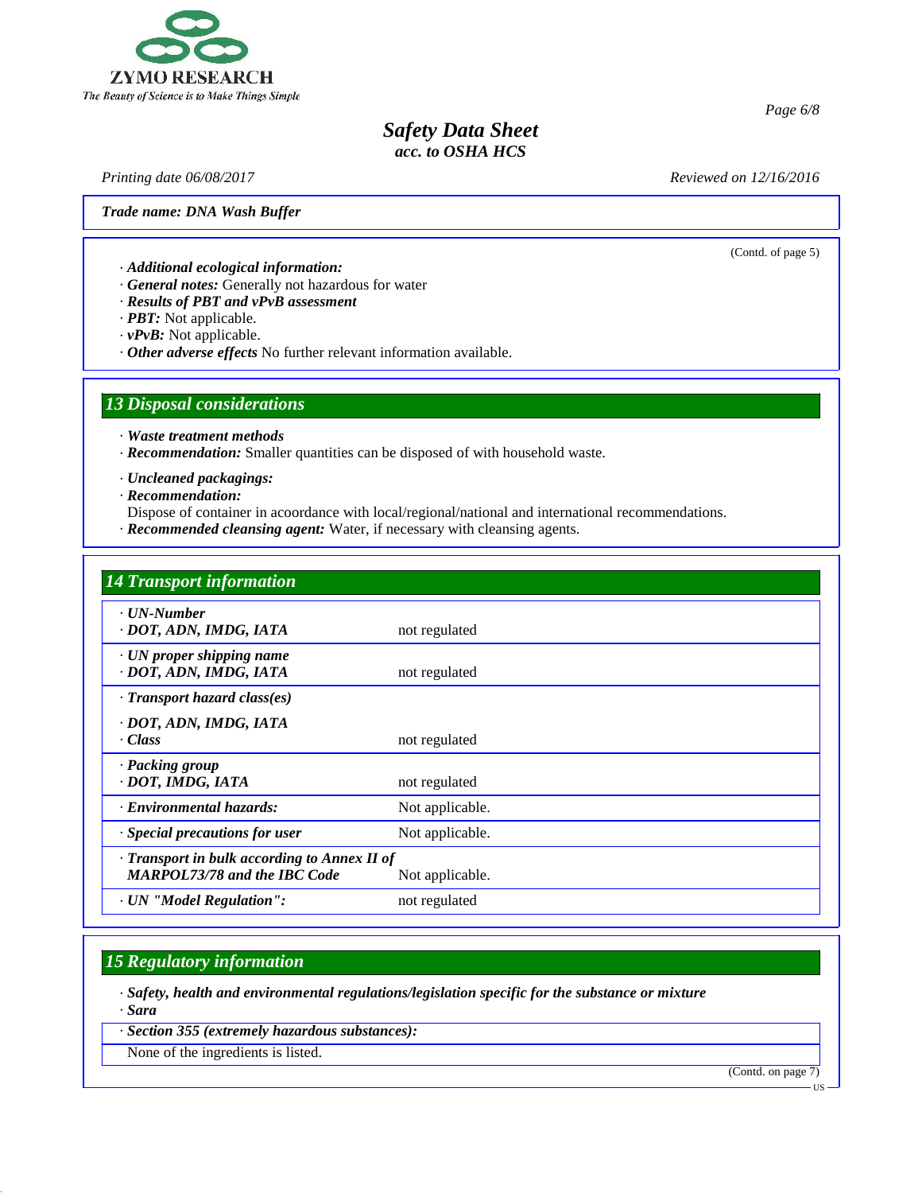**Trade name: DNA Wash Buffer**

(Contd. of page 5)

· ***Additional ecological information:***
· ***General notes:*** Generally not hazardous for water
· ***Results of PBT and vPvB assessment***
· ***PBT:*** Not applicable.
· ***vPvB:*** Not applicable.
· ***Other adverse effects*** No further relevant information available.

## 13 Disposal considerations

· ***Waste treatment methods***
· ***Recommendation:*** Smaller quantities can be disposed of with household waste.

· ***Uncleaned packagings:***
· ***Recommendation:***
Dispose of container in acoordance with local/regional/national and international recommendations.
· ***Recommended cleansing agent:*** Water, if necessary with cleansing agents.

## 14 Transport information

| | |
|---|---|
| · ***UN-Number***<br>· ***DOT, ADN, IMDG, IATA*** | not regulated |
| · ***UN proper shipping name***<br>· ***DOT, ADN, IMDG, IATA*** | not regulated |
| · ***Transport hazard class(es)***<br>· ***DOT, ADN, IMDG, IATA***<br>· ***Class*** | not regulated |
| · ***Packing group***<br>· ***DOT, IMDG, IATA*** | not regulated |
| · ***Environmental hazards:*** | Not applicable. |
| · ***Special precautions for user*** | Not applicable. |
| · ***Transport in bulk according to Annex II of MARPOL73/78 and the IBC Code*** | Not applicable. |
| · ***UN "Model Regulation":*** | not regulated |

## 15 Regulatory information

· ***Safety, health and environmental regulations/legislation specific for the substance or mixture***
· ***Sara***

· ***Section 355 (extremely hazardous substances):***
None of the ingredients is listed.

(Contd. on page 7)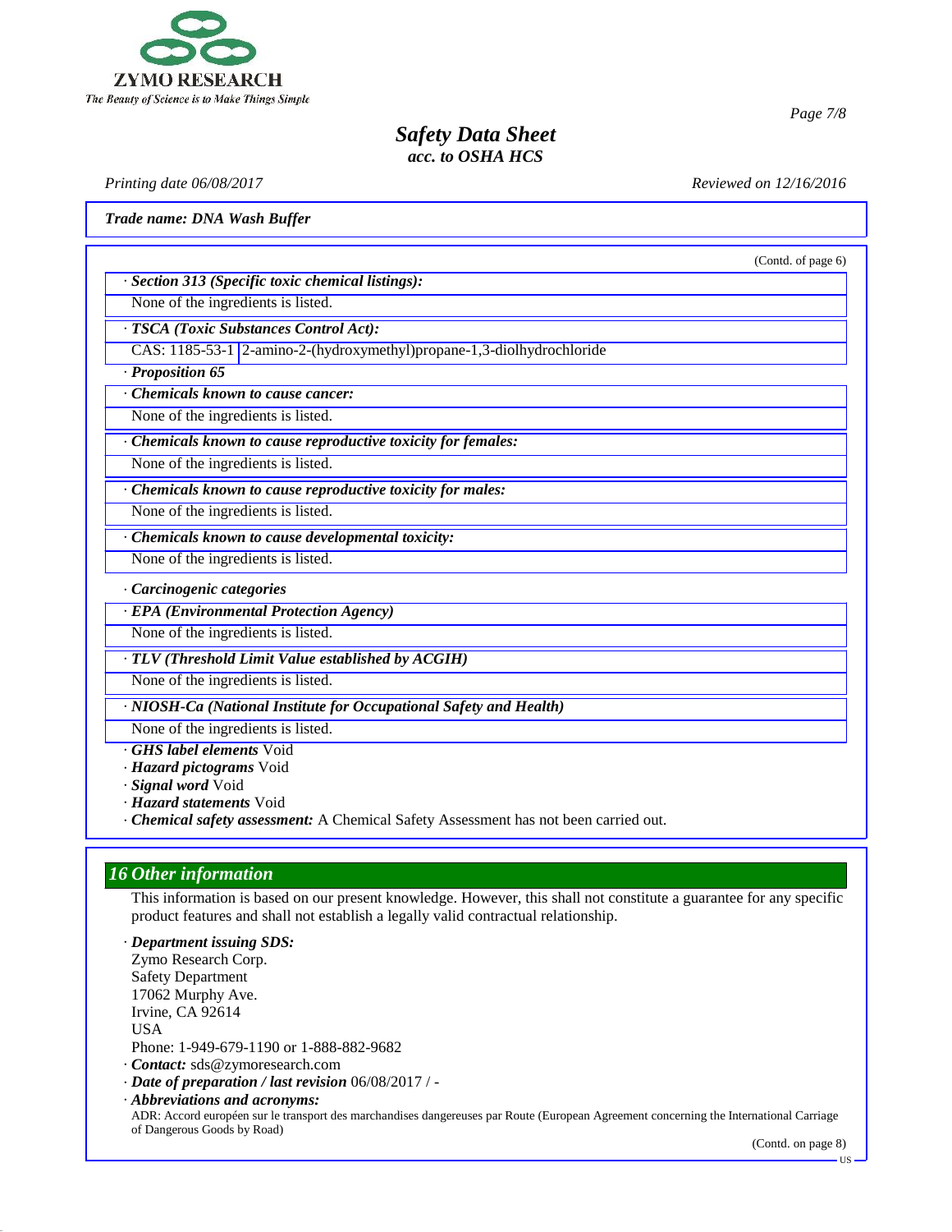(Contd. of page 6)

· *Section 313 (Specific toxic chemical listings):*

None of the ingredients is listed.

· *TSCA (Toxic Substances Control Act):*

| CAS: 1185-53-1 | 2-amino-2-(hydroxymethyl)propane-1,3-diolhydrochloride |
|---|---|

· *Proposition 65*

· *Chemicals known to cause cancer:*

None of the ingredients is listed.

· *Chemicals known to cause reproductive toxicity for females:*

None of the ingredients is listed.

· *Chemicals known to cause reproductive toxicity for males:*

None of the ingredients is listed.

· *Chemicals known to cause developmental toxicity:*

None of the ingredients is listed.

· *Carcinogenic categories*

· *EPA (Environmental Protection Agency)*

None of the ingredients is listed.

· *TLV (Threshold Limit Value established by ACGIH)*

None of the ingredients is listed.

· *NIOSH-Ca (National Institute for Occupational Safety and Health)*

None of the ingredients is listed.

· ***GHS label elements*** Void
· ***Hazard pictograms*** Void
· ***Signal word*** Void
· ***Hazard statements*** Void
· ***Chemical safety assessment:*** A Chemical Safety Assessment has not been carried out.

## 16 Other information

This information is based on our present knowledge. However, this shall not constitute a guarantee for any specific product features and shall not establish a legally valid contractual relationship.

· ***Department issuing SDS:***
Zymo Research Corp.
Safety Department
17062 Murphy Ave.
Irvine, CA 92614
USA
Phone: 1-949-679-1190 or 1-888-882-9682

· ***Contact:*** sds@zymoresearch.com
· ***Date of preparation / last revision*** 06/08/2017 / -
· ***Abbreviations and acronyms:***
ADR: Accord européen sur le transport des marchandises dangereuses par Route (European Agreement concerning the International Carriage of Dangerous Goods by Road)

(Contd. on page 8)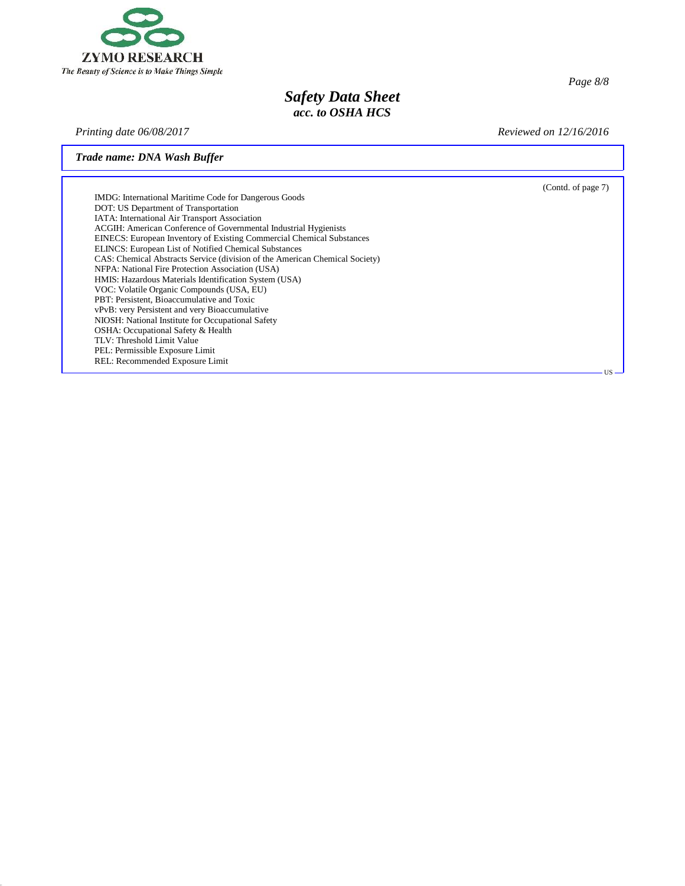*Trade name: DNA Wash Buffer*

(Contd. of page 7)

IMDG: International Maritime Code for Dangerous Goods
DOT: US Department of Transportation
IATA: International Air Transport Association
ACGIH: American Conference of Governmental Industrial Hygienists
EINECS: European Inventory of Existing Commercial Chemical Substances
ELINCS: European List of Notified Chemical Substances
CAS: Chemical Abstracts Service (division of the American Chemical Society)
NFPA: National Fire Protection Association (USA)
HMIS: Hazardous Materials Identification System (USA)
VOC: Volatile Organic Compounds (USA, EU)
PBT: Persistent, Bioaccumulative and Toxic
vPvB: very Persistent and very Bioaccumulative
NIOSH: National Institute for Occupational Safety
OSHA: Occupational Safety & Health
TLV: Threshold Limit Value
PEL: Permissible Exposure Limit
REL: Recommended Exposure Limit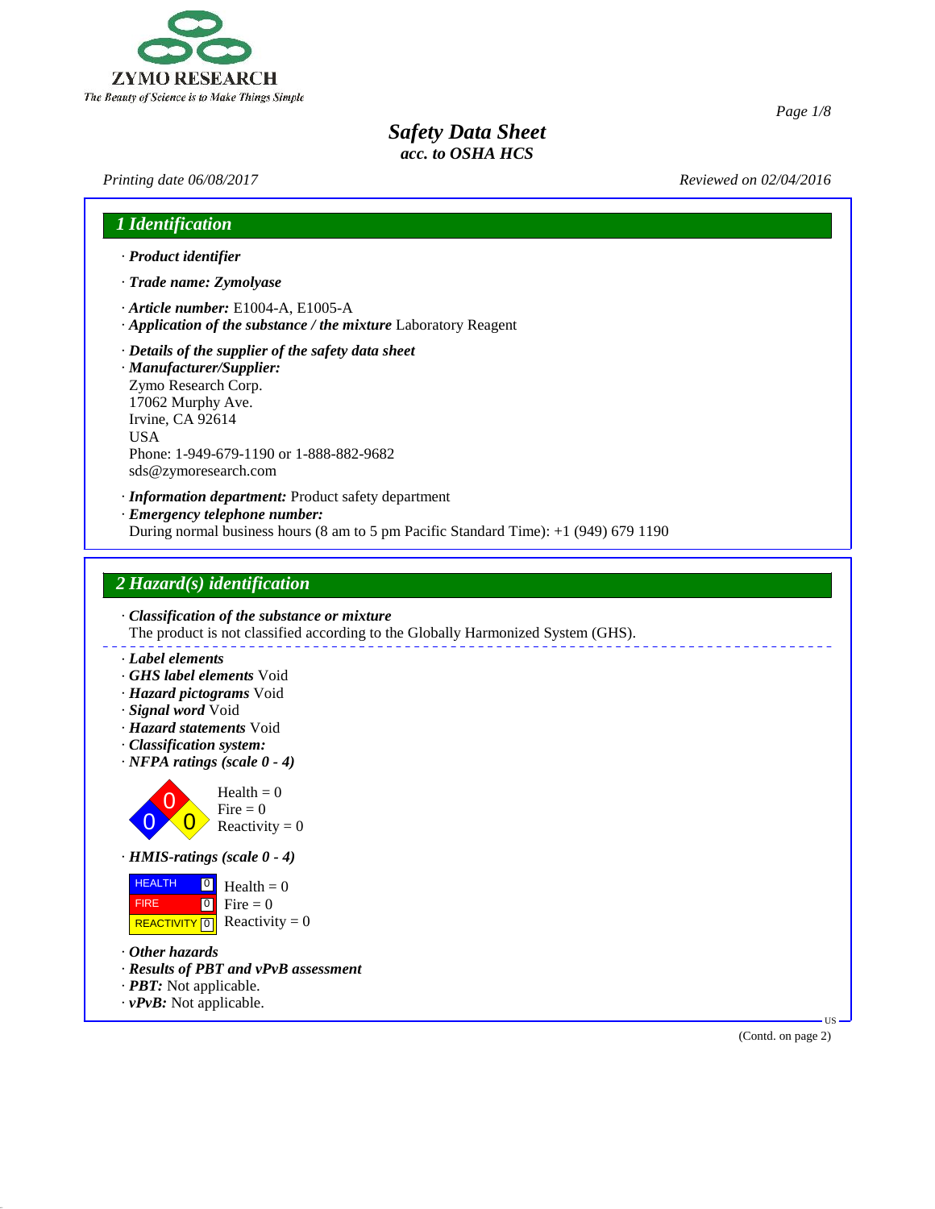# Safety Data Sheet
## acc. to OSHA HCS

*Printing date 06/08/2017* *Reviewed on 02/04/2016*

## 1 Identification

· ***Product identifier***

· ***Trade name: Zymolyase***

· ***Article number:*** E1004-A, E1005-A
· ***Application of the substance / the mixture*** Laboratory Reagent

· ***Details of the supplier of the safety data sheet***
· ***Manufacturer/Supplier:***
Zymo Research Corp.
17062 Murphy Ave.
Irvine, CA 92614
USA
Phone: 1-949-679-1190 or 1-888-882-9682
sds@zymoresearch.com

· ***Information department:*** Product safety department
· ***Emergency telephone number:***
During normal business hours (8 am to 5 pm Pacific Standard Time): +1 (949) 679 1190

## 2 Hazard(s) identification

· ***Classification of the substance or mixture***
The product is not classified according to the Globally Harmonized System (GHS).

· ***Label elements***
· ***GHS label elements*** Void
· ***Hazard pictograms*** Void
· ***Signal word*** Void
· ***Hazard statements*** Void
· ***Classification system:***
· ***NFPA ratings (scale 0 - 4)***

Health = 0
Fire = 0
Reactivity = 0

· ***HMIS-ratings (scale 0 - 4)***

| | | |
|---|---|---|
| HEALTH | 0 | Health = 0 |
| FIRE | 0 | Fire = 0 |
| REACTIVITY | 0 | Reactivity = 0 |

· ***Other hazards***
· ***Results of PBT and vPvB assessment***
· ***PBT:*** Not applicable.
· ***vPvB:*** Not applicable.

(Contd. on page 2)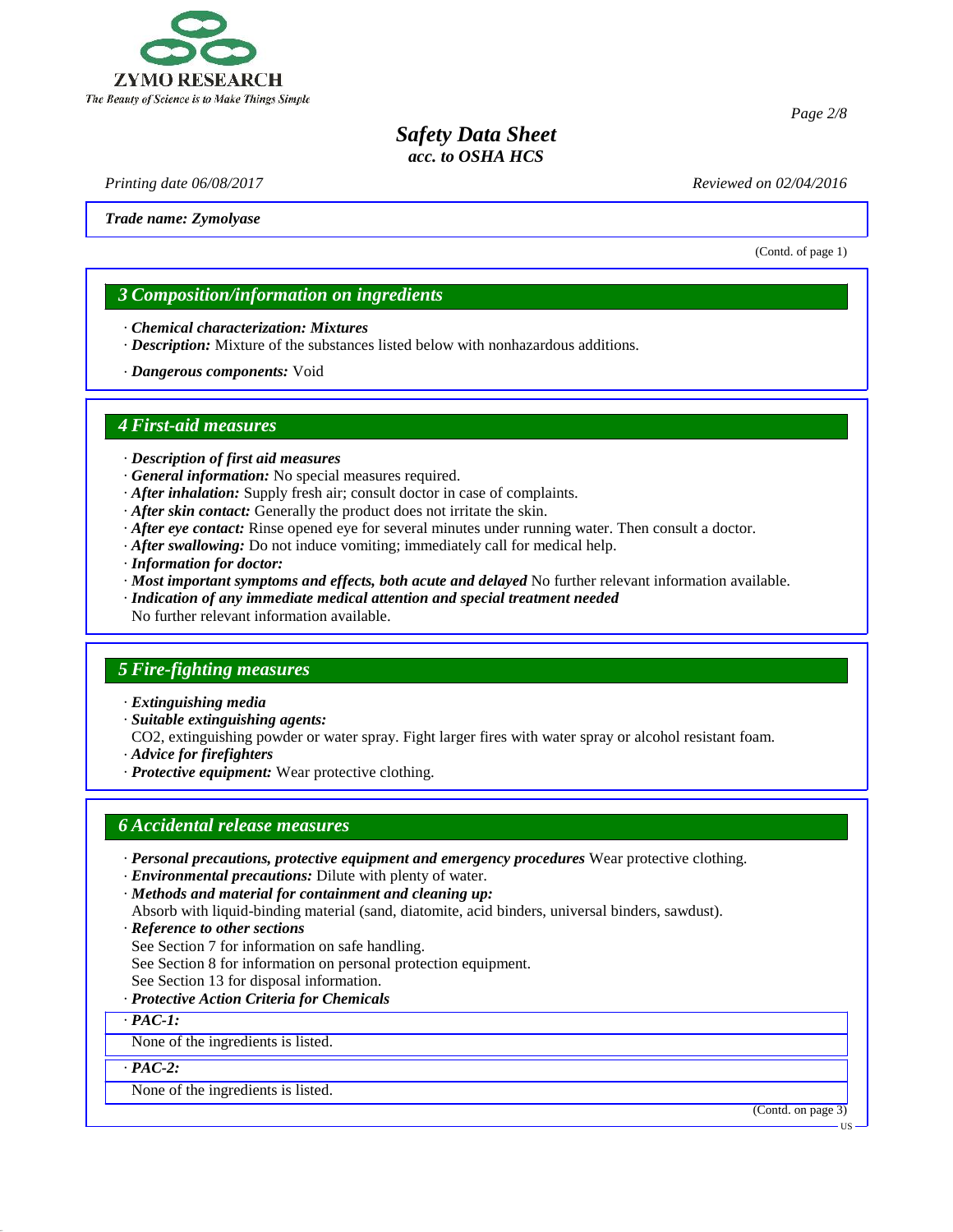*Trade name: Zymolyase*

(Contd. of page 1)

## 3 Composition/information on ingredients

· ***Chemical characterization: Mixtures***
· ***Description:*** Mixture of the substances listed below with nonhazardous additions.

· ***Dangerous components:*** Void

## 4 First-aid measures

· ***Description of first aid measures***
· ***General information:*** No special measures required.
· ***After inhalation:*** Supply fresh air; consult doctor in case of complaints.
· ***After skin contact:*** Generally the product does not irritate the skin.
· ***After eye contact:*** Rinse opened eye for several minutes under running water. Then consult a doctor.
· ***After swallowing:*** Do not induce vomiting; immediately call for medical help.
· ***Information for doctor:***
· ***Most important symptoms and effects, both acute and delayed*** No further relevant information available.
· ***Indication of any immediate medical attention and special treatment needed***
No further relevant information available.

## 5 Fire-fighting measures

· ***Extinguishing media***
· ***Suitable extinguishing agents:***
$CO_2$, extinguishing powder or water spray. Fight larger fires with water spray or alcohol resistant foam.
· ***Advice for firefighters***
· ***Protective equipment:*** Wear protective clothing.

## 6 Accidental release measures

· ***Personal precautions, protective equipment and emergency procedures*** Wear protective clothing.
· ***Environmental precautions:*** Dilute with plenty of water.
· ***Methods and material for containment and cleaning up:***
Absorb with liquid-binding material (sand, diatomite, acid binders, universal binders, sawdust).
· ***Reference to other sections***
See Section 7 for information on safe handling.
See Section 8 for information on personal protection equipment.
See Section 13 for disposal information.
· ***Protective Action Criteria for Chemicals***

· ***PAC-1:***

None of the ingredients is listed.

· ***PAC-2:***

None of the ingredients is listed.

(Contd. on page 3)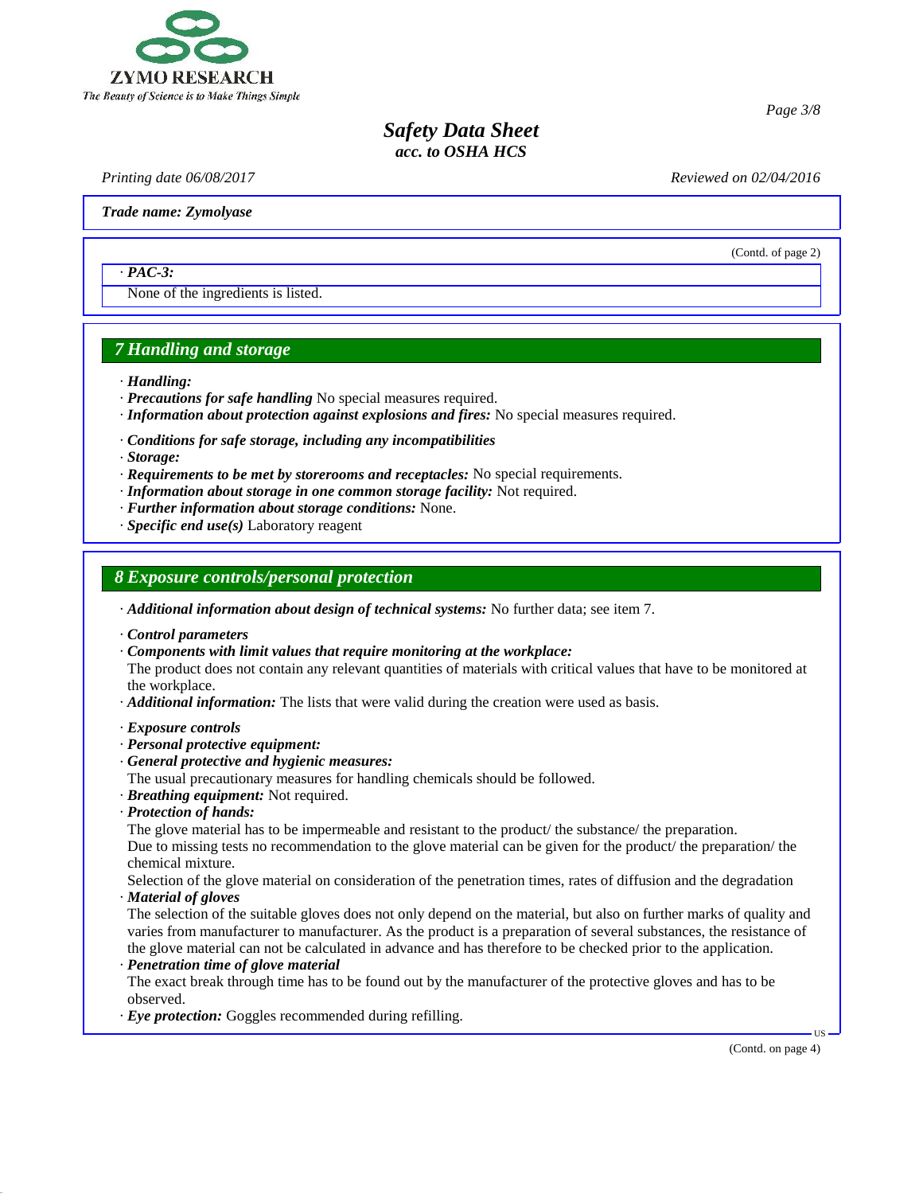Trade name: Zymolyase

(Contd. of page 2)

· **PAC-3:**

None of the ingredients is listed.

## 7 Handling and storage

· ***Handling:***
· ***Precautions for safe handling*** No special measures required.
· ***Information about protection against explosions and fires:*** No special measures required.

· ***Conditions for safe storage, including any incompatibilities***
· ***Storage:***
· ***Requirements to be met by storerooms and receptacles:*** No special requirements.
· ***Information about storage in one common storage facility:*** Not required.
· ***Further information about storage conditions:*** None.
· ***Specific end use(s)*** Laboratory reagent

## 8 Exposure controls/personal protection

· ***Additional information about design of technical systems:*** No further data; see item 7.

· ***Control parameters***
· ***Components with limit values that require monitoring at the workplace:***
The product does not contain any relevant quantities of materials with critical values that have to be monitored at the workplace.
· ***Additional information:*** The lists that were valid during the creation were used as basis.

· ***Exposure controls***
· ***Personal protective equipment:***
· ***General protective and hygienic measures:***
The usual precautionary measures for handling chemicals should be followed.
· ***Breathing equipment:*** Not required.
· ***Protection of hands:***
The glove material has to be impermeable and resistant to the product/ the substance/ the preparation.
Due to missing tests no recommendation to the glove material can be given for the product/ the preparation/ the chemical mixture.
Selection of the glove material on consideration of the penetration times, rates of diffusion and the degradation
· ***Material of gloves***
The selection of the suitable gloves does not only depend on the material, but also on further marks of quality and varies from manufacturer to manufacturer. As the product is a preparation of several substances, the resistance of the glove material can not be calculated in advance and has therefore to be checked prior to the application.
· ***Penetration time of glove material***
The exact break through time has to be found out by the manufacturer of the protective gloves and has to be observed.
· ***Eye protection:*** Goggles recommended during refilling.

(Contd. on page 4)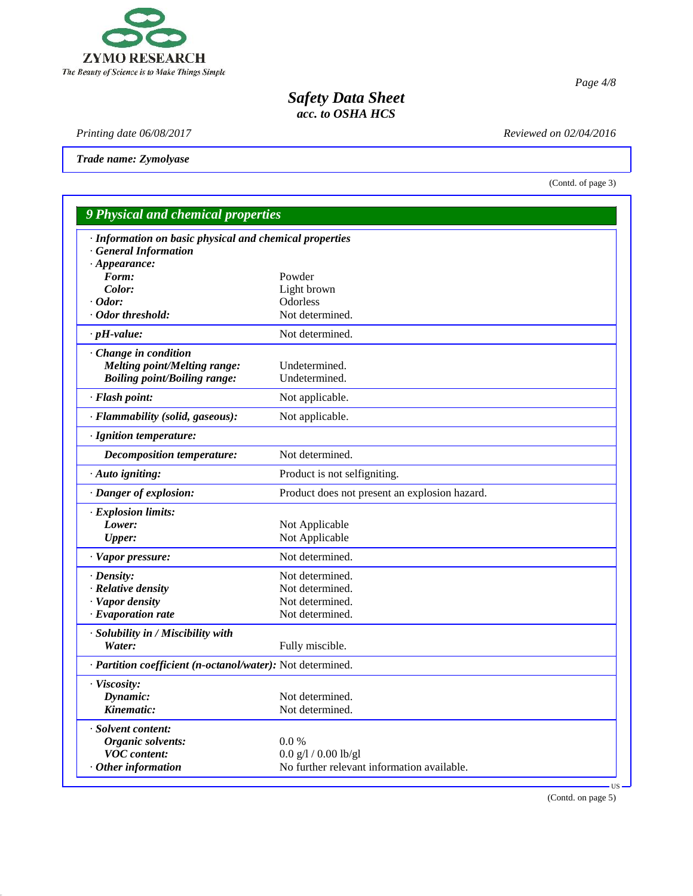*Trade name: Zymolyase*

(Contd. of page 3)

## 9 Physical and chemical properties

| | |
|---|---|
| **· Information on basic physical and chemical properties** | |
| **· General Information** | |
| **· Appearance:** | |
| **Form:** | Powder |
| **Color:** | Light brown |
| **· Odor:** | Odorless |
| **· Odor threshold:** | Not determined. |
| **· pH-value:** | Not determined. |
| **· Change in condition** | |
| **Melting point/Melting range:** | Undetermined. |
| **Boiling point/Boiling range:** | Undetermined. |
| **· Flash point:** | Not applicable. |
| **· Flammability (solid, gaseous):** | Not applicable. |
| **· Ignition temperature:** | |
| **Decomposition temperature:** | Not determined. |
| **· Auto igniting:** | Product is not selfigniting. |
| **· Danger of explosion:** | Product does not present an explosion hazard. |
| **· Explosion limits:** | |
| **Lower:** | Not Applicable |
| **Upper:** | Not Applicable |
| **· Vapor pressure:** | Not determined. |
| **· Density:** | Not determined. |
| **· Relative density** | Not determined. |
| **· Vapor density** | Not determined. |
| **· Evaporation rate** | Not determined. |
| **· Solubility in / Miscibility with** | |
| **Water:** | Fully miscible. |
| **· Partition coefficient (n-octanol/water):** | Not determined. |
| **· Viscosity:** | |
| **Dynamic:** | Not determined. |
| **Kinematic:** | Not determined. |
| **· Solvent content:** | |
| **Organic solvents:** | 0.0 % |
| **VOC content:** | 0.0 g/l / 0.00 lb/gl |
| **· Other information** | No further relevant information available. |

US

(Contd. on page 5)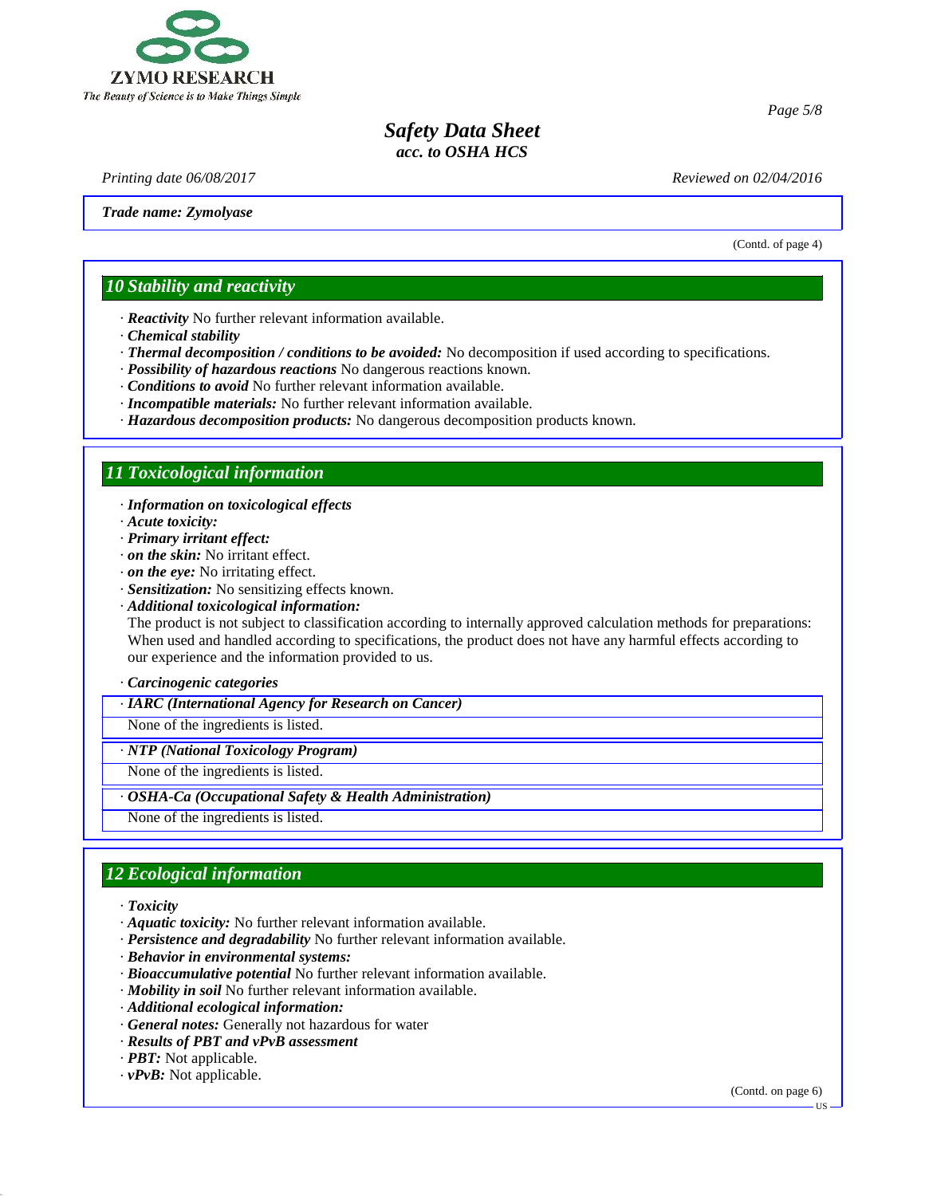Trade name: Zymolyase

(Contd. of page 4)

## 10 Stability and reactivity

· ***Reactivity*** No further relevant information available.
· ***Chemical stability***
· ***Thermal decomposition / conditions to be avoided:*** No decomposition if used according to specifications.
· ***Possibility of hazardous reactions*** No dangerous reactions known.
· ***Conditions to avoid*** No further relevant information available.
· ***Incompatible materials:*** No further relevant information available.
· ***Hazardous decomposition products:*** No dangerous decomposition products known.

## 11 Toxicological information

· ***Information on toxicological effects***
· ***Acute toxicity:***
· ***Primary irritant effect:***
· ***on the skin:*** No irritant effect.
· ***on the eye:*** No irritating effect.
· ***Sensitization:*** No sensitizing effects known.
· ***Additional toxicological information:***
The product is not subject to classification according to internally approved calculation methods for preparations: When used and handled according to specifications, the product does not have any harmful effects according to our experience and the information provided to us.

· ***Carcinogenic categories***

· ***IARC (International Agency for Research on Cancer)***

None of the ingredients is listed.

· ***NTP (National Toxicology Program)***

None of the ingredients is listed.

· ***OSHA-Ca (Occupational Safety & Health Administration)***

None of the ingredients is listed.

## 12 Ecological information

· ***Toxicity***
· ***Aquatic toxicity:*** No further relevant information available.
· ***Persistence and degradability*** No further relevant information available.
· ***Behavior in environmental systems:***
· ***Bioaccumulative potential*** No further relevant information available.
· ***Mobility in soil*** No further relevant information available.
· ***Additional ecological information:***
· ***General notes:*** Generally not hazardous for water
· ***Results of PBT and vPvB assessment***
· ***PBT:*** Not applicable.
· ***vPvB:*** Not applicable.

(Contd. on page 6)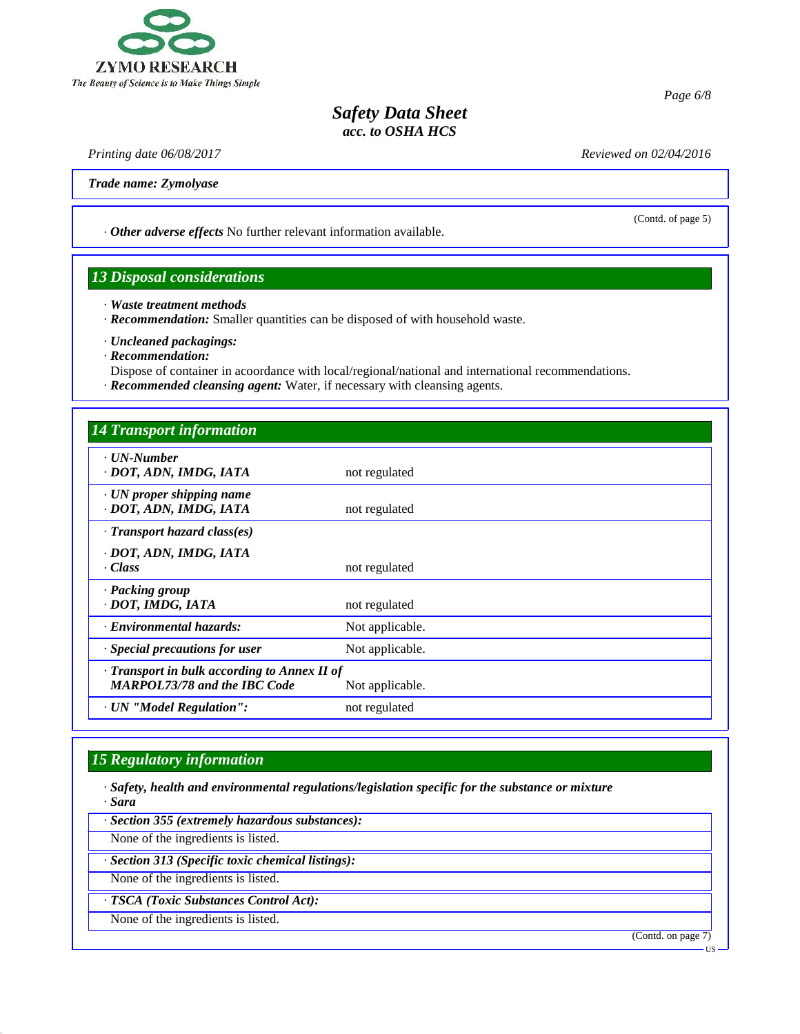**Trade name: Zymolyase**

(Contd. of page 5)

· ***Other adverse effects*** No further relevant information available.

## 13 Disposal considerations

· ***Waste treatment methods***
· ***Recommendation:*** Smaller quantities can be disposed of with household waste.

· ***Uncleaned packagings:***
· ***Recommendation:***
Dispose of container in acoordance with local/regional/national and international recommendations.
· ***Recommended cleansing agent:*** Water, if necessary with cleansing agents.

## 14 Transport information

| | |
|---|---|
| · ***UN-Number*** · ***DOT, ADN, IMDG, IATA*** | not regulated |
| · ***UN proper shipping name*** · ***DOT, ADN, IMDG, IATA*** | not regulated |
| · ***Transport hazard class(es)*** · ***DOT, ADN, IMDG, IATA*** · ***Class*** | not regulated |
| · ***Packing group*** · ***DOT, IMDG, IATA*** | not regulated |
| · ***Environmental hazards:*** | Not applicable. |
| · ***Special precautions for user*** | Not applicable. |
| · ***Transport in bulk according to Annex II of MARPOL73/78 and the IBC Code*** | Not applicable. |
| · ***UN "Model Regulation":*** | not regulated |

## 15 Regulatory information

· ***Safety, health and environmental regulations/legislation specific for the substance or mixture***
· ***Sara***

· ***Section 355 (extremely hazardous substances):***
None of the ingredients is listed.

· ***Section 313 (Specific toxic chemical listings):***
None of the ingredients is listed.

· ***TSCA (Toxic Substances Control Act):***
None of the ingredients is listed.

(Contd. on page 7)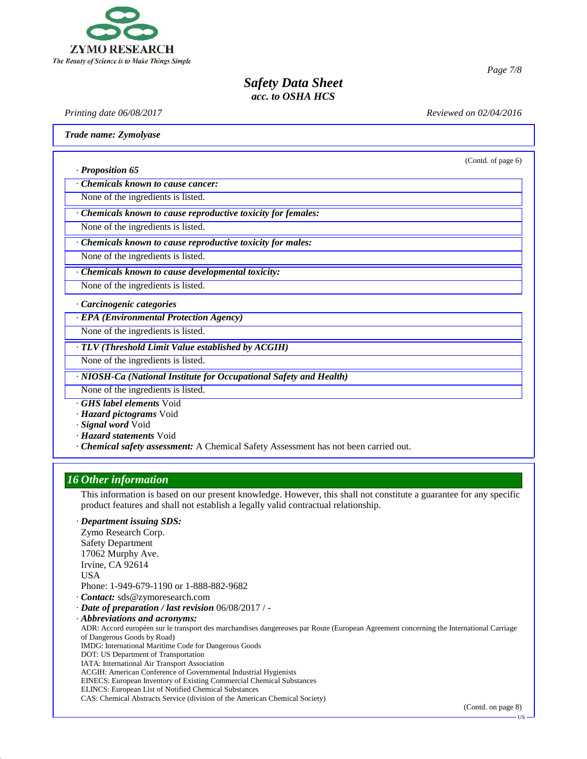(Contd. of page 6)

· **Proposition 65**

· **Chemicals known to cause cancer:**

None of the ingredients is listed.

· **Chemicals known to cause reproductive toxicity for females:**

None of the ingredients is listed.

· **Chemicals known to cause reproductive toxicity for males:**

None of the ingredients is listed.

· **Chemicals known to cause developmental toxicity:**

None of the ingredients is listed.

· **Carcinogenic categories**

· **EPA (Environmental Protection Agency)**

None of the ingredients is listed.

· **TLV (Threshold Limit Value established by ACGIH)**

None of the ingredients is listed.

· **NIOSH-Ca (National Institute for Occupational Safety and Health)**

None of the ingredients is listed.

· **GHS label elements** Void
· **Hazard pictograms** Void
· **Signal word** Void
· **Hazard statements** Void
· **Chemical safety assessment:** A Chemical Safety Assessment has not been carried out.

## 16 Other information

This information is based on our present knowledge. However, this shall not constitute a guarantee for any specific product features and shall not establish a legally valid contractual relationship.

· **Department issuing SDS:**
Zymo Research Corp.
Safety Department
17062 Murphy Ave.
Irvine, CA 92614
USA
Phone: 1-949-679-1190 or 1-888-882-9682

· **Contact:** sds@zymoresearch.com
· **Date of preparation / last revision** 06/08/2017 / -
· **Abbreviations and acronyms:**
ADR: Accord européen sur le transport des marchandises dangereuses par Route (European Agreement concerning the International Carriage of Dangerous Goods by Road)
IMDG: International Maritime Code for Dangerous Goods
DOT: US Department of Transportation
IATA: International Air Transport Association
ACGIH: American Conference of Governmental Industrial Hygienists
EINECS: European Inventory of Existing Commercial Chemical Substances
ELINCS: European List of Notified Chemical Substances
CAS: Chemical Abstracts Service (division of the American Chemical Society)

(Contd. on page 8)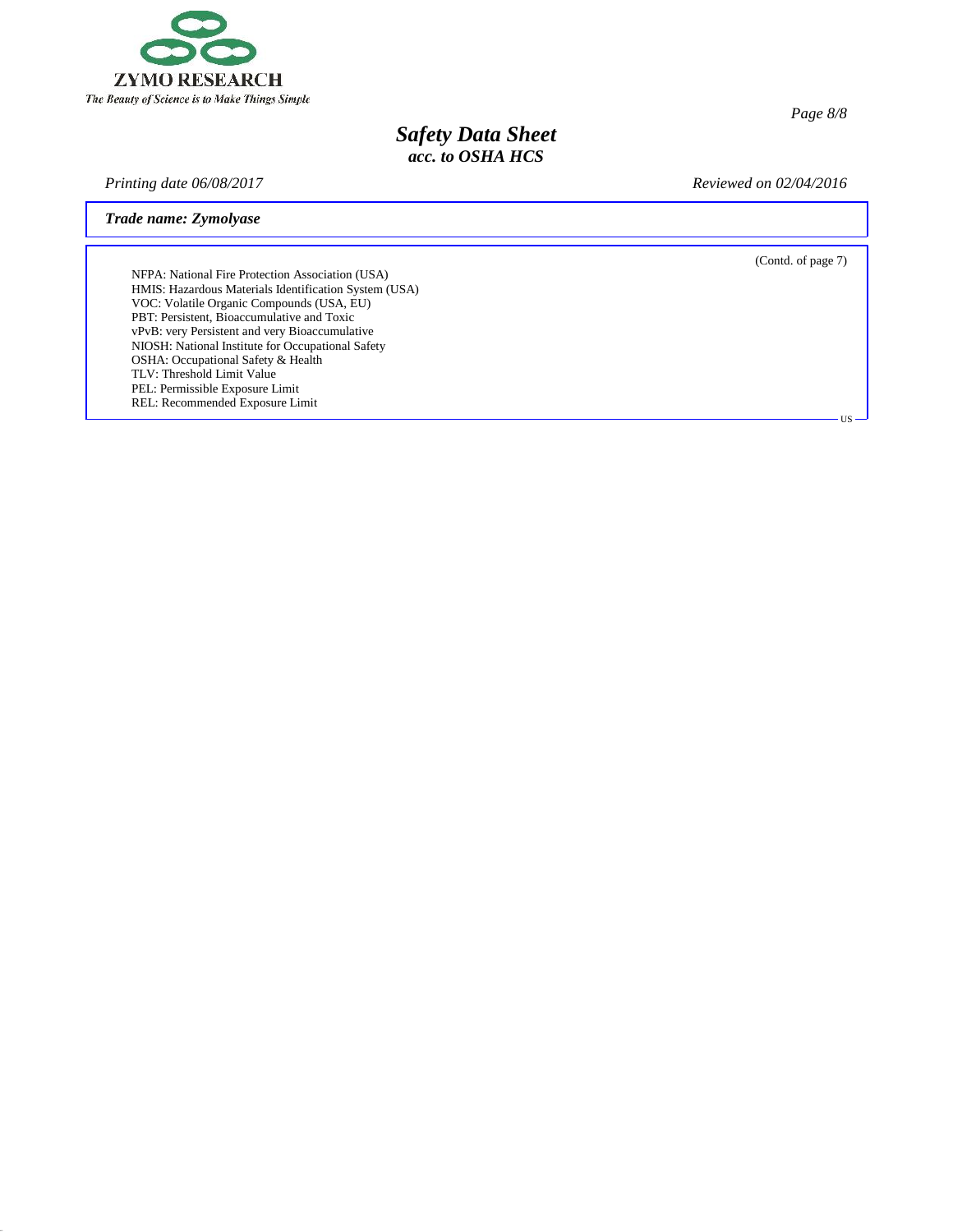**Trade name: Zymolyase**

(Contd. of page 7)

NFPA: National Fire Protection Association (USA)
HMIS: Hazardous Materials Identification System (USA)
VOC: Volatile Organic Compounds (USA, EU)
PBT: Persistent, Bioaccumulative and Toxic
vPvB: very Persistent and very Bioaccumulative
NIOSH: National Institute for Occupational Safety
OSHA: Occupational Safety & Health
TLV: Threshold Limit Value
PEL: Permissible Exposure Limit
REL: Recommended Exposure Limit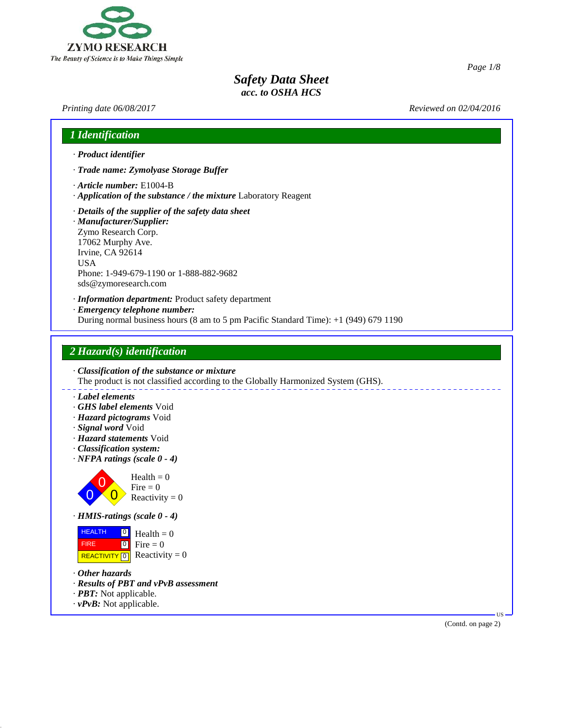# Safety Data Sheet
*acc. to OSHA HCS*

*Printing date 06/08/2017* *Reviewed on 02/04/2016*

## 1 Identification

· ***Product identifier***

· ***Trade name: Zymolyase Storage Buffer***

· ***Article number:*** E1004-B
· ***Application of the substance / the mixture*** Laboratory Reagent

· ***Details of the supplier of the safety data sheet***
· ***Manufacturer/Supplier:***
Zymo Research Corp.
17062 Murphy Ave.
Irvine, CA 92614
USA
Phone: 1-949-679-1190 or 1-888-882-9682
sds@zymoresearch.com

· ***Information department:*** Product safety department
· ***Emergency telephone number:***
During normal business hours (8 am to 5 pm Pacific Standard Time): +1 (949) 679 1190

## 2 Hazard(s) identification

· ***Classification of the substance or mixture***
The product is not classified according to the Globally Harmonized System (GHS).

· ***Label elements***
· ***GHS label elements*** Void
· ***Hazard pictograms*** Void
· ***Signal word*** Void
· ***Hazard statements*** Void
· ***Classification system:***
· ***NFPA ratings (scale 0 - 4)***

Health = 0
Fire = 0
Reactivity = 0

· ***HMIS-ratings (scale 0 - 4)***

| | | |
|---|---|---|
| HEALTH | 0 | Health = 0 |
| FIRE | 0 | Fire = 0 |
| REACTIVITY | 0 | Reactivity = 0 |

· ***Other hazards***
· ***Results of PBT and vPvB assessment***
· ***PBT:*** Not applicable.
· ***vPvB:*** Not applicable.

(Contd. on page 2)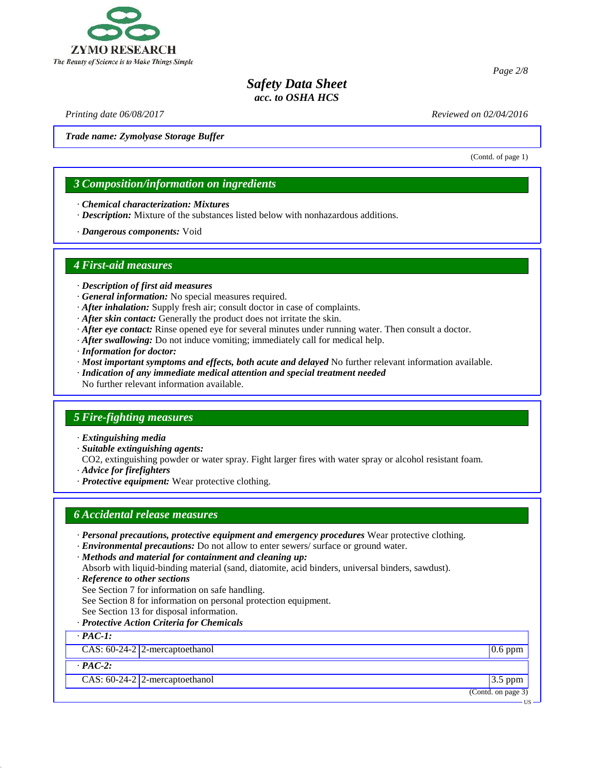**Trade name: Zymolyase Storage Buffer**

(Contd. of page 1)

## 3 Composition/information on ingredients

· **Chemical characterization: Mixtures**
· **Description:** Mixture of the substances listed below with nonhazardous additions.

· **Dangerous components:** Void

## 4 First-aid measures

· **Description of first aid measures**
· **General information:** No special measures required.
· **After inhalation:** Supply fresh air; consult doctor in case of complaints.
· **After skin contact:** Generally the product does not irritate the skin.
· **After eye contact:** Rinse opened eye for several minutes under running water. Then consult a doctor.
· **After swallowing:** Do not induce vomiting; immediately call for medical help.
· **Information for doctor:**
· **Most important symptoms and effects, both acute and delayed** No further relevant information available.
· **Indication of any immediate medical attention and special treatment needed**
No further relevant information available.

## 5 Fire-fighting measures

· **Extinguishing media**
· **Suitable extinguishing agents:**
$CO_2$, extinguishing powder or water spray. Fight larger fires with water spray or alcohol resistant foam.
· **Advice for firefighters**
· **Protective equipment:** Wear protective clothing.

## 6 Accidental release measures

· **Personal precautions, protective equipment and emergency procedures** Wear protective clothing.
· **Environmental precautions:** Do not allow to enter sewers/ surface or ground water.
· **Methods and material for containment and cleaning up:**
Absorb with liquid-binding material (sand, diatomite, acid binders, universal binders, sawdust).
· **Reference to other sections**
See Section 7 for information on safe handling.
See Section 8 for information on personal protection equipment.
See Section 13 for disposal information.
· **Protective Action Criteria for Chemicals**

| · **PAC-1:** | | |
|---|---|---|
| CAS: 60-24-2 | 2-mercaptoethanol | 0.6 ppm |
| · **PAC-2:** | | |
| CAS: 60-24-2 | 2-mercaptoethanol | 3.5 ppm |

(Contd. on page 3)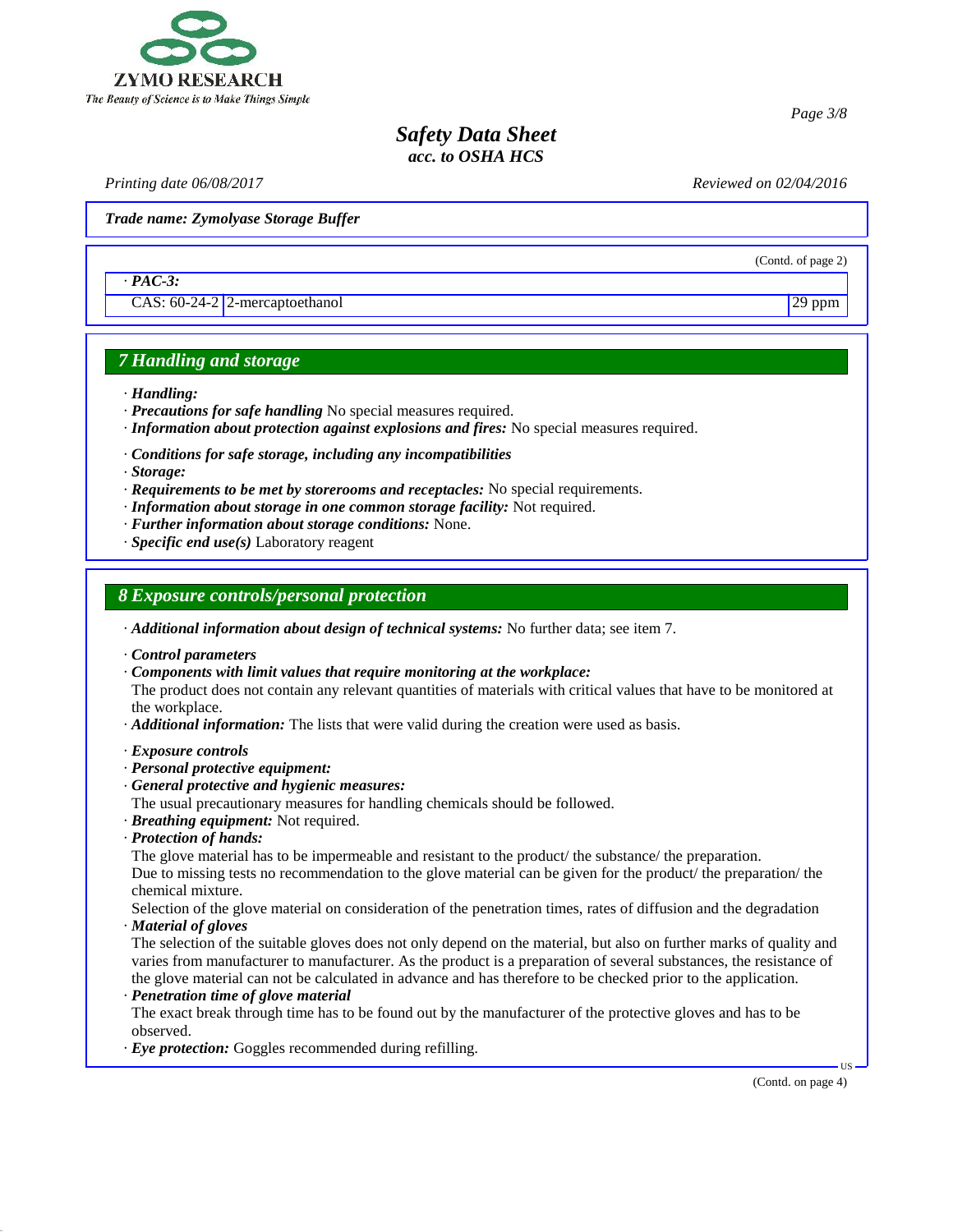Trade name: Zymolyase Storage Buffer

(Contd. of page 2)

· **PAC-3:**

| | | |
|---|---|---|
| CAS: 60-24-2 | 2-mercaptoethanol | 29 ppm |

## 7 Handling and storage

· ***Handling:***
· ***Precautions for safe handling*** No special measures required.
· ***Information about protection against explosions and fires:*** No special measures required.

· ***Conditions for safe storage, including any incompatibilities***
· ***Storage:***
· ***Requirements to be met by storerooms and receptacles:*** No special requirements.
· ***Information about storage in one common storage facility:*** Not required.
· ***Further information about storage conditions:*** None.
· ***Specific end use(s)*** Laboratory reagent

## 8 Exposure controls/personal protection

· ***Additional information about design of technical systems:*** No further data; see item 7.

· ***Control parameters***
· ***Components with limit values that require monitoring at the workplace:***
The product does not contain any relevant quantities of materials with critical values that have to be monitored at the workplace.
· ***Additional information:*** The lists that were valid during the creation were used as basis.

· ***Exposure controls***
· ***Personal protective equipment:***
· ***General protective and hygienic measures:***
The usual precautionary measures for handling chemicals should be followed.
· ***Breathing equipment:*** Not required.
· ***Protection of hands:***
The glove material has to be impermeable and resistant to the product/ the substance/ the preparation.
Due to missing tests no recommendation to the glove material can be given for the product/ the preparation/ the chemical mixture.
Selection of the glove material on consideration of the penetration times, rates of diffusion and the degradation
· ***Material of gloves***
The selection of the suitable gloves does not only depend on the material, but also on further marks of quality and varies from manufacturer to manufacturer. As the product is a preparation of several substances, the resistance of the glove material can not be calculated in advance and has therefore to be checked prior to the application.
· ***Penetration time of glove material***
The exact break through time has to be found out by the manufacturer of the protective gloves and has to be observed.
· ***Eye protection:*** Goggles recommended during refilling.

(Contd. on page 4)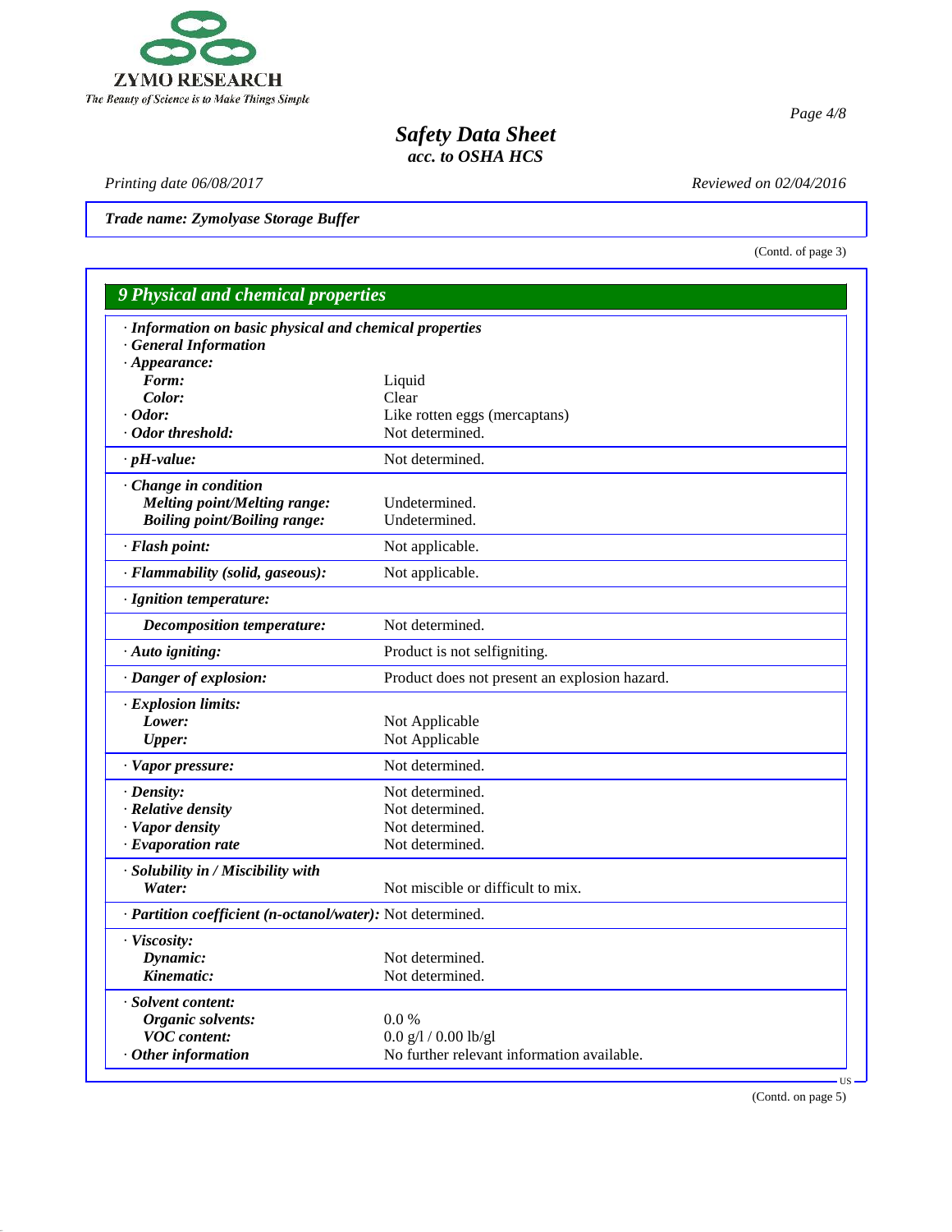Trade name: Zymolyase Storage Buffer

(Contd. of page 3)

## 9 Physical and chemical properties

| Property | Value |
|---|---|
| · **Information on basic physical and chemical properties** | |
| · **General Information** | |
| · **Appearance:** | |
| **Form:** | Liquid |
| **Color:** | Clear |
| · **Odor:** | Like rotten eggs (mercaptans) |
| · **Odor threshold:** | Not determined. |
| · **pH-value:** | Not determined. |
| · **Change in condition** | |
| **Melting point/Melting range:** | Undetermined. |
| **Boiling point/Boiling range:** | Undetermined. |
| · **Flash point:** | Not applicable. |
| · **Flammability (solid, gaseous):** | Not applicable. |
| · **Ignition temperature:** | |
| **Decomposition temperature:** | Not determined. |
| · **Auto igniting:** | Product is not selfigniting. |
| · **Danger of explosion:** | Product does not present an explosion hazard. |
| · **Explosion limits:** | |
| **Lower:** | Not Applicable |
| **Upper:** | Not Applicable |
| · **Vapor pressure:** | Not determined. |
| · **Density:** | Not determined. |
| · **Relative density** | Not determined. |
| · **Vapor density** | Not determined. |
| · **Evaporation rate** | Not determined. |
| · **Solubility in / Miscibility with** | |
| **Water:** | Not miscible or difficult to mix. |
| · **Partition coefficient (n-octanol/water):** | Not determined. |
| · **Viscosity:** | |
| **Dynamic:** | Not determined. |
| **Kinematic:** | Not determined. |
| · **Solvent content:** | |
| **Organic solvents:** | 0.0 % |
| **VOC content:** | 0.0 g/l / 0.00 lb/gl |
| · **Other information** | No further relevant information available. |

(Contd. on page 5)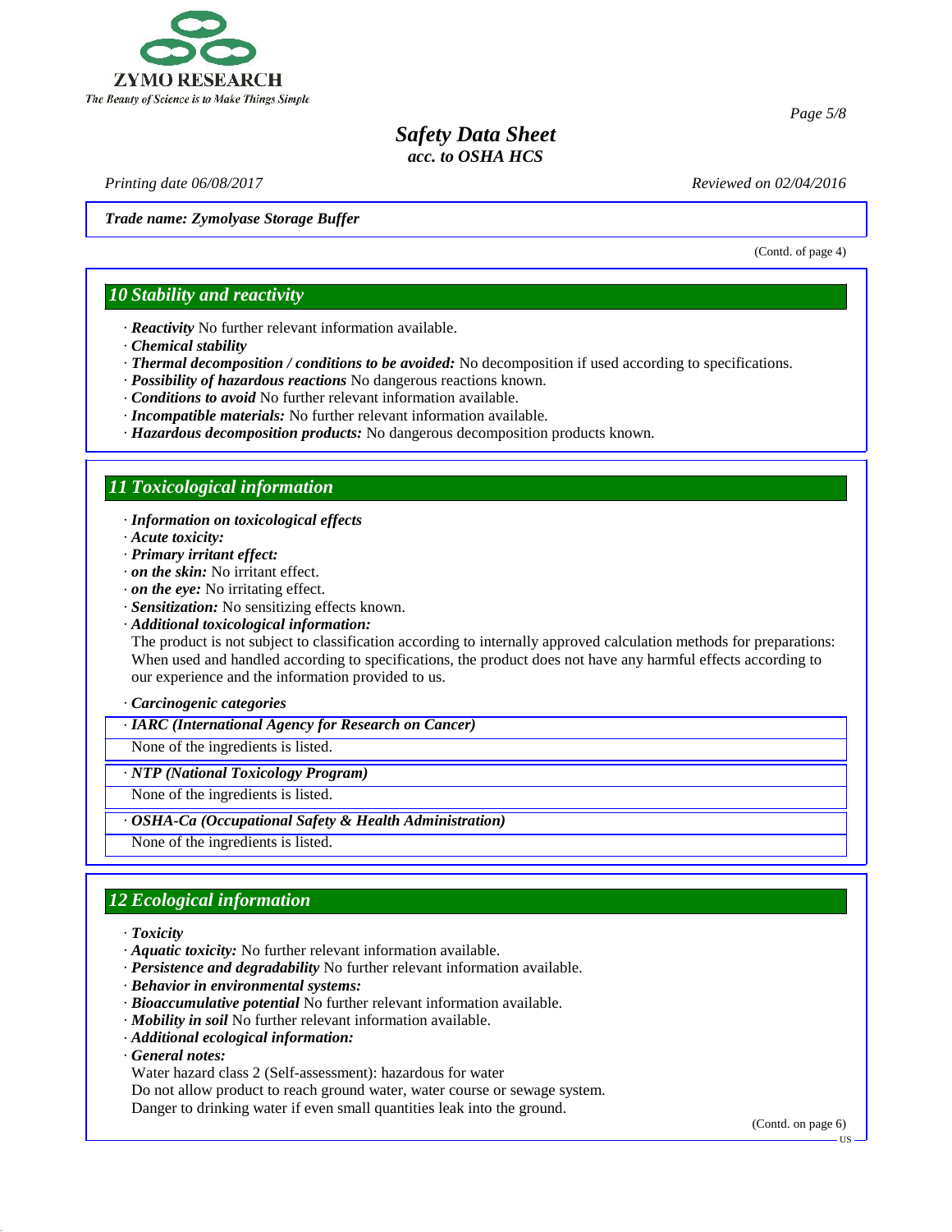*Safety Data Sheet*
*acc. to OSHA HCS*

*Printing date 06/08/2017* *Reviewed on 02/04/2016*

***Trade name: Zymolyase Storage Buffer***

(Contd. of page 4)

## *10 Stability and reactivity*

- · ***Reactivity*** No further relevant information available.
- · ***Chemical stability***
- · ***Thermal decomposition / conditions to be avoided:*** No decomposition if used according to specifications.
- · ***Possibility of hazardous reactions*** No dangerous reactions known.
- · ***Conditions to avoid*** No further relevant information available.
- · ***Incompatible materials:*** No further relevant information available.
- · ***Hazardous decomposition products:*** No dangerous decomposition products known.

## *11 Toxicological information*

- · ***Information on toxicological effects***
- · ***Acute toxicity:***
- · ***Primary irritant effect:***
- · ***on the skin:*** No irritant effect.
- · ***on the eye:*** No irritating effect.
- · ***Sensitization:*** No sensitizing effects known.
- · ***Additional toxicological information:***

  The product is not subject to classification according to internally approved calculation methods for preparations: When used and handled according to specifications, the product does not have any harmful effects according to our experience and the information provided to us.

- · ***Carcinogenic categories***

| · ***IARC (International Agency for Research on Cancer)*** |
| --- |
| None of the ingredients is listed. |

| · ***NTP (National Toxicology Program)*** |
| --- |
| None of the ingredients is listed. |

| · ***OSHA-Ca (Occupational Safety & Health Administration)*** |
| --- |
| None of the ingredients is listed. |

## *12 Ecological information*

- · ***Toxicity***
- · ***Aquatic toxicity:*** No further relevant information available.
- · ***Persistence and degradability*** No further relevant information available.
- · ***Behavior in environmental systems:***
- · ***Bioaccumulative potential*** No further relevant information available.
- · ***Mobility in soil*** No further relevant information available.
- · ***Additional ecological information:***
- · ***General notes:***

  Water hazard class 2 (Self-assessment): hazardous for water
  Do not allow product to reach ground water, water course or sewage system.
  Danger to drinking water if even small quantities leak into the ground.

(Contd. on page 6)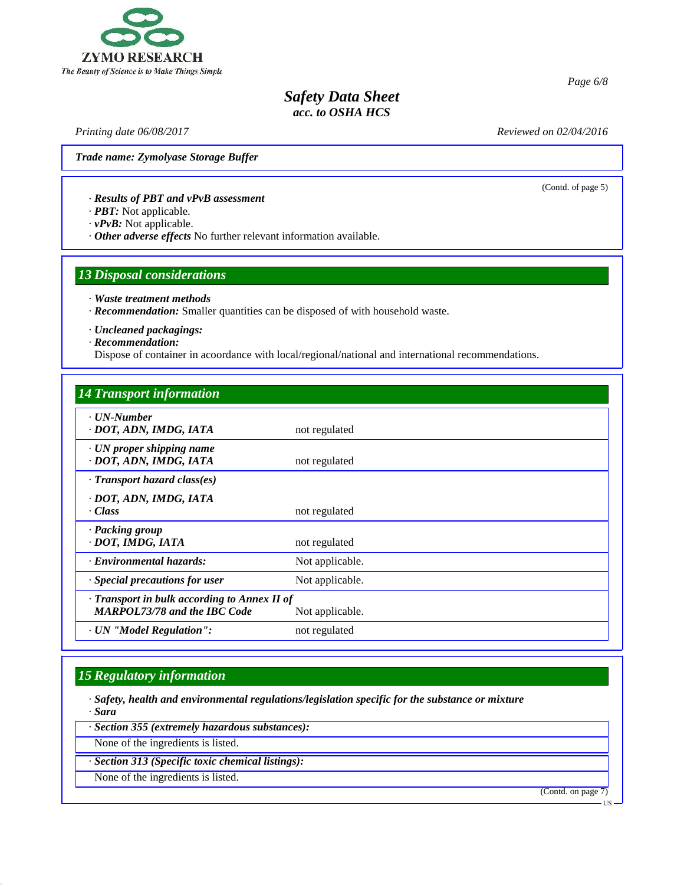Trade name: Zymolyase Storage Buffer

(Contd. of page 5)

· ***Results of PBT and vPvB assessment***
· ***PBT:*** Not applicable.
· ***vPvB:*** Not applicable.
· ***Other adverse effects*** No further relevant information available.

## 13 Disposal considerations

· ***Waste treatment methods***
· ***Recommendation:*** Smaller quantities can be disposed of with household waste.

· ***Uncleaned packagings:***
· ***Recommendation:***
Dispose of container in acoordance with local/regional/national and international recommendations.

## 14 Transport information

| | |
|---|---|
| · ***UN-Number***<br>· ***DOT, ADN, IMDG, IATA*** | not regulated |
| · ***UN proper shipping name***<br>· ***DOT, ADN, IMDG, IATA*** | not regulated |
| · ***Transport hazard class(es)***<br>· ***DOT, ADN, IMDG, IATA***<br>· ***Class*** | not regulated |
| · ***Packing group***<br>· ***DOT, IMDG, IATA*** | not regulated |
| · ***Environmental hazards:*** | Not applicable. |
| · ***Special precautions for user*** | Not applicable. |
| · ***Transport in bulk according to Annex II of MARPOL73/78 and the IBC Code*** | Not applicable. |
| · ***UN "Model Regulation":*** | not regulated |

## 15 Regulatory information

· ***Safety, health and environmental regulations/legislation specific for the substance or mixture***
· ***Sara***

· ***Section 355 (extremely hazardous substances):***

None of the ingredients is listed.

· ***Section 313 (Specific toxic chemical listings):***

None of the ingredients is listed.

(Contd. on page 7)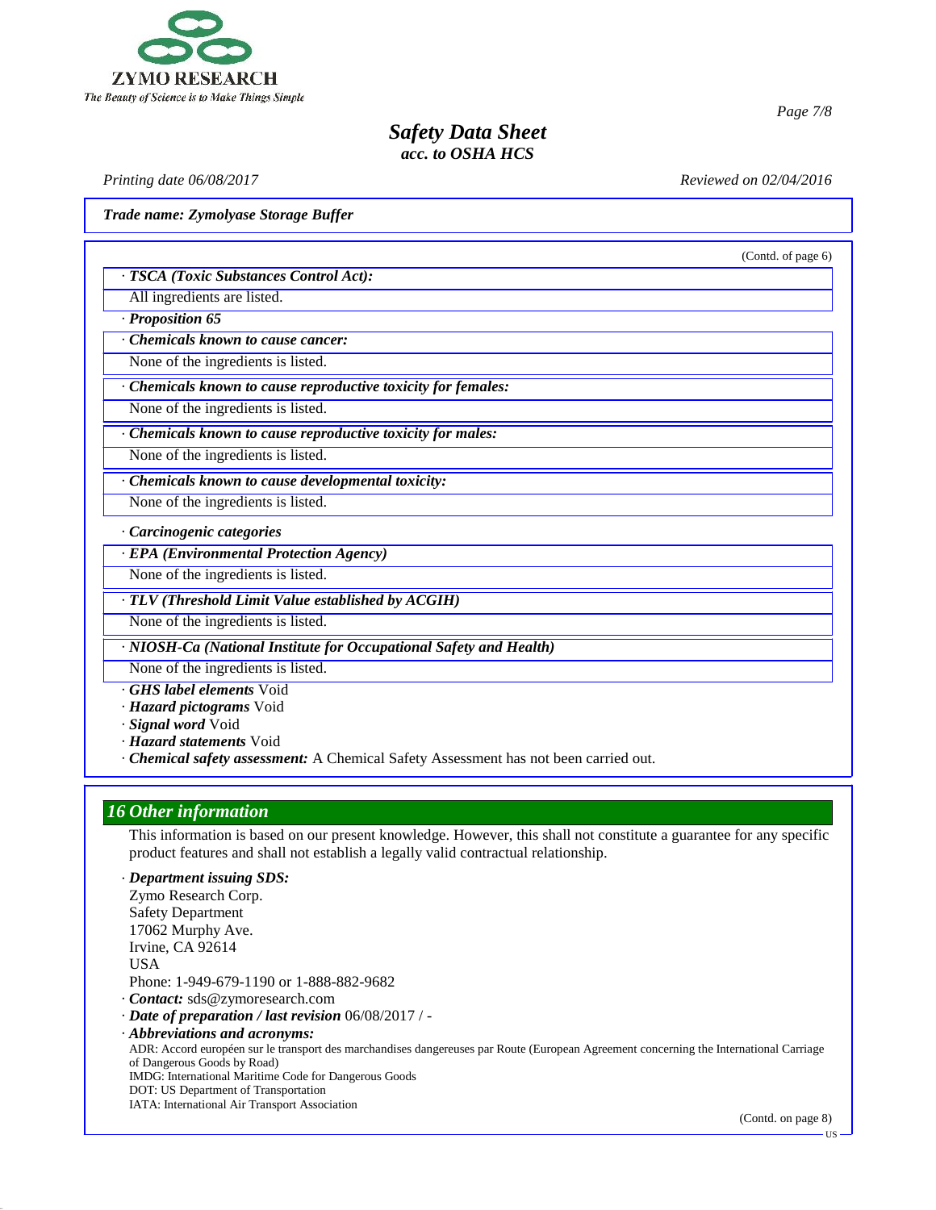Trade name: Zymolyase Storage Buffer

(Contd. of page 6)

· **TSCA (Toxic Substances Control Act):**

All ingredients are listed.

· **Proposition 65**

· **Chemicals known to cause cancer:**

None of the ingredients is listed.

· **Chemicals known to cause reproductive toxicity for females:**

None of the ingredients is listed.

· **Chemicals known to cause reproductive toxicity for males:**

None of the ingredients is listed.

· **Chemicals known to cause developmental toxicity:**

None of the ingredients is listed.

· **Carcinogenic categories**

· **EPA (Environmental Protection Agency)**

None of the ingredients is listed.

· **TLV (Threshold Limit Value established by ACGIH)**

None of the ingredients is listed.

· **NIOSH-Ca (National Institute for Occupational Safety and Health)**

None of the ingredients is listed.

· **GHS label elements** Void
· **Hazard pictograms** Void
· **Signal word** Void
· **Hazard statements** Void
· **Chemical safety assessment:** A Chemical Safety Assessment has not been carried out.

## 16 Other information

This information is based on our present knowledge. However, this shall not constitute a guarantee for any specific product features and shall not establish a legally valid contractual relationship.

· **Department issuing SDS:**
Zymo Research Corp.
Safety Department
17062 Murphy Ave.
Irvine, CA 92614
USA
Phone: 1-949-679-1190 or 1-888-882-9682

· **Contact:** sds@zymoresearch.com

· **Date of preparation / last revision** 06/08/2017 / -

· **Abbreviations and acronyms:**
ADR: Accord européen sur le transport des marchandises dangereuses par Route (European Agreement concerning the International Carriage of Dangerous Goods by Road)
IMDG: International Maritime Code for Dangerous Goods
DOT: US Department of Transportation
IATA: International Air Transport Association

(Contd. on page 8)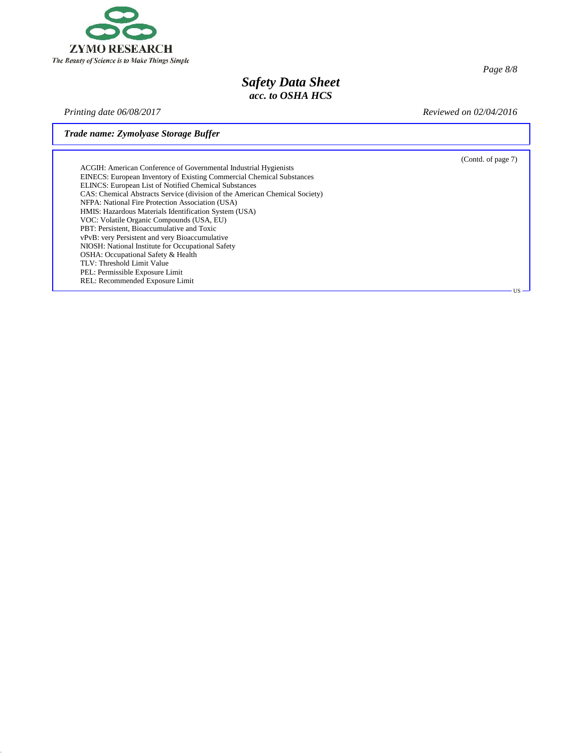**Trade name: Zymolyase Storage Buffer**

(Contd. of page 7)

ACGIH: American Conference of Governmental Industrial Hygienists
EINECS: European Inventory of Existing Commercial Chemical Substances
ELINCS: European List of Notified Chemical Substances
CAS: Chemical Abstracts Service (division of the American Chemical Society)
NFPA: National Fire Protection Association (USA)
HMIS: Hazardous Materials Identification System (USA)
VOC: Volatile Organic Compounds (USA, EU)
PBT: Persistent, Bioaccumulative and Toxic
vPvB: very Persistent and very Bioaccumulative
NIOSH: National Institute for Occupational Safety
OSHA: Occupational Safety & Health
TLV: Threshold Limit Value
PEL: Permissible Exposure Limit
REL: Recommended Exposure Limit

US